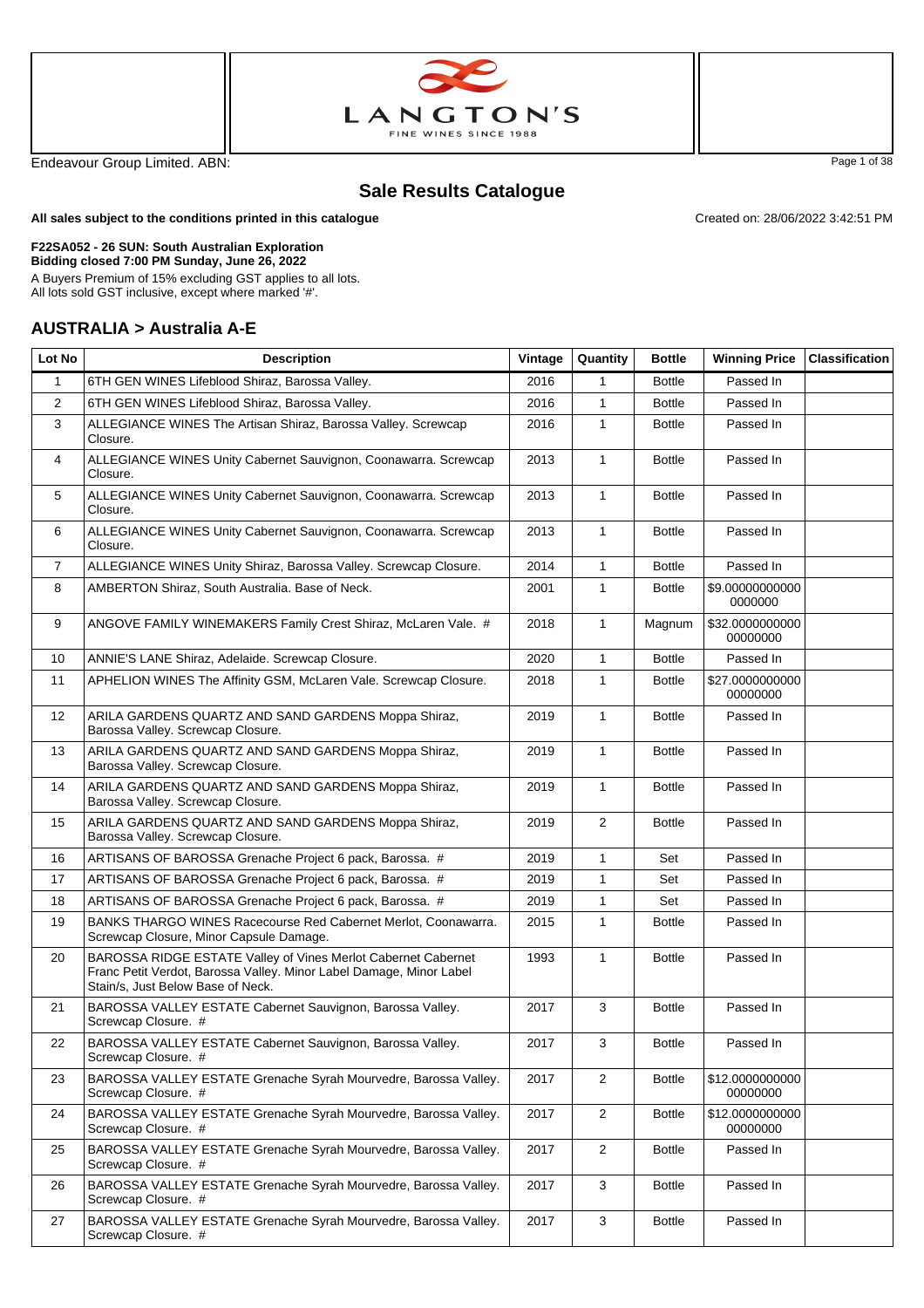LANGTON'S
FINE WINES SINCE 1988

Endeavour Group Limited. ABN:

## Sale Results Catalogue

**All sales subject to the conditions printed in this catalogue**

Created on: 28/06/2022 3:42:51 PM

**F22SA052 - 26 SUN: South Australian Exploration**
**Bidding closed 7:00 PM Sunday, June 26, 2022**
A Buyers Premium of 15% excluding GST applies to all lots.
All lots sold GST inclusive, except where marked '#'.

### AUSTRALIA > Australia A-E

| Lot No | Description | Vintage | Quantity | Bottle | Winning Price | Classification |
|---|---|---|---|---|---|---|
| 1 | 6TH GEN WINES Lifeblood Shiraz, Barossa Valley. | 2016 | 1 | Bottle | Passed In | |
| 2 | 6TH GEN WINES Lifeblood Shiraz, Barossa Valley. | 2016 | 1 | Bottle | Passed In | |
| 3 | ALLEGIANCE WINES The Artisan Shiraz, Barossa Valley. Screwcap Closure. | 2016 | 1 | Bottle | Passed In | |
| 4 | ALLEGIANCE WINES Unity Cabernet Sauvignon, Coonawarra. Screwcap Closure. | 2013 | 1 | Bottle | Passed In | |
| 5 | ALLEGIANCE WINES Unity Cabernet Sauvignon, Coonawarra. Screwcap Closure. | 2013 | 1 | Bottle | Passed In | |
| 6 | ALLEGIANCE WINES Unity Cabernet Sauvignon, Coonawarra. Screwcap Closure. | 2013 | 1 | Bottle | Passed In | |
| 7 | ALLEGIANCE WINES Unity Shiraz, Barossa Valley. Screwcap Closure. | 2014 | 1 | Bottle | Passed In | |
| 8 | AMBERTON Shiraz, South Australia. Base of Neck. | 2001 | 1 | Bottle | $9.000000000000000000 | |
| 9 | ANGOVE FAMILY WINEMAKERS Family Crest Shiraz, McLaren Vale. # | 2018 | 1 | Magnum | $32.000000000000000000 | |
| 10 | ANNIE'S LANE Shiraz, Adelaide. Screwcap Closure. | 2020 | 1 | Bottle | Passed In | |
| 11 | APHELION WINES The Affinity GSM, McLaren Vale. Screwcap Closure. | 2018 | 1 | Bottle | $27.000000000000000000 | |
| 12 | ARILA GARDENS QUARTZ AND SAND GARDENS Moppa Shiraz, Barossa Valley. Screwcap Closure. | 2019 | 1 | Bottle | Passed In | |
| 13 | ARILA GARDENS QUARTZ AND SAND GARDENS Moppa Shiraz, Barossa Valley. Screwcap Closure. | 2019 | 1 | Bottle | Passed In | |
| 14 | ARILA GARDENS QUARTZ AND SAND GARDENS Moppa Shiraz, Barossa Valley. Screwcap Closure. | 2019 | 1 | Bottle | Passed In | |
| 15 | ARILA GARDENS QUARTZ AND SAND GARDENS Moppa Shiraz, Barossa Valley. Screwcap Closure. | 2019 | 2 | Bottle | Passed In | |
| 16 | ARTISANS OF BAROSSA Grenache Project 6 pack, Barossa. # | 2019 | 1 | Set | Passed In | |
| 17 | ARTISANS OF BAROSSA Grenache Project 6 pack, Barossa. # | 2019 | 1 | Set | Passed In | |
| 18 | ARTISANS OF BAROSSA Grenache Project 6 pack, Barossa. # | 2019 | 1 | Set | Passed In | |
| 19 | BANKS THARGO WINES Racecourse Red Cabernet Merlot, Coonawarra. Screwcap Closure, Minor Capsule Damage. | 2015 | 1 | Bottle | Passed In | |
| 20 | BAROSSA RIDGE ESTATE Valley of Vines Merlot Cabernet Cabernet Franc Petit Verdot, Barossa Valley. Minor Label Damage, Minor Label Stain/s, Just Below Base of Neck. | 1993 | 1 | Bottle | Passed In | |
| 21 | BAROSSA VALLEY ESTATE Cabernet Sauvignon, Barossa Valley. Screwcap Closure. # | 2017 | 3 | Bottle | Passed In | |
| 22 | BAROSSA VALLEY ESTATE Cabernet Sauvignon, Barossa Valley. Screwcap Closure. # | 2017 | 3 | Bottle | Passed In | |
| 23 | BAROSSA VALLEY ESTATE Grenache Syrah Mourvedre, Barossa Valley. Screwcap Closure. # | 2017 | 2 | Bottle | $12.000000000000000000 | |
| 24 | BAROSSA VALLEY ESTATE Grenache Syrah Mourvedre, Barossa Valley. Screwcap Closure. # | 2017 | 2 | Bottle | $12.000000000000000000 | |
| 25 | BAROSSA VALLEY ESTATE Grenache Syrah Mourvedre, Barossa Valley. Screwcap Closure. # | 2017 | 2 | Bottle | Passed In | |
| 26 | BAROSSA VALLEY ESTATE Grenache Syrah Mourvedre, Barossa Valley. Screwcap Closure. # | 2017 | 3 | Bottle | Passed In | |
| 27 | BAROSSA VALLEY ESTATE Grenache Syrah Mourvedre, Barossa Valley. Screwcap Closure. # | 2017 | 3 | Bottle | Passed In | |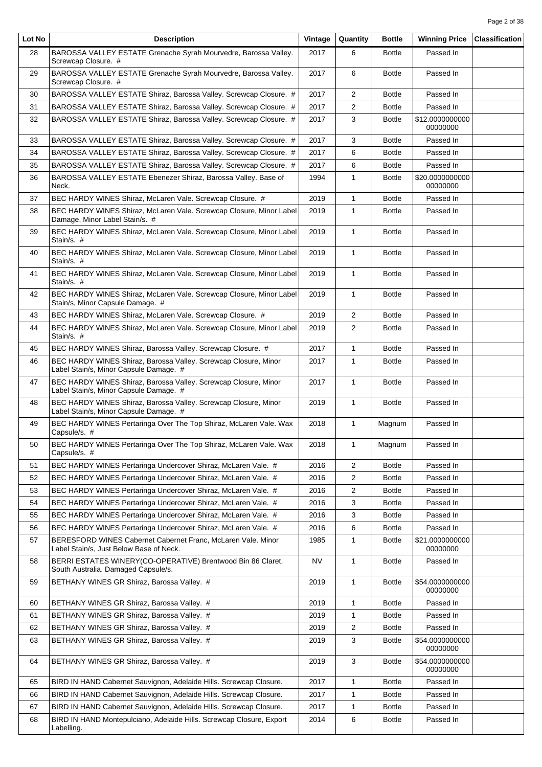| Lot No | Description | Vintage | Quantity | Bottle | Winning Price | Classification |
|---|---|---|---|---|---|---|
| 28 | BAROSSA VALLEY ESTATE Grenache Syrah Mourvedre, Barossa Valley. Screwcap Closure. # | 2017 | 6 | Bottle | Passed In | |
| 29 | BAROSSA VALLEY ESTATE Grenache Syrah Mourvedre, Barossa Valley. Screwcap Closure. # | 2017 | 6 | Bottle | Passed In | |
| 30 | BAROSSA VALLEY ESTATE Shiraz, Barossa Valley. Screwcap Closure. # | 2017 | 2 | Bottle | Passed In | |
| 31 | BAROSSA VALLEY ESTATE Shiraz, Barossa Valley. Screwcap Closure. # | 2017 | 2 | Bottle | Passed In | |
| 32 | BAROSSA VALLEY ESTATE Shiraz, Barossa Valley. Screwcap Closure. # | 2017 | 3 | Bottle | $12.000000000000000000 | |
| 33 | BAROSSA VALLEY ESTATE Shiraz, Barossa Valley. Screwcap Closure. # | 2017 | 3 | Bottle | Passed In | |
| 34 | BAROSSA VALLEY ESTATE Shiraz, Barossa Valley. Screwcap Closure. # | 2017 | 6 | Bottle | Passed In | |
| 35 | BAROSSA VALLEY ESTATE Shiraz, Barossa Valley. Screwcap Closure. # | 2017 | 6 | Bottle | Passed In | |
| 36 | BAROSSA VALLEY ESTATE Ebenezer Shiraz, Barossa Valley. Base of Neck. | 1994 | 1 | Bottle | $20.000000000000000000 | |
| 37 | BEC HARDY WINES Shiraz, McLaren Vale. Screwcap Closure. # | 2019 | 1 | Bottle | Passed In | |
| 38 | BEC HARDY WINES Shiraz, McLaren Vale. Screwcap Closure, Minor Label Damage, Minor Label Stain/s. # | 2019 | 1 | Bottle | Passed In | |
| 39 | BEC HARDY WINES Shiraz, McLaren Vale. Screwcap Closure, Minor Label Stain/s. # | 2019 | 1 | Bottle | Passed In | |
| 40 | BEC HARDY WINES Shiraz, McLaren Vale. Screwcap Closure, Minor Label Stain/s. # | 2019 | 1 | Bottle | Passed In | |
| 41 | BEC HARDY WINES Shiraz, McLaren Vale. Screwcap Closure, Minor Label Stain/s. # | 2019 | 1 | Bottle | Passed In | |
| 42 | BEC HARDY WINES Shiraz, McLaren Vale. Screwcap Closure, Minor Label Stain/s, Minor Capsule Damage. # | 2019 | 1 | Bottle | Passed In | |
| 43 | BEC HARDY WINES Shiraz, McLaren Vale. Screwcap Closure. # | 2019 | 2 | Bottle | Passed In | |
| 44 | BEC HARDY WINES Shiraz, McLaren Vale. Screwcap Closure, Minor Label Stain/s. # | 2019 | 2 | Bottle | Passed In | |
| 45 | BEC HARDY WINES Shiraz, Barossa Valley. Screwcap Closure. # | 2017 | 1 | Bottle | Passed In | |
| 46 | BEC HARDY WINES Shiraz, Barossa Valley. Screwcap Closure, Minor Label Stain/s, Minor Capsule Damage. # | 2017 | 1 | Bottle | Passed In | |
| 47 | BEC HARDY WINES Shiraz, Barossa Valley. Screwcap Closure, Minor Label Stain/s, Minor Capsule Damage. # | 2017 | 1 | Bottle | Passed In | |
| 48 | BEC HARDY WINES Shiraz, Barossa Valley. Screwcap Closure, Minor Label Stain/s, Minor Capsule Damage. # | 2019 | 1 | Bottle | Passed In | |
| 49 | BEC HARDY WINES Pertaringa Over The Top Shiraz, McLaren Vale. Wax Capsule/s. # | 2018 | 1 | Magnum | Passed In | |
| 50 | BEC HARDY WINES Pertaringa Over The Top Shiraz, McLaren Vale. Wax Capsule/s. # | 2018 | 1 | Magnum | Passed In | |
| 51 | BEC HARDY WINES Pertaringa Undercover Shiraz, McLaren Vale. # | 2016 | 2 | Bottle | Passed In | |
| 52 | BEC HARDY WINES Pertaringa Undercover Shiraz, McLaren Vale. # | 2016 | 2 | Bottle | Passed In | |
| 53 | BEC HARDY WINES Pertaringa Undercover Shiraz, McLaren Vale. # | 2016 | 2 | Bottle | Passed In | |
| 54 | BEC HARDY WINES Pertaringa Undercover Shiraz, McLaren Vale. # | 2016 | 3 | Bottle | Passed In | |
| 55 | BEC HARDY WINES Pertaringa Undercover Shiraz, McLaren Vale. # | 2016 | 3 | Bottle | Passed In | |
| 56 | BEC HARDY WINES Pertaringa Undercover Shiraz, McLaren Vale. # | 2016 | 6 | Bottle | Passed In | |
| 57 | BERESFORD WINES Cabernet Cabernet Franc, McLaren Vale. Minor Label Stain/s, Just Below Base of Neck. | 1985 | 1 | Bottle | $21.000000000000000000 | |
| 58 | BERRI ESTATES WINERY(CO-OPERATIVE) Brentwood Bin 86 Claret, South Australia. Damaged Capsule/s. | NV | 1 | Bottle | Passed In | |
| 59 | BETHANY WINES GR Shiraz, Barossa Valley. # | 2019 | 1 | Bottle | $54.000000000000000000 | |
| 60 | BETHANY WINES GR Shiraz, Barossa Valley. # | 2019 | 1 | Bottle | Passed In | |
| 61 | BETHANY WINES GR Shiraz, Barossa Valley. # | 2019 | 1 | Bottle | Passed In | |
| 62 | BETHANY WINES GR Shiraz, Barossa Valley. # | 2019 | 2 | Bottle | Passed In | |
| 63 | BETHANY WINES GR Shiraz, Barossa Valley. # | 2019 | 3 | Bottle | $54.000000000000000000 | |
| 64 | BETHANY WINES GR Shiraz, Barossa Valley. # | 2019 | 3 | Bottle | $54.000000000000000000 | |
| 65 | BIRD IN HAND Cabernet Sauvignon, Adelaide Hills. Screwcap Closure. | 2017 | 1 | Bottle | Passed In | |
| 66 | BIRD IN HAND Cabernet Sauvignon, Adelaide Hills. Screwcap Closure. | 2017 | 1 | Bottle | Passed In | |
| 67 | BIRD IN HAND Cabernet Sauvignon, Adelaide Hills. Screwcap Closure. | 2017 | 1 | Bottle | Passed In | |
| 68 | BIRD IN HAND Montepulciano, Adelaide Hills. Screwcap Closure, Export Labelling. | 2014 | 6 | Bottle | Passed In | |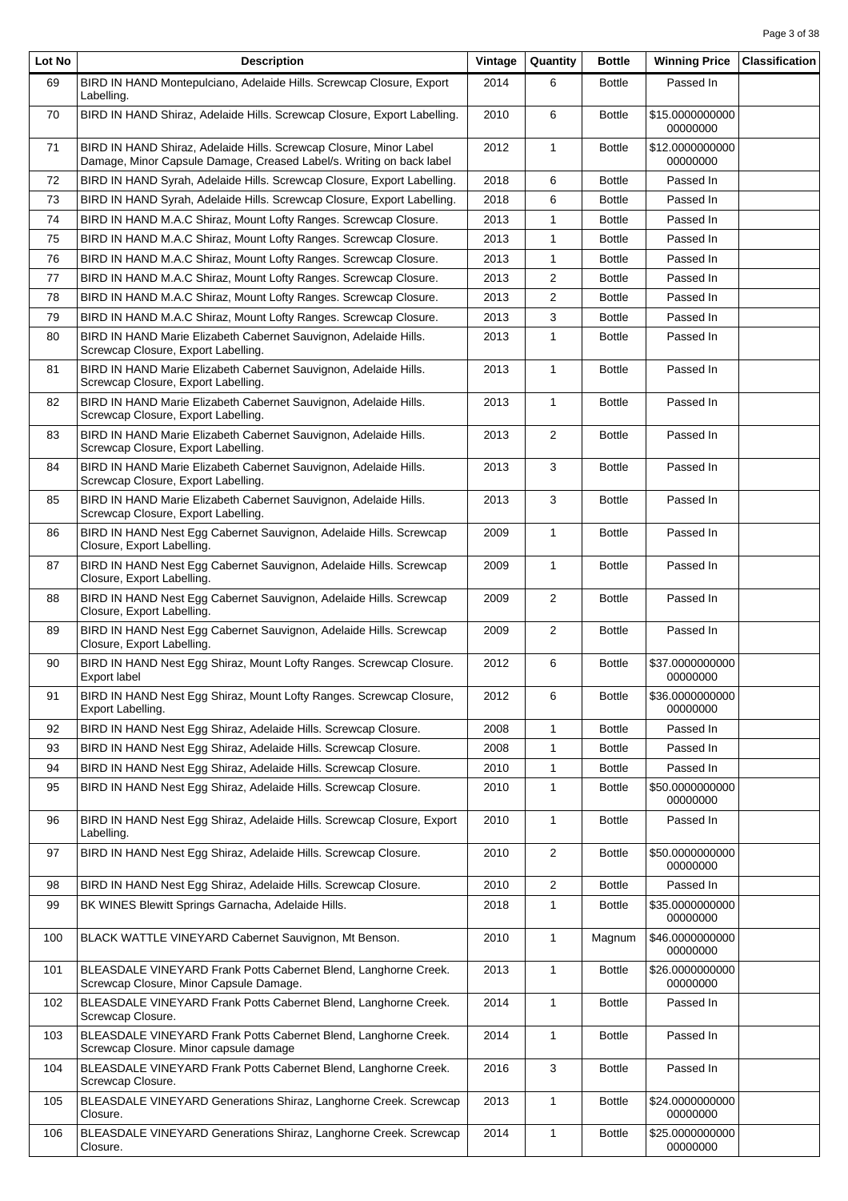| Lot No | Description | Vintage | Quantity | Bottle | Winning Price | Classification |
|---|---|---|---|---|---|---|
| 69 | BIRD IN HAND Montepulciano, Adelaide Hills. Screwcap Closure, Export Labelling. | 2014 | 6 | Bottle | Passed In | |
| 70 | BIRD IN HAND Shiraz, Adelaide Hills. Screwcap Closure, Export Labelling. | 2010 | 6 | Bottle | $15.000000000000000000 | |
| 71 | BIRD IN HAND Shiraz, Adelaide Hills. Screwcap Closure, Minor Label Damage, Minor Capsule Damage, Creased Label/s. Writing on back label | 2012 | 1 | Bottle | $12.000000000000000000 | |
| 72 | BIRD IN HAND Syrah, Adelaide Hills. Screwcap Closure, Export Labelling. | 2018 | 6 | Bottle | Passed In | |
| 73 | BIRD IN HAND Syrah, Adelaide Hills. Screwcap Closure, Export Labelling. | 2018 | 6 | Bottle | Passed In | |
| 74 | BIRD IN HAND M.A.C Shiraz, Mount Lofty Ranges. Screwcap Closure. | 2013 | 1 | Bottle | Passed In | |
| 75 | BIRD IN HAND M.A.C Shiraz, Mount Lofty Ranges. Screwcap Closure. | 2013 | 1 | Bottle | Passed In | |
| 76 | BIRD IN HAND M.A.C Shiraz, Mount Lofty Ranges. Screwcap Closure. | 2013 | 1 | Bottle | Passed In | |
| 77 | BIRD IN HAND M.A.C Shiraz, Mount Lofty Ranges. Screwcap Closure. | 2013 | 2 | Bottle | Passed In | |
| 78 | BIRD IN HAND M.A.C Shiraz, Mount Lofty Ranges. Screwcap Closure. | 2013 | 2 | Bottle | Passed In | |
| 79 | BIRD IN HAND M.A.C Shiraz, Mount Lofty Ranges. Screwcap Closure. | 2013 | 3 | Bottle | Passed In | |
| 80 | BIRD IN HAND Marie Elizabeth Cabernet Sauvignon, Adelaide Hills. Screwcap Closure, Export Labelling. | 2013 | 1 | Bottle | Passed In | |
| 81 | BIRD IN HAND Marie Elizabeth Cabernet Sauvignon, Adelaide Hills. Screwcap Closure, Export Labelling. | 2013 | 1 | Bottle | Passed In | |
| 82 | BIRD IN HAND Marie Elizabeth Cabernet Sauvignon, Adelaide Hills. Screwcap Closure, Export Labelling. | 2013 | 1 | Bottle | Passed In | |
| 83 | BIRD IN HAND Marie Elizabeth Cabernet Sauvignon, Adelaide Hills. Screwcap Closure, Export Labelling. | 2013 | 2 | Bottle | Passed In | |
| 84 | BIRD IN HAND Marie Elizabeth Cabernet Sauvignon, Adelaide Hills. Screwcap Closure, Export Labelling. | 2013 | 3 | Bottle | Passed In | |
| 85 | BIRD IN HAND Marie Elizabeth Cabernet Sauvignon, Adelaide Hills. Screwcap Closure, Export Labelling. | 2013 | 3 | Bottle | Passed In | |
| 86 | BIRD IN HAND Nest Egg Cabernet Sauvignon, Adelaide Hills. Screwcap Closure, Export Labelling. | 2009 | 1 | Bottle | Passed In | |
| 87 | BIRD IN HAND Nest Egg Cabernet Sauvignon, Adelaide Hills. Screwcap Closure, Export Labelling. | 2009 | 1 | Bottle | Passed In | |
| 88 | BIRD IN HAND Nest Egg Cabernet Sauvignon, Adelaide Hills. Screwcap Closure, Export Labelling. | 2009 | 2 | Bottle | Passed In | |
| 89 | BIRD IN HAND Nest Egg Cabernet Sauvignon, Adelaide Hills. Screwcap Closure, Export Labelling. | 2009 | 2 | Bottle | Passed In | |
| 90 | BIRD IN HAND Nest Egg Shiraz, Mount Lofty Ranges. Screwcap Closure. Export label | 2012 | 6 | Bottle | $37.000000000000000000 | |
| 91 | BIRD IN HAND Nest Egg Shiraz, Mount Lofty Ranges. Screwcap Closure, Export Labelling. | 2012 | 6 | Bottle | $36.000000000000000000 | |
| 92 | BIRD IN HAND Nest Egg Shiraz, Adelaide Hills. Screwcap Closure. | 2008 | 1 | Bottle | Passed In | |
| 93 | BIRD IN HAND Nest Egg Shiraz, Adelaide Hills. Screwcap Closure. | 2008 | 1 | Bottle | Passed In | |
| 94 | BIRD IN HAND Nest Egg Shiraz, Adelaide Hills. Screwcap Closure. | 2010 | 1 | Bottle | Passed In | |
| 95 | BIRD IN HAND Nest Egg Shiraz, Adelaide Hills. Screwcap Closure. | 2010 | 1 | Bottle | $50.000000000000000000 | |
| 96 | BIRD IN HAND Nest Egg Shiraz, Adelaide Hills. Screwcap Closure, Export Labelling. | 2010 | 1 | Bottle | Passed In | |
| 97 | BIRD IN HAND Nest Egg Shiraz, Adelaide Hills. Screwcap Closure. | 2010 | 2 | Bottle | $50.000000000000000000 | |
| 98 | BIRD IN HAND Nest Egg Shiraz, Adelaide Hills. Screwcap Closure. | 2010 | 2 | Bottle | Passed In | |
| 99 | BK WINES Blewitt Springs Garnacha, Adelaide Hills. | 2018 | 1 | Bottle | $35.000000000000000000 | |
| 100 | BLACK WATTLE VINEYARD Cabernet Sauvignon, Mt Benson. | 2010 | 1 | Magnum | $46.000000000000000000 | |
| 101 | BLEASDALE VINEYARD Frank Potts Cabernet Blend, Langhorne Creek. Screwcap Closure, Minor Capsule Damage. | 2013 | 1 | Bottle | $26.000000000000000000 | |
| 102 | BLEASDALE VINEYARD Frank Potts Cabernet Blend, Langhorne Creek. Screwcap Closure. | 2014 | 1 | Bottle | Passed In | |
| 103 | BLEASDALE VINEYARD Frank Potts Cabernet Blend, Langhorne Creek. Screwcap Closure. Minor capsule damage | 2014 | 1 | Bottle | Passed In | |
| 104 | BLEASDALE VINEYARD Frank Potts Cabernet Blend, Langhorne Creek. Screwcap Closure. | 2016 | 3 | Bottle | Passed In | |
| 105 | BLEASDALE VINEYARD Generations Shiraz, Langhorne Creek. Screwcap Closure. | 2013 | 1 | Bottle | $24.000000000000000000 | |
| 106 | BLEASDALE VINEYARD Generations Shiraz, Langhorne Creek. Screwcap Closure. | 2014 | 1 | Bottle | $25.000000000000000000 | |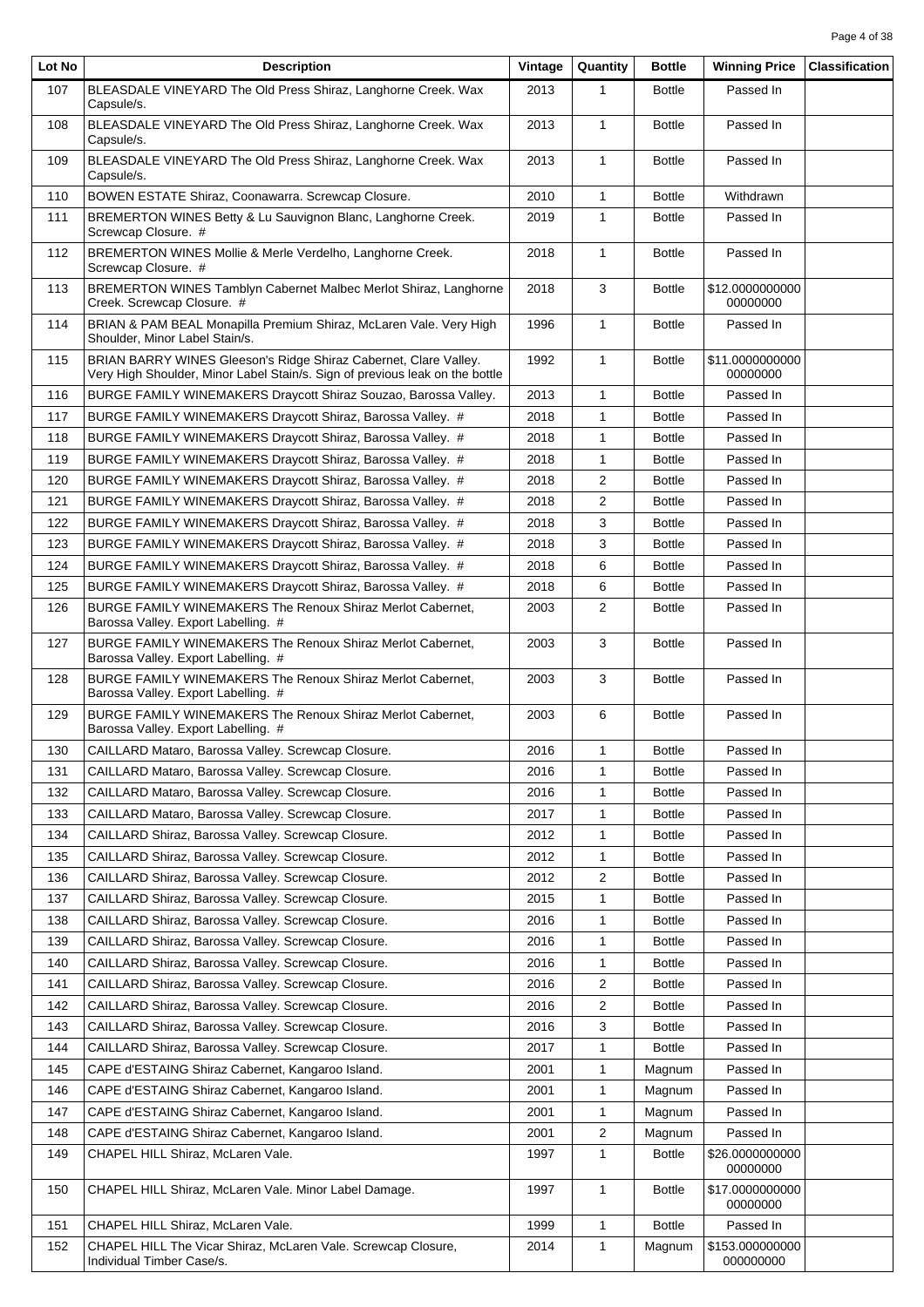| Lot No | Description | Vintage | Quantity | Bottle | Winning Price | Classification |
|---|---|---|---|---|---|---|
| 107 | BLEASDALE VINEYARD The Old Press Shiraz, Langhorne Creek. Wax Capsule/s. | 2013 | 1 | Bottle | Passed In | |
| 108 | BLEASDALE VINEYARD The Old Press Shiraz, Langhorne Creek. Wax Capsule/s. | 2013 | 1 | Bottle | Passed In | |
| 109 | BLEASDALE VINEYARD The Old Press Shiraz, Langhorne Creek. Wax Capsule/s. | 2013 | 1 | Bottle | Passed In | |
| 110 | BOWEN ESTATE Shiraz, Coonawarra. Screwcap Closure. | 2010 | 1 | Bottle | Withdrawn | |
| 111 | BREMERTON WINES Betty & Lu Sauvignon Blanc, Langhorne Creek. Screwcap Closure. # | 2019 | 1 | Bottle | Passed In | |
| 112 | BREMERTON WINES Mollie & Merle Verdelho, Langhorne Creek. Screwcap Closure. # | 2018 | 1 | Bottle | Passed In | |
| 113 | BREMERTON WINES Tamblyn Cabernet Malbec Merlot Shiraz, Langhorne Creek. Screwcap Closure. # | 2018 | 3 | Bottle | $12.000000000000000000 | |
| 114 | BRIAN & PAM BEAL Monapilla Premium Shiraz, McLaren Vale. Very High Shoulder, Minor Label Stain/s. | 1996 | 1 | Bottle | Passed In | |
| 115 | BRIAN BARRY WINES Gleeson's Ridge Shiraz Cabernet, Clare Valley. Very High Shoulder, Minor Label Stain/s. Sign of previous leak on the bottle | 1992 | 1 | Bottle | $11.000000000000000000 | |
| 116 | BURGE FAMILY WINEMAKERS Draycott Shiraz Souzao, Barossa Valley. | 2013 | 1 | Bottle | Passed In | |
| 117 | BURGE FAMILY WINEMAKERS Draycott Shiraz, Barossa Valley. # | 2018 | 1 | Bottle | Passed In | |
| 118 | BURGE FAMILY WINEMAKERS Draycott Shiraz, Barossa Valley. # | 2018 | 1 | Bottle | Passed In | |
| 119 | BURGE FAMILY WINEMAKERS Draycott Shiraz, Barossa Valley. # | 2018 | 1 | Bottle | Passed In | |
| 120 | BURGE FAMILY WINEMAKERS Draycott Shiraz, Barossa Valley. # | 2018 | 2 | Bottle | Passed In | |
| 121 | BURGE FAMILY WINEMAKERS Draycott Shiraz, Barossa Valley. # | 2018 | 2 | Bottle | Passed In | |
| 122 | BURGE FAMILY WINEMAKERS Draycott Shiraz, Barossa Valley. # | 2018 | 3 | Bottle | Passed In | |
| 123 | BURGE FAMILY WINEMAKERS Draycott Shiraz, Barossa Valley. # | 2018 | 3 | Bottle | Passed In | |
| 124 | BURGE FAMILY WINEMAKERS Draycott Shiraz, Barossa Valley. # | 2018 | 6 | Bottle | Passed In | |
| 125 | BURGE FAMILY WINEMAKERS Draycott Shiraz, Barossa Valley. # | 2018 | 6 | Bottle | Passed In | |
| 126 | BURGE FAMILY WINEMAKERS The Renoux Shiraz Merlot Cabernet, Barossa Valley. Export Labelling. # | 2003 | 2 | Bottle | Passed In | |
| 127 | BURGE FAMILY WINEMAKERS The Renoux Shiraz Merlot Cabernet, Barossa Valley. Export Labelling. # | 2003 | 3 | Bottle | Passed In | |
| 128 | BURGE FAMILY WINEMAKERS The Renoux Shiraz Merlot Cabernet, Barossa Valley. Export Labelling. # | 2003 | 3 | Bottle | Passed In | |
| 129 | BURGE FAMILY WINEMAKERS The Renoux Shiraz Merlot Cabernet, Barossa Valley. Export Labelling. # | 2003 | 6 | Bottle | Passed In | |
| 130 | CAILLARD Mataro, Barossa Valley. Screwcap Closure. | 2016 | 1 | Bottle | Passed In | |
| 131 | CAILLARD Mataro, Barossa Valley. Screwcap Closure. | 2016 | 1 | Bottle | Passed In | |
| 132 | CAILLARD Mataro, Barossa Valley. Screwcap Closure. | 2016 | 1 | Bottle | Passed In | |
| 133 | CAILLARD Mataro, Barossa Valley. Screwcap Closure. | 2017 | 1 | Bottle | Passed In | |
| 134 | CAILLARD Shiraz, Barossa Valley. Screwcap Closure. | 2012 | 1 | Bottle | Passed In | |
| 135 | CAILLARD Shiraz, Barossa Valley. Screwcap Closure. | 2012 | 1 | Bottle | Passed In | |
| 136 | CAILLARD Shiraz, Barossa Valley. Screwcap Closure. | 2012 | 2 | Bottle | Passed In | |
| 137 | CAILLARD Shiraz, Barossa Valley. Screwcap Closure. | 2015 | 1 | Bottle | Passed In | |
| 138 | CAILLARD Shiraz, Barossa Valley. Screwcap Closure. | 2016 | 1 | Bottle | Passed In | |
| 139 | CAILLARD Shiraz, Barossa Valley. Screwcap Closure. | 2016 | 1 | Bottle | Passed In | |
| 140 | CAILLARD Shiraz, Barossa Valley. Screwcap Closure. | 2016 | 1 | Bottle | Passed In | |
| 141 | CAILLARD Shiraz, Barossa Valley. Screwcap Closure. | 2016 | 2 | Bottle | Passed In | |
| 142 | CAILLARD Shiraz, Barossa Valley. Screwcap Closure. | 2016 | 2 | Bottle | Passed In | |
| 143 | CAILLARD Shiraz, Barossa Valley. Screwcap Closure. | 2016 | 3 | Bottle | Passed In | |
| 144 | CAILLARD Shiraz, Barossa Valley. Screwcap Closure. | 2017 | 1 | Bottle | Passed In | |
| 145 | CAPE d'ESTAING Shiraz Cabernet, Kangaroo Island. | 2001 | 1 | Magnum | Passed In | |
| 146 | CAPE d'ESTAING Shiraz Cabernet, Kangaroo Island. | 2001 | 1 | Magnum | Passed In | |
| 147 | CAPE d'ESTAING Shiraz Cabernet, Kangaroo Island. | 2001 | 1 | Magnum | Passed In | |
| 148 | CAPE d'ESTAING Shiraz Cabernet, Kangaroo Island. | 2001 | 2 | Magnum | Passed In | |
| 149 | CHAPEL HILL Shiraz, McLaren Vale. | 1997 | 1 | Bottle | $26.000000000000000000 | |
| 150 | CHAPEL HILL Shiraz, McLaren Vale. Minor Label Damage. | 1997 | 1 | Bottle | $17.000000000000000000 | |
| 151 | CHAPEL HILL Shiraz, McLaren Vale. | 1999 | 1 | Bottle | Passed In | |
| 152 | CHAPEL HILL The Vicar Shiraz, McLaren Vale. Screwcap Closure, Individual Timber Case/s. | 2014 | 1 | Magnum | $153.000000000000000000 | |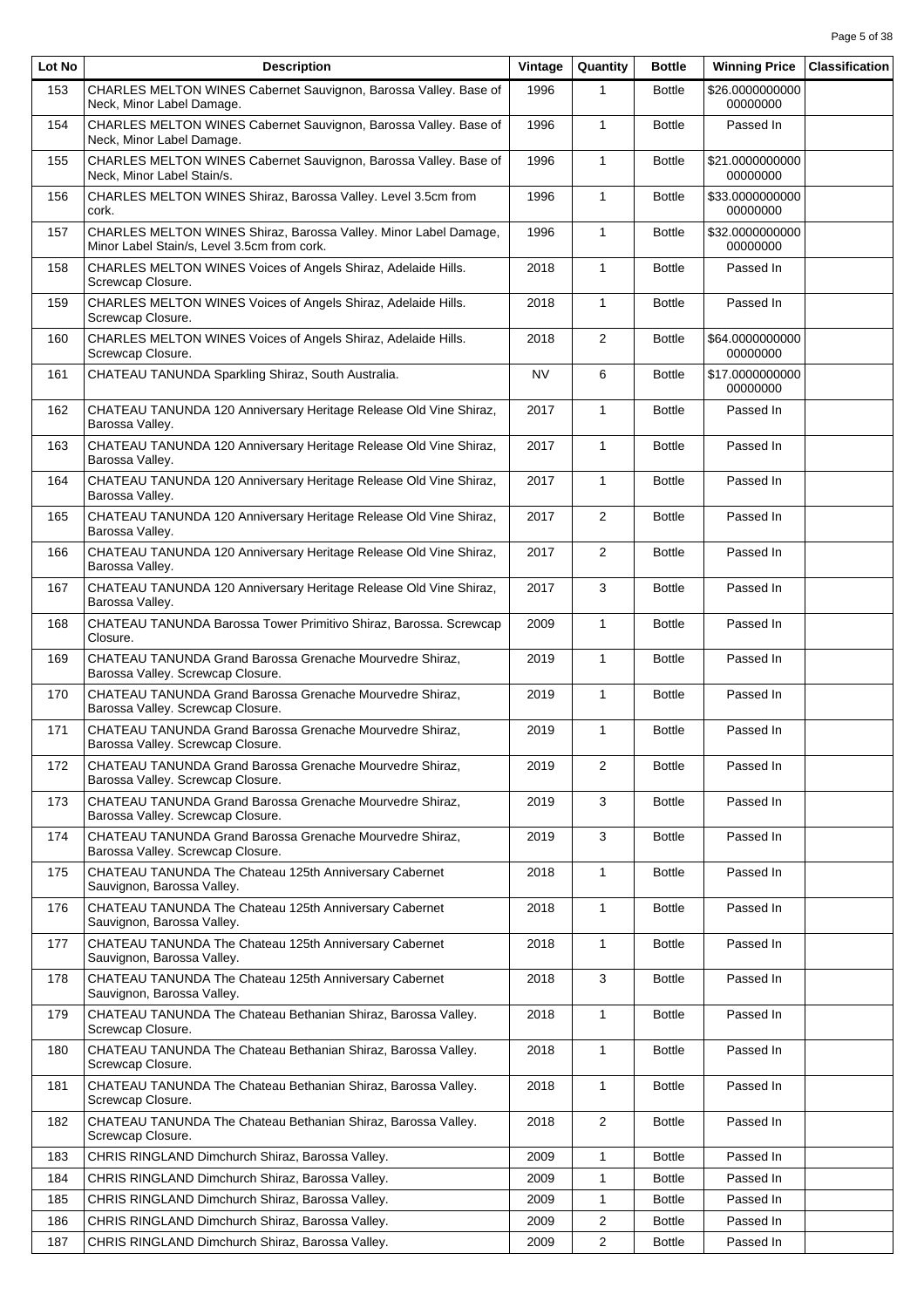| Lot No | Description | Vintage | Quantity | Bottle | Winning Price | Classification |
| --- | --- | --- | --- | --- | --- | --- |
| 153 | CHARLES MELTON WINES Cabernet Sauvignon, Barossa Valley. Base of Neck, Minor Label Damage. | 1996 | 1 | Bottle | $26.000000000000000000 | |
| 154 | CHARLES MELTON WINES Cabernet Sauvignon, Barossa Valley. Base of Neck, Minor Label Damage. | 1996 | 1 | Bottle | Passed In | |
| 155 | CHARLES MELTON WINES Cabernet Sauvignon, Barossa Valley. Base of Neck, Minor Label Stain/s. | 1996 | 1 | Bottle | $21.000000000000000000 | |
| 156 | CHARLES MELTON WINES Shiraz, Barossa Valley. Level 3.5cm from cork. | 1996 | 1 | Bottle | $33.000000000000000000 | |
| 157 | CHARLES MELTON WINES Shiraz, Barossa Valley. Minor Label Damage, Minor Label Stain/s, Level 3.5cm from cork. | 1996 | 1 | Bottle | $32.000000000000000000 | |
| 158 | CHARLES MELTON WINES Voices of Angels Shiraz, Adelaide Hills. Screwcap Closure. | 2018 | 1 | Bottle | Passed In | |
| 159 | CHARLES MELTON WINES Voices of Angels Shiraz, Adelaide Hills. Screwcap Closure. | 2018 | 1 | Bottle | Passed In | |
| 160 | CHARLES MELTON WINES Voices of Angels Shiraz, Adelaide Hills. Screwcap Closure. | 2018 | 2 | Bottle | $64.000000000000000000 | |
| 161 | CHATEAU TANUNDA Sparkling Shiraz, South Australia. | NV | 6 | Bottle | $17.000000000000000000 | |
| 162 | CHATEAU TANUNDA 120 Anniversary Heritage Release Old Vine Shiraz, Barossa Valley. | 2017 | 1 | Bottle | Passed In | |
| 163 | CHATEAU TANUNDA 120 Anniversary Heritage Release Old Vine Shiraz, Barossa Valley. | 2017 | 1 | Bottle | Passed In | |
| 164 | CHATEAU TANUNDA 120 Anniversary Heritage Release Old Vine Shiraz, Barossa Valley. | 2017 | 1 | Bottle | Passed In | |
| 165 | CHATEAU TANUNDA 120 Anniversary Heritage Release Old Vine Shiraz, Barossa Valley. | 2017 | 2 | Bottle | Passed In | |
| 166 | CHATEAU TANUNDA 120 Anniversary Heritage Release Old Vine Shiraz, Barossa Valley. | 2017 | 2 | Bottle | Passed In | |
| 167 | CHATEAU TANUNDA 120 Anniversary Heritage Release Old Vine Shiraz, Barossa Valley. | 2017 | 3 | Bottle | Passed In | |
| 168 | CHATEAU TANUNDA Barossa Tower Primitivo Shiraz, Barossa. Screwcap Closure. | 2009 | 1 | Bottle | Passed In | |
| 169 | CHATEAU TANUNDA Grand Barossa Grenache Mourvedre Shiraz, Barossa Valley. Screwcap Closure. | 2019 | 1 | Bottle | Passed In | |
| 170 | CHATEAU TANUNDA Grand Barossa Grenache Mourvedre Shiraz, Barossa Valley. Screwcap Closure. | 2019 | 1 | Bottle | Passed In | |
| 171 | CHATEAU TANUNDA Grand Barossa Grenache Mourvedre Shiraz, Barossa Valley. Screwcap Closure. | 2019 | 1 | Bottle | Passed In | |
| 172 | CHATEAU TANUNDA Grand Barossa Grenache Mourvedre Shiraz, Barossa Valley. Screwcap Closure. | 2019 | 2 | Bottle | Passed In | |
| 173 | CHATEAU TANUNDA Grand Barossa Grenache Mourvedre Shiraz, Barossa Valley. Screwcap Closure. | 2019 | 3 | Bottle | Passed In | |
| 174 | CHATEAU TANUNDA Grand Barossa Grenache Mourvedre Shiraz, Barossa Valley. Screwcap Closure. | 2019 | 3 | Bottle | Passed In | |
| 175 | CHATEAU TANUNDA The Chateau 125th Anniversary Cabernet Sauvignon, Barossa Valley. | 2018 | 1 | Bottle | Passed In | |
| 176 | CHATEAU TANUNDA The Chateau 125th Anniversary Cabernet Sauvignon, Barossa Valley. | 2018 | 1 | Bottle | Passed In | |
| 177 | CHATEAU TANUNDA The Chateau 125th Anniversary Cabernet Sauvignon, Barossa Valley. | 2018 | 1 | Bottle | Passed In | |
| 178 | CHATEAU TANUNDA The Chateau 125th Anniversary Cabernet Sauvignon, Barossa Valley. | 2018 | 3 | Bottle | Passed In | |
| 179 | CHATEAU TANUNDA The Chateau Bethanian Shiraz, Barossa Valley. Screwcap Closure. | 2018 | 1 | Bottle | Passed In | |
| 180 | CHATEAU TANUNDA The Chateau Bethanian Shiraz, Barossa Valley. Screwcap Closure. | 2018 | 1 | Bottle | Passed In | |
| 181 | CHATEAU TANUNDA The Chateau Bethanian Shiraz, Barossa Valley. Screwcap Closure. | 2018 | 1 | Bottle | Passed In | |
| 182 | CHATEAU TANUNDA The Chateau Bethanian Shiraz, Barossa Valley. Screwcap Closure. | 2018 | 2 | Bottle | Passed In | |
| 183 | CHRIS RINGLAND Dimchurch Shiraz, Barossa Valley. | 2009 | 1 | Bottle | Passed In | |
| 184 | CHRIS RINGLAND Dimchurch Shiraz, Barossa Valley. | 2009 | 1 | Bottle | Passed In | |
| 185 | CHRIS RINGLAND Dimchurch Shiraz, Barossa Valley. | 2009 | 1 | Bottle | Passed In | |
| 186 | CHRIS RINGLAND Dimchurch Shiraz, Barossa Valley. | 2009 | 2 | Bottle | Passed In | |
| 187 | CHRIS RINGLAND Dimchurch Shiraz, Barossa Valley. | 2009 | 2 | Bottle | Passed In | |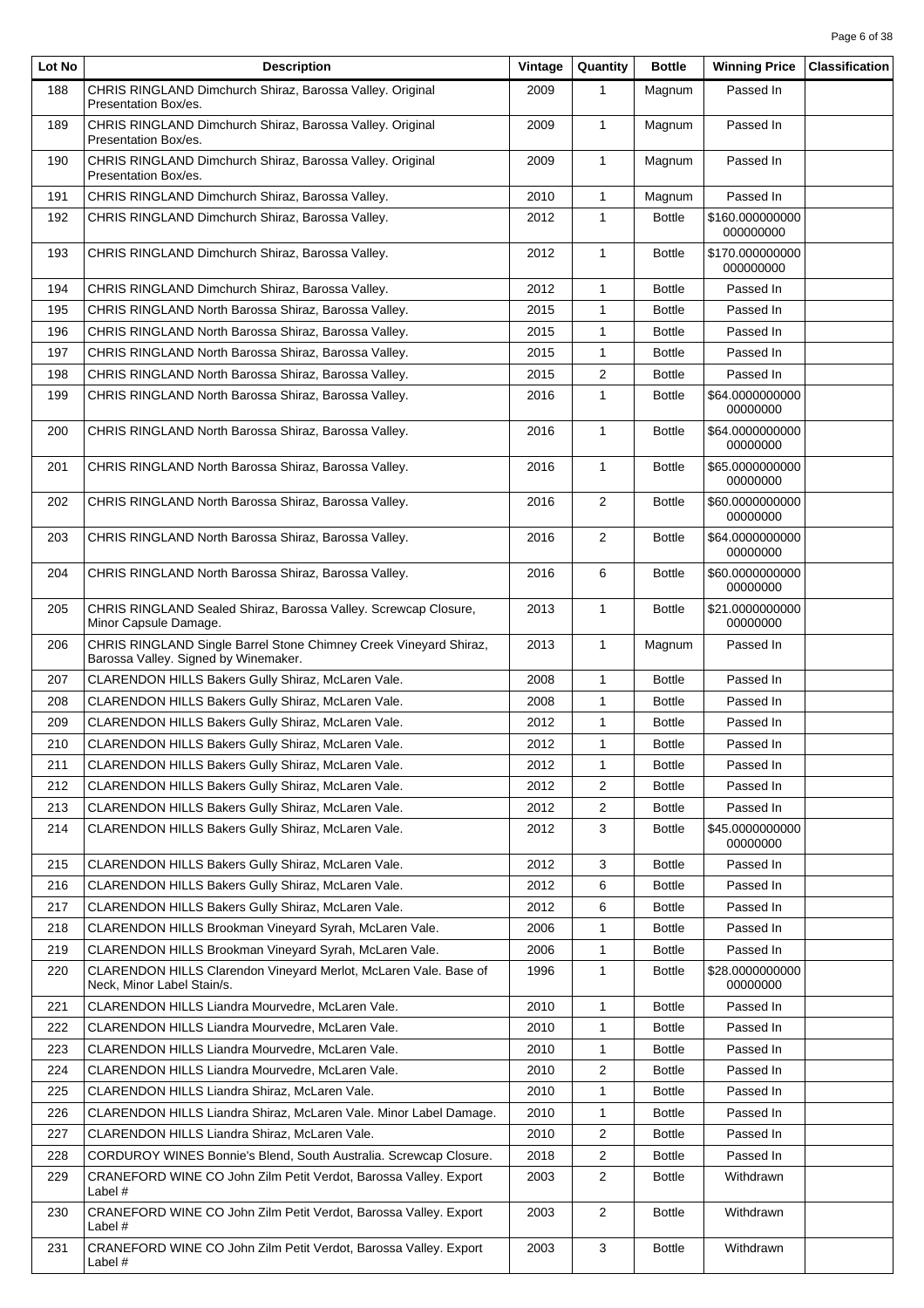| Lot No | Description | Vintage | Quantity | Bottle | Winning Price | Classification |
|---|---|---|---|---|---|---|
| 188 | CHRIS RINGLAND Dimchurch Shiraz, Barossa Valley. Original Presentation Box/es. | 2009 | 1 | Magnum | Passed In | |
| 189 | CHRIS RINGLAND Dimchurch Shiraz, Barossa Valley. Original Presentation Box/es. | 2009 | 1 | Magnum | Passed In | |
| 190 | CHRIS RINGLAND Dimchurch Shiraz, Barossa Valley. Original Presentation Box/es. | 2009 | 1 | Magnum | Passed In | |
| 191 | CHRIS RINGLAND Dimchurch Shiraz, Barossa Valley. | 2010 | 1 | Magnum | Passed In | |
| 192 | CHRIS RINGLAND Dimchurch Shiraz, Barossa Valley. | 2012 | 1 | Bottle | $160.000000000000000000 | |
| 193 | CHRIS RINGLAND Dimchurch Shiraz, Barossa Valley. | 2012 | 1 | Bottle | $170.000000000000000000 | |
| 194 | CHRIS RINGLAND Dimchurch Shiraz, Barossa Valley. | 2012 | 1 | Bottle | Passed In | |
| 195 | CHRIS RINGLAND North Barossa Shiraz, Barossa Valley. | 2015 | 1 | Bottle | Passed In | |
| 196 | CHRIS RINGLAND North Barossa Shiraz, Barossa Valley. | 2015 | 1 | Bottle | Passed In | |
| 197 | CHRIS RINGLAND North Barossa Shiraz, Barossa Valley. | 2015 | 1 | Bottle | Passed In | |
| 198 | CHRIS RINGLAND North Barossa Shiraz, Barossa Valley. | 2015 | 2 | Bottle | Passed In | |
| 199 | CHRIS RINGLAND North Barossa Shiraz, Barossa Valley. | 2016 | 1 | Bottle | $64.000000000000000000 | |
| 200 | CHRIS RINGLAND North Barossa Shiraz, Barossa Valley. | 2016 | 1 | Bottle | $64.000000000000000000 | |
| 201 | CHRIS RINGLAND North Barossa Shiraz, Barossa Valley. | 2016 | 1 | Bottle | $65.000000000000000000 | |
| 202 | CHRIS RINGLAND North Barossa Shiraz, Barossa Valley. | 2016 | 2 | Bottle | $60.000000000000000000 | |
| 203 | CHRIS RINGLAND North Barossa Shiraz, Barossa Valley. | 2016 | 2 | Bottle | $64.000000000000000000 | |
| 204 | CHRIS RINGLAND North Barossa Shiraz, Barossa Valley. | 2016 | 6 | Bottle | $60.000000000000000000 | |
| 205 | CHRIS RINGLAND Sealed Shiraz, Barossa Valley. Screwcap Closure, Minor Capsule Damage. | 2013 | 1 | Bottle | $21.000000000000000000 | |
| 206 | CHRIS RINGLAND Single Barrel Stone Chimney Creek Vineyard Shiraz, Barossa Valley. Signed by Winemaker. | 2013 | 1 | Magnum | Passed In | |
| 207 | CLARENDON HILLS Bakers Gully Shiraz, McLaren Vale. | 2008 | 1 | Bottle | Passed In | |
| 208 | CLARENDON HILLS Bakers Gully Shiraz, McLaren Vale. | 2008 | 1 | Bottle | Passed In | |
| 209 | CLARENDON HILLS Bakers Gully Shiraz, McLaren Vale. | 2012 | 1 | Bottle | Passed In | |
| 210 | CLARENDON HILLS Bakers Gully Shiraz, McLaren Vale. | 2012 | 1 | Bottle | Passed In | |
| 211 | CLARENDON HILLS Bakers Gully Shiraz, McLaren Vale. | 2012 | 1 | Bottle | Passed In | |
| 212 | CLARENDON HILLS Bakers Gully Shiraz, McLaren Vale. | 2012 | 2 | Bottle | Passed In | |
| 213 | CLARENDON HILLS Bakers Gully Shiraz, McLaren Vale. | 2012 | 2 | Bottle | Passed In | |
| 214 | CLARENDON HILLS Bakers Gully Shiraz, McLaren Vale. | 2012 | 3 | Bottle | $45.000000000000000000 | |
| 215 | CLARENDON HILLS Bakers Gully Shiraz, McLaren Vale. | 2012 | 3 | Bottle | Passed In | |
| 216 | CLARENDON HILLS Bakers Gully Shiraz, McLaren Vale. | 2012 | 6 | Bottle | Passed In | |
| 217 | CLARENDON HILLS Bakers Gully Shiraz, McLaren Vale. | 2012 | 6 | Bottle | Passed In | |
| 218 | CLARENDON HILLS Brookman Vineyard Syrah, McLaren Vale. | 2006 | 1 | Bottle | Passed In | |
| 219 | CLARENDON HILLS Brookman Vineyard Syrah, McLaren Vale. | 2006 | 1 | Bottle | Passed In | |
| 220 | CLARENDON HILLS Clarendon Vineyard Merlot, McLaren Vale. Base of Neck, Minor Label Stain/s. | 1996 | 1 | Bottle | $28.000000000000000000 | |
| 221 | CLARENDON HILLS Liandra Mourvedre, McLaren Vale. | 2010 | 1 | Bottle | Passed In | |
| 222 | CLARENDON HILLS Liandra Mourvedre, McLaren Vale. | 2010 | 1 | Bottle | Passed In | |
| 223 | CLARENDON HILLS Liandra Mourvedre, McLaren Vale. | 2010 | 1 | Bottle | Passed In | |
| 224 | CLARENDON HILLS Liandra Mourvedre, McLaren Vale. | 2010 | 2 | Bottle | Passed In | |
| 225 | CLARENDON HILLS Liandra Shiraz, McLaren Vale. | 2010 | 1 | Bottle | Passed In | |
| 226 | CLARENDON HILLS Liandra Shiraz, McLaren Vale. Minor Label Damage. | 2010 | 1 | Bottle | Passed In | |
| 227 | CLARENDON HILLS Liandra Shiraz, McLaren Vale. | 2010 | 2 | Bottle | Passed In | |
| 228 | CORDUROY WINES Bonnie's Blend, South Australia. Screwcap Closure. | 2018 | 2 | Bottle | Passed In | |
| 229 | CRANEFORD WINE CO John Zilm Petit Verdot, Barossa Valley. Export Label # | 2003 | 2 | Bottle | Withdrawn | |
| 230 | CRANEFORD WINE CO John Zilm Petit Verdot, Barossa Valley. Export Label # | 2003 | 2 | Bottle | Withdrawn | |
| 231 | CRANEFORD WINE CO John Zilm Petit Verdot, Barossa Valley. Export Label # | 2003 | 3 | Bottle | Withdrawn | |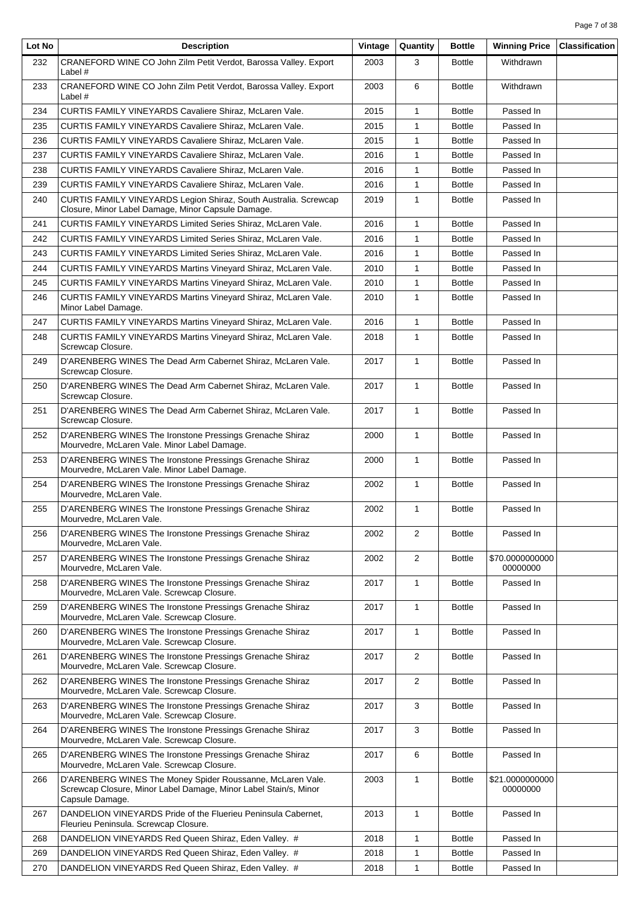| Lot No | Description | Vintage | Quantity | Bottle | Winning Price | Classification |
|---|---|---|---|---|---|---|
| 232 | CRANEFORD WINE CO John Zilm Petit Verdot, Barossa Valley. Export Label # | 2003 | 3 | Bottle | Withdrawn | |
| 233 | CRANEFORD WINE CO John Zilm Petit Verdot, Barossa Valley. Export Label # | 2003 | 6 | Bottle | Withdrawn | |
| 234 | CURTIS FAMILY VINEYARDS Cavaliere Shiraz, McLaren Vale. | 2015 | 1 | Bottle | Passed In | |
| 235 | CURTIS FAMILY VINEYARDS Cavaliere Shiraz, McLaren Vale. | 2015 | 1 | Bottle | Passed In | |
| 236 | CURTIS FAMILY VINEYARDS Cavaliere Shiraz, McLaren Vale. | 2015 | 1 | Bottle | Passed In | |
| 237 | CURTIS FAMILY VINEYARDS Cavaliere Shiraz, McLaren Vale. | 2016 | 1 | Bottle | Passed In | |
| 238 | CURTIS FAMILY VINEYARDS Cavaliere Shiraz, McLaren Vale. | 2016 | 1 | Bottle | Passed In | |
| 239 | CURTIS FAMILY VINEYARDS Cavaliere Shiraz, McLaren Vale. | 2016 | 1 | Bottle | Passed In | |
| 240 | CURTIS FAMILY VINEYARDS Legion Shiraz, South Australia. Screwcap Closure, Minor Label Damage, Minor Capsule Damage. | 2019 | 1 | Bottle | Passed In | |
| 241 | CURTIS FAMILY VINEYARDS Limited Series Shiraz, McLaren Vale. | 2016 | 1 | Bottle | Passed In | |
| 242 | CURTIS FAMILY VINEYARDS Limited Series Shiraz, McLaren Vale. | 2016 | 1 | Bottle | Passed In | |
| 243 | CURTIS FAMILY VINEYARDS Limited Series Shiraz, McLaren Vale. | 2016 | 1 | Bottle | Passed In | |
| 244 | CURTIS FAMILY VINEYARDS Martins Vineyard Shiraz, McLaren Vale. | 2010 | 1 | Bottle | Passed In | |
| 245 | CURTIS FAMILY VINEYARDS Martins Vineyard Shiraz, McLaren Vale. | 2010 | 1 | Bottle | Passed In | |
| 246 | CURTIS FAMILY VINEYARDS Martins Vineyard Shiraz, McLaren Vale. Minor Label Damage. | 2010 | 1 | Bottle | Passed In | |
| 247 | CURTIS FAMILY VINEYARDS Martins Vineyard Shiraz, McLaren Vale. | 2016 | 1 | Bottle | Passed In | |
| 248 | CURTIS FAMILY VINEYARDS Martins Vineyard Shiraz, McLaren Vale. Screwcap Closure. | 2018 | 1 | Bottle | Passed In | |
| 249 | D'ARENBERG WINES The Dead Arm Cabernet Shiraz, McLaren Vale. Screwcap Closure. | 2017 | 1 | Bottle | Passed In | |
| 250 | D'ARENBERG WINES The Dead Arm Cabernet Shiraz, McLaren Vale. Screwcap Closure. | 2017 | 1 | Bottle | Passed In | |
| 251 | D'ARENBERG WINES The Dead Arm Cabernet Shiraz, McLaren Vale. Screwcap Closure. | 2017 | 1 | Bottle | Passed In | |
| 252 | D'ARENBERG WINES The Ironstone Pressings Grenache Shiraz Mourvedre, McLaren Vale. Minor Label Damage. | 2000 | 1 | Bottle | Passed In | |
| 253 | D'ARENBERG WINES The Ironstone Pressings Grenache Shiraz Mourvedre, McLaren Vale. Minor Label Damage. | 2000 | 1 | Bottle | Passed In | |
| 254 | D'ARENBERG WINES The Ironstone Pressings Grenache Shiraz Mourvedre, McLaren Vale. | 2002 | 1 | Bottle | Passed In | |
| 255 | D'ARENBERG WINES The Ironstone Pressings Grenache Shiraz Mourvedre, McLaren Vale. | 2002 | 1 | Bottle | Passed In | |
| 256 | D'ARENBERG WINES The Ironstone Pressings Grenache Shiraz Mourvedre, McLaren Vale. | 2002 | 2 | Bottle | Passed In | |
| 257 | D'ARENBERG WINES The Ironstone Pressings Grenache Shiraz Mourvedre, McLaren Vale. | 2002 | 2 | Bottle | $70.000000000000000000 | |
| 258 | D'ARENBERG WINES The Ironstone Pressings Grenache Shiraz Mourvedre, McLaren Vale. Screwcap Closure. | 2017 | 1 | Bottle | Passed In | |
| 259 | D'ARENBERG WINES The Ironstone Pressings Grenache Shiraz Mourvedre, McLaren Vale. Screwcap Closure. | 2017 | 1 | Bottle | Passed In | |
| 260 | D'ARENBERG WINES The Ironstone Pressings Grenache Shiraz Mourvedre, McLaren Vale. Screwcap Closure. | 2017 | 1 | Bottle | Passed In | |
| 261 | D'ARENBERG WINES The Ironstone Pressings Grenache Shiraz Mourvedre, McLaren Vale. Screwcap Closure. | 2017 | 2 | Bottle | Passed In | |
| 262 | D'ARENBERG WINES The Ironstone Pressings Grenache Shiraz Mourvedre, McLaren Vale. Screwcap Closure. | 2017 | 2 | Bottle | Passed In | |
| 263 | D'ARENBERG WINES The Ironstone Pressings Grenache Shiraz Mourvedre, McLaren Vale. Screwcap Closure. | 2017 | 3 | Bottle | Passed In | |
| 264 | D'ARENBERG WINES The Ironstone Pressings Grenache Shiraz Mourvedre, McLaren Vale. Screwcap Closure. | 2017 | 3 | Bottle | Passed In | |
| 265 | D'ARENBERG WINES The Ironstone Pressings Grenache Shiraz Mourvedre, McLaren Vale. Screwcap Closure. | 2017 | 6 | Bottle | Passed In | |
| 266 | D'ARENBERG WINES The Money Spider Roussanne, McLaren Vale. Screwcap Closure, Minor Label Damage, Minor Label Stain/s, Minor Capsule Damage. | 2003 | 1 | Bottle | $21.000000000000000000 | |
| 267 | DANDELION VINEYARDS Pride of the Fluerieu Peninsula Cabernet, Fleurieu Peninsula. Screwcap Closure. | 2013 | 1 | Bottle | Passed In | |
| 268 | DANDELION VINEYARDS Red Queen Shiraz, Eden Valley. # | 2018 | 1 | Bottle | Passed In | |
| 269 | DANDELION VINEYARDS Red Queen Shiraz, Eden Valley. # | 2018 | 1 | Bottle | Passed In | |
| 270 | DANDELION VINEYARDS Red Queen Shiraz, Eden Valley. # | 2018 | 1 | Bottle | Passed In | |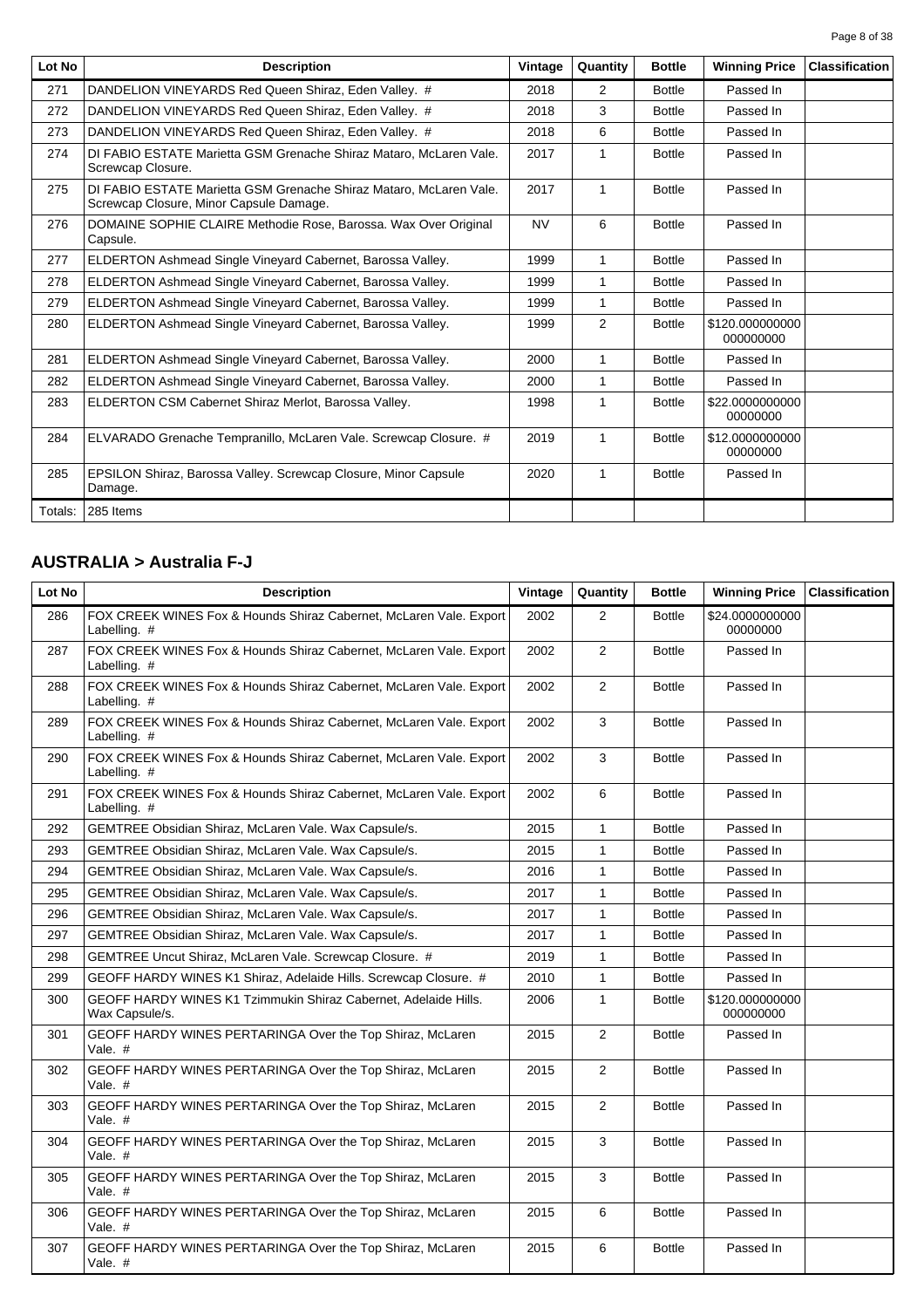| Lot No | Description | Vintage | Quantity | Bottle | Winning Price | Classification |
|---|---|---|---|---|---|---|
| 271 | DANDELION VINEYARDS Red Queen Shiraz, Eden Valley. # | 2018 | 2 | Bottle | Passed In | |
| 272 | DANDELION VINEYARDS Red Queen Shiraz, Eden Valley. # | 2018 | 3 | Bottle | Passed In | |
| 273 | DANDELION VINEYARDS Red Queen Shiraz, Eden Valley. # | 2018 | 6 | Bottle | Passed In | |
| 274 | DI FABIO ESTATE Marietta GSM Grenache Shiraz Mataro, McLaren Vale. Screwcap Closure. | 2017 | 1 | Bottle | Passed In | |
| 275 | DI FABIO ESTATE Marietta GSM Grenache Shiraz Mataro, McLaren Vale. Screwcap Closure, Minor Capsule Damage. | 2017 | 1 | Bottle | Passed In | |
| 276 | DOMAINE SOPHIE CLAIRE Methodie Rose, Barossa. Wax Over Original Capsule. | NV | 6 | Bottle | Passed In | |
| 277 | ELDERTON Ashmead Single Vineyard Cabernet, Barossa Valley. | 1999 | 1 | Bottle | Passed In | |
| 278 | ELDERTON Ashmead Single Vineyard Cabernet, Barossa Valley. | 1999 | 1 | Bottle | Passed In | |
| 279 | ELDERTON Ashmead Single Vineyard Cabernet, Barossa Valley. | 1999 | 1 | Bottle | Passed In | |
| 280 | ELDERTON Ashmead Single Vineyard Cabernet, Barossa Valley. | 1999 | 2 | Bottle | $120.000000000000000000 | |
| 281 | ELDERTON Ashmead Single Vineyard Cabernet, Barossa Valley. | 2000 | 1 | Bottle | Passed In | |
| 282 | ELDERTON Ashmead Single Vineyard Cabernet, Barossa Valley. | 2000 | 1 | Bottle | Passed In | |
| 283 | ELDERTON CSM Cabernet Shiraz Merlot, Barossa Valley. | 1998 | 1 | Bottle | $22.000000000000000000 | |
| 284 | ELVARADO Grenache Tempranillo, McLaren Vale. Screwcap Closure. # | 2019 | 1 | Bottle | $12.000000000000000000 | |
| 285 | EPSILON Shiraz, Barossa Valley. Screwcap Closure, Minor Capsule Damage. | 2020 | 1 | Bottle | Passed In | |
| Totals: | 285 Items | | | | | |

## AUSTRALIA > Australia F-J

| Lot No | Description | Vintage | Quantity | Bottle | Winning Price | Classification |
|---|---|---|---|---|---|---|
| 286 | FOX CREEK WINES Fox & Hounds Shiraz Cabernet, McLaren Vale. Export Labelling. # | 2002 | 2 | Bottle | $24.000000000000000000 | |
| 287 | FOX CREEK WINES Fox & Hounds Shiraz Cabernet, McLaren Vale. Export Labelling. # | 2002 | 2 | Bottle | Passed In | |
| 288 | FOX CREEK WINES Fox & Hounds Shiraz Cabernet, McLaren Vale. Export Labelling. # | 2002 | 2 | Bottle | Passed In | |
| 289 | FOX CREEK WINES Fox & Hounds Shiraz Cabernet, McLaren Vale. Export Labelling. # | 2002 | 3 | Bottle | Passed In | |
| 290 | FOX CREEK WINES Fox & Hounds Shiraz Cabernet, McLaren Vale. Export Labelling. # | 2002 | 3 | Bottle | Passed In | |
| 291 | FOX CREEK WINES Fox & Hounds Shiraz Cabernet, McLaren Vale. Export Labelling. # | 2002 | 6 | Bottle | Passed In | |
| 292 | GEMTREE Obsidian Shiraz, McLaren Vale. Wax Capsule/s. | 2015 | 1 | Bottle | Passed In | |
| 293 | GEMTREE Obsidian Shiraz, McLaren Vale. Wax Capsule/s. | 2015 | 1 | Bottle | Passed In | |
| 294 | GEMTREE Obsidian Shiraz, McLaren Vale. Wax Capsule/s. | 2016 | 1 | Bottle | Passed In | |
| 295 | GEMTREE Obsidian Shiraz, McLaren Vale. Wax Capsule/s. | 2017 | 1 | Bottle | Passed In | |
| 296 | GEMTREE Obsidian Shiraz, McLaren Vale. Wax Capsule/s. | 2017 | 1 | Bottle | Passed In | |
| 297 | GEMTREE Obsidian Shiraz, McLaren Vale. Wax Capsule/s. | 2017 | 1 | Bottle | Passed In | |
| 298 | GEMTREE Uncut Shiraz, McLaren Vale. Screwcap Closure. # | 2019 | 1 | Bottle | Passed In | |
| 299 | GEOFF HARDY WINES K1 Shiraz, Adelaide Hills. Screwcap Closure. # | 2010 | 1 | Bottle | Passed In | |
| 300 | GEOFF HARDY WINES K1 Tzimmukin Shiraz Cabernet, Adelaide Hills. Wax Capsule/s. | 2006 | 1 | Bottle | $120.000000000000000000 | |
| 301 | GEOFF HARDY WINES PERTARINGA Over the Top Shiraz, McLaren Vale. # | 2015 | 2 | Bottle | Passed In | |
| 302 | GEOFF HARDY WINES PERTARINGA Over the Top Shiraz, McLaren Vale. # | 2015 | 2 | Bottle | Passed In | |
| 303 | GEOFF HARDY WINES PERTARINGA Over the Top Shiraz, McLaren Vale. # | 2015 | 2 | Bottle | Passed In | |
| 304 | GEOFF HARDY WINES PERTARINGA Over the Top Shiraz, McLaren Vale. # | 2015 | 3 | Bottle | Passed In | |
| 305 | GEOFF HARDY WINES PERTARINGA Over the Top Shiraz, McLaren Vale. # | 2015 | 3 | Bottle | Passed In | |
| 306 | GEOFF HARDY WINES PERTARINGA Over the Top Shiraz, McLaren Vale. # | 2015 | 6 | Bottle | Passed In | |
| 307 | GEOFF HARDY WINES PERTARINGA Over the Top Shiraz, McLaren Vale. # | 2015 | 6 | Bottle | Passed In | |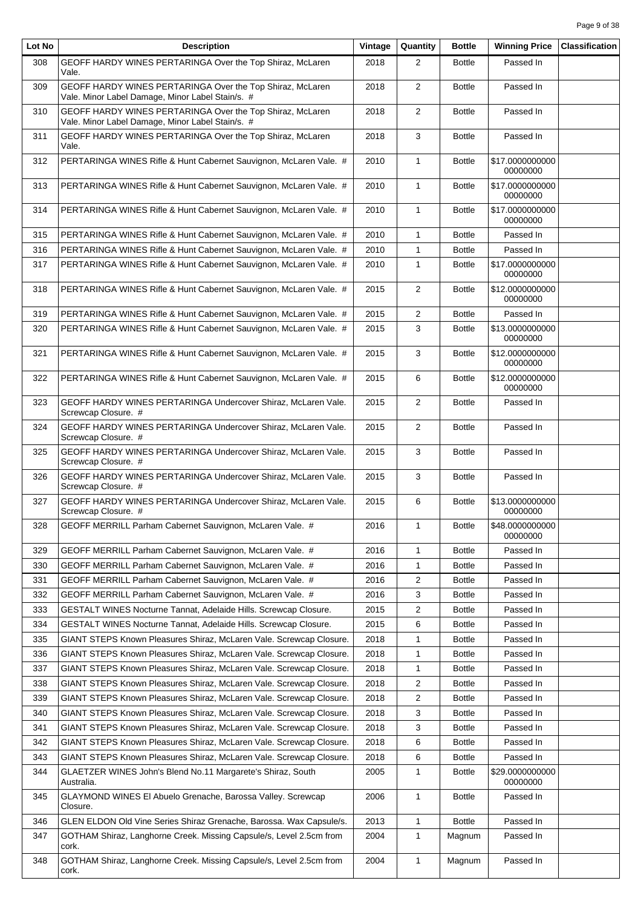| Lot No | Description | Vintage | Quantity | Bottle | Winning Price | Classification |
|---|---|---|---|---|---|---|
| 308 | GEOFF HARDY WINES PERTARINGA Over the Top Shiraz, McLaren Vale. | 2018 | 2 | Bottle | Passed In | |
| 309 | GEOFF HARDY WINES PERTARINGA Over the Top Shiraz, McLaren Vale. Minor Label Damage, Minor Label Stain/s. # | 2018 | 2 | Bottle | Passed In | |
| 310 | GEOFF HARDY WINES PERTARINGA Over the Top Shiraz, McLaren Vale. Minor Label Damage, Minor Label Stain/s. # | 2018 | 2 | Bottle | Passed In | |
| 311 | GEOFF HARDY WINES PERTARINGA Over the Top Shiraz, McLaren Vale. | 2018 | 3 | Bottle | Passed In | |
| 312 | PERTARINGA WINES Rifle & Hunt Cabernet Sauvignon, McLaren Vale. # | 2010 | 1 | Bottle | $17.000000000000000000 | |
| 313 | PERTARINGA WINES Rifle & Hunt Cabernet Sauvignon, McLaren Vale. # | 2010 | 1 | Bottle | $17.000000000000000000 | |
| 314 | PERTARINGA WINES Rifle & Hunt Cabernet Sauvignon, McLaren Vale. # | 2010 | 1 | Bottle | $17.000000000000000000 | |
| 315 | PERTARINGA WINES Rifle & Hunt Cabernet Sauvignon, McLaren Vale. # | 2010 | 1 | Bottle | Passed In | |
| 316 | PERTARINGA WINES Rifle & Hunt Cabernet Sauvignon, McLaren Vale. # | 2010 | 1 | Bottle | Passed In | |
| 317 | PERTARINGA WINES Rifle & Hunt Cabernet Sauvignon, McLaren Vale. # | 2010 | 1 | Bottle | $17.000000000000000000 | |
| 318 | PERTARINGA WINES Rifle & Hunt Cabernet Sauvignon, McLaren Vale. # | 2015 | 2 | Bottle | $12.000000000000000000 | |
| 319 | PERTARINGA WINES Rifle & Hunt Cabernet Sauvignon, McLaren Vale. # | 2015 | 2 | Bottle | Passed In | |
| 320 | PERTARINGA WINES Rifle & Hunt Cabernet Sauvignon, McLaren Vale. # | 2015 | 3 | Bottle | $13.000000000000000000 | |
| 321 | PERTARINGA WINES Rifle & Hunt Cabernet Sauvignon, McLaren Vale. # | 2015 | 3 | Bottle | $12.000000000000000000 | |
| 322 | PERTARINGA WINES Rifle & Hunt Cabernet Sauvignon, McLaren Vale. # | 2015 | 6 | Bottle | $12.000000000000000000 | |
| 323 | GEOFF HARDY WINES PERTARINGA Undercover Shiraz, McLaren Vale. Screwcap Closure. # | 2015 | 2 | Bottle | Passed In | |
| 324 | GEOFF HARDY WINES PERTARINGA Undercover Shiraz, McLaren Vale. Screwcap Closure. # | 2015 | 2 | Bottle | Passed In | |
| 325 | GEOFF HARDY WINES PERTARINGA Undercover Shiraz, McLaren Vale. Screwcap Closure. # | 2015 | 3 | Bottle | Passed In | |
| 326 | GEOFF HARDY WINES PERTARINGA Undercover Shiraz, McLaren Vale. Screwcap Closure. # | 2015 | 3 | Bottle | Passed In | |
| 327 | GEOFF HARDY WINES PERTARINGA Undercover Shiraz, McLaren Vale. Screwcap Closure. # | 2015 | 6 | Bottle | $13.000000000000000000 | |
| 328 | GEOFF MERRILL Parham Cabernet Sauvignon, McLaren Vale. # | 2016 | 1 | Bottle | $48.000000000000000000 | |
| 329 | GEOFF MERRILL Parham Cabernet Sauvignon, McLaren Vale. # | 2016 | 1 | Bottle | Passed In | |
| 330 | GEOFF MERRILL Parham Cabernet Sauvignon, McLaren Vale. # | 2016 | 1 | Bottle | Passed In | |
| 331 | GEOFF MERRILL Parham Cabernet Sauvignon, McLaren Vale. # | 2016 | 2 | Bottle | Passed In | |
| 332 | GEOFF MERRILL Parham Cabernet Sauvignon, McLaren Vale. # | 2016 | 3 | Bottle | Passed In | |
| 333 | GESTALT WINES Nocturne Tannat, Adelaide Hills. Screwcap Closure. | 2015 | 2 | Bottle | Passed In | |
| 334 | GESTALT WINES Nocturne Tannat, Adelaide Hills. Screwcap Closure. | 2015 | 6 | Bottle | Passed In | |
| 335 | GIANT STEPS Known Pleasures Shiraz, McLaren Vale. Screwcap Closure. | 2018 | 1 | Bottle | Passed In | |
| 336 | GIANT STEPS Known Pleasures Shiraz, McLaren Vale. Screwcap Closure. | 2018 | 1 | Bottle | Passed In | |
| 337 | GIANT STEPS Known Pleasures Shiraz, McLaren Vale. Screwcap Closure. | 2018 | 1 | Bottle | Passed In | |
| 338 | GIANT STEPS Known Pleasures Shiraz, McLaren Vale. Screwcap Closure. | 2018 | 2 | Bottle | Passed In | |
| 339 | GIANT STEPS Known Pleasures Shiraz, McLaren Vale. Screwcap Closure. | 2018 | 2 | Bottle | Passed In | |
| 340 | GIANT STEPS Known Pleasures Shiraz, McLaren Vale. Screwcap Closure. | 2018 | 3 | Bottle | Passed In | |
| 341 | GIANT STEPS Known Pleasures Shiraz, McLaren Vale. Screwcap Closure. | 2018 | 3 | Bottle | Passed In | |
| 342 | GIANT STEPS Known Pleasures Shiraz, McLaren Vale. Screwcap Closure. | 2018 | 6 | Bottle | Passed In | |
| 343 | GIANT STEPS Known Pleasures Shiraz, McLaren Vale. Screwcap Closure. | 2018 | 6 | Bottle | Passed In | |
| 344 | GLAETZER WINES John's Blend No.11 Margarete's Shiraz, South Australia. | 2005 | 1 | Bottle | $29.000000000000000000 | |
| 345 | GLAYMOND WINES El Abuelo Grenache, Barossa Valley. Screwcap Closure. | 2006 | 1 | Bottle | Passed In | |
| 346 | GLEN ELDON Old Vine Series Shiraz Grenache, Barossa. Wax Capsule/s. | 2013 | 1 | Bottle | Passed In | |
| 347 | GOTHAM Shiraz, Langhorne Creek. Missing Capsule/s, Level 2.5cm from cork. | 2004 | 1 | Magnum | Passed In | |
| 348 | GOTHAM Shiraz, Langhorne Creek. Missing Capsule/s, Level 2.5cm from cork. | 2004 | 1 | Magnum | Passed In | |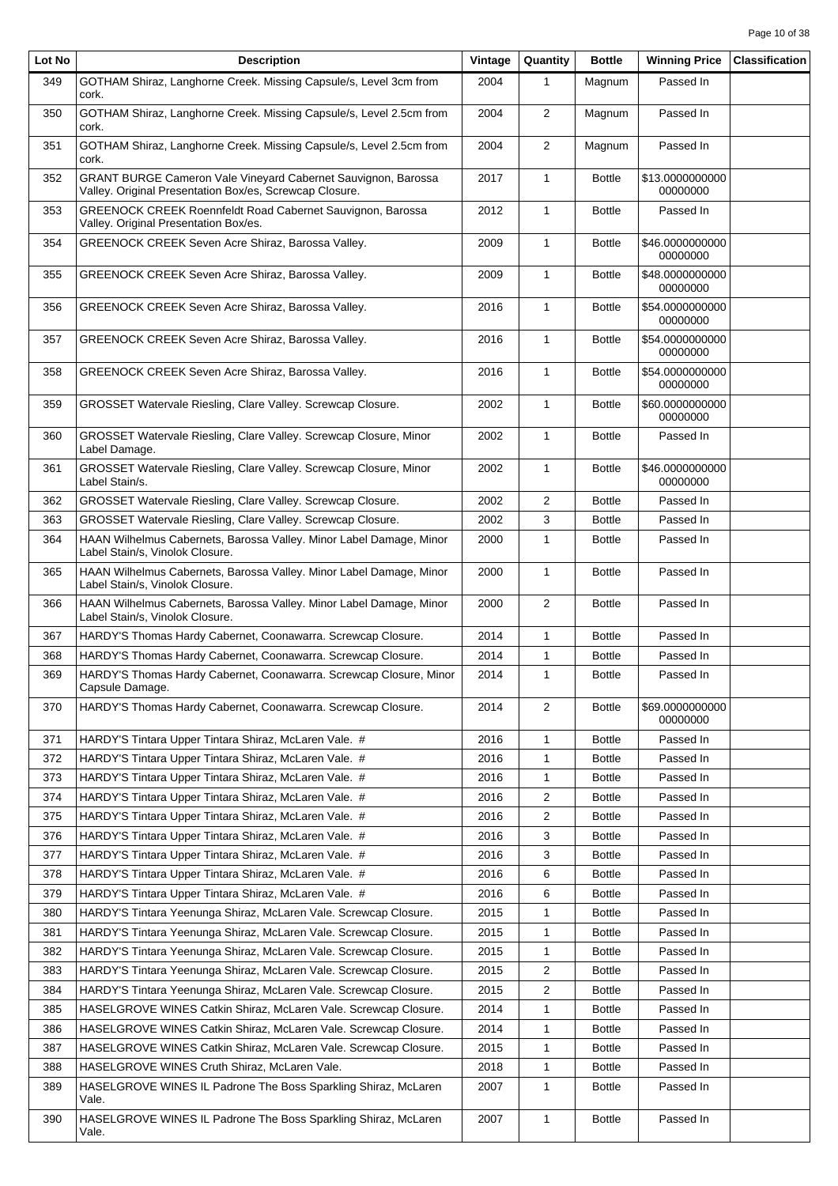| Lot No | Description | Vintage | Quantity | Bottle | Winning Price | Classification |
|---|---|---|---|---|---|---|
| 349 | GOTHAM Shiraz, Langhorne Creek. Missing Capsule/s, Level 3cm from cork. | 2004 | 1 | Magnum | Passed In | |
| 350 | GOTHAM Shiraz, Langhorne Creek. Missing Capsule/s, Level 2.5cm from cork. | 2004 | 2 | Magnum | Passed In | |
| 351 | GOTHAM Shiraz, Langhorne Creek. Missing Capsule/s, Level 2.5cm from cork. | 2004 | 2 | Magnum | Passed In | |
| 352 | GRANT BURGE Cameron Vale Vineyard Cabernet Sauvignon, Barossa Valley. Original Presentation Box/es, Screwcap Closure. | 2017 | 1 | Bottle | $13.000000000000000000 | |
| 353 | GREENOCK CREEK Roennfeldt Road Cabernet Sauvignon, Barossa Valley. Original Presentation Box/es. | 2012 | 1 | Bottle | Passed In | |
| 354 | GREENOCK CREEK Seven Acre Shiraz, Barossa Valley. | 2009 | 1 | Bottle | $46.000000000000000000 | |
| 355 | GREENOCK CREEK Seven Acre Shiraz, Barossa Valley. | 2009 | 1 | Bottle | $48.000000000000000000 | |
| 356 | GREENOCK CREEK Seven Acre Shiraz, Barossa Valley. | 2016 | 1 | Bottle | $54.000000000000000000 | |
| 357 | GREENOCK CREEK Seven Acre Shiraz, Barossa Valley. | 2016 | 1 | Bottle | $54.000000000000000000 | |
| 358 | GREENOCK CREEK Seven Acre Shiraz, Barossa Valley. | 2016 | 1 | Bottle | $54.000000000000000000 | |
| 359 | GROSSET Watervale Riesling, Clare Valley. Screwcap Closure. | 2002 | 1 | Bottle | $60.000000000000000000 | |
| 360 | GROSSET Watervale Riesling, Clare Valley. Screwcap Closure, Minor Label Damage. | 2002 | 1 | Bottle | Passed In | |
| 361 | GROSSET Watervale Riesling, Clare Valley. Screwcap Closure, Minor Label Stain/s. | 2002 | 1 | Bottle | $46.000000000000000000 | |
| 362 | GROSSET Watervale Riesling, Clare Valley. Screwcap Closure. | 2002 | 2 | Bottle | Passed In | |
| 363 | GROSSET Watervale Riesling, Clare Valley. Screwcap Closure. | 2002 | 3 | Bottle | Passed In | |
| 364 | HAAN Wilhelmus Cabernets, Barossa Valley. Minor Label Damage, Minor Label Stain/s, Vinolok Closure. | 2000 | 1 | Bottle | Passed In | |
| 365 | HAAN Wilhelmus Cabernets, Barossa Valley. Minor Label Damage, Minor Label Stain/s, Vinolok Closure. | 2000 | 1 | Bottle | Passed In | |
| 366 | HAAN Wilhelmus Cabernets, Barossa Valley. Minor Label Damage, Minor Label Stain/s, Vinolok Closure. | 2000 | 2 | Bottle | Passed In | |
| 367 | HARDY'S Thomas Hardy Cabernet, Coonawarra. Screwcap Closure. | 2014 | 1 | Bottle | Passed In | |
| 368 | HARDY'S Thomas Hardy Cabernet, Coonawarra. Screwcap Closure. | 2014 | 1 | Bottle | Passed In | |
| 369 | HARDY'S Thomas Hardy Cabernet, Coonawarra. Screwcap Closure, Minor Capsule Damage. | 2014 | 1 | Bottle | Passed In | |
| 370 | HARDY'S Thomas Hardy Cabernet, Coonawarra. Screwcap Closure. | 2014 | 2 | Bottle | $69.000000000000000000 | |
| 371 | HARDY'S Tintara Upper Tintara Shiraz, McLaren Vale. # | 2016 | 1 | Bottle | Passed In | |
| 372 | HARDY'S Tintara Upper Tintara Shiraz, McLaren Vale. # | 2016 | 1 | Bottle | Passed In | |
| 373 | HARDY'S Tintara Upper Tintara Shiraz, McLaren Vale. # | 2016 | 1 | Bottle | Passed In | |
| 374 | HARDY'S Tintara Upper Tintara Shiraz, McLaren Vale. # | 2016 | 2 | Bottle | Passed In | |
| 375 | HARDY'S Tintara Upper Tintara Shiraz, McLaren Vale. # | 2016 | 2 | Bottle | Passed In | |
| 376 | HARDY'S Tintara Upper Tintara Shiraz, McLaren Vale. # | 2016 | 3 | Bottle | Passed In | |
| 377 | HARDY'S Tintara Upper Tintara Shiraz, McLaren Vale. # | 2016 | 3 | Bottle | Passed In | |
| 378 | HARDY'S Tintara Upper Tintara Shiraz, McLaren Vale. # | 2016 | 6 | Bottle | Passed In | |
| 379 | HARDY'S Tintara Upper Tintara Shiraz, McLaren Vale. # | 2016 | 6 | Bottle | Passed In | |
| 380 | HARDY'S Tintara Yeenunga Shiraz, McLaren Vale. Screwcap Closure. | 2015 | 1 | Bottle | Passed In | |
| 381 | HARDY'S Tintara Yeenunga Shiraz, McLaren Vale. Screwcap Closure. | 2015 | 1 | Bottle | Passed In | |
| 382 | HARDY'S Tintara Yeenunga Shiraz, McLaren Vale. Screwcap Closure. | 2015 | 1 | Bottle | Passed In | |
| 383 | HARDY'S Tintara Yeenunga Shiraz, McLaren Vale. Screwcap Closure. | 2015 | 2 | Bottle | Passed In | |
| 384 | HARDY'S Tintara Yeenunga Shiraz, McLaren Vale. Screwcap Closure. | 2015 | 2 | Bottle | Passed In | |
| 385 | HASELGROVE WINES Catkin Shiraz, McLaren Vale. Screwcap Closure. | 2014 | 1 | Bottle | Passed In | |
| 386 | HASELGROVE WINES Catkin Shiraz, McLaren Vale. Screwcap Closure. | 2014 | 1 | Bottle | Passed In | |
| 387 | HASELGROVE WINES Catkin Shiraz, McLaren Vale. Screwcap Closure. | 2015 | 1 | Bottle | Passed In | |
| 388 | HASELGROVE WINES Cruth Shiraz, McLaren Vale. | 2018 | 1 | Bottle | Passed In | |
| 389 | HASELGROVE WINES IL Padrone The Boss Sparkling Shiraz, McLaren Vale. | 2007 | 1 | Bottle | Passed In | |
| 390 | HASELGROVE WINES IL Padrone The Boss Sparkling Shiraz, McLaren Vale. | 2007 | 1 | Bottle | Passed In | |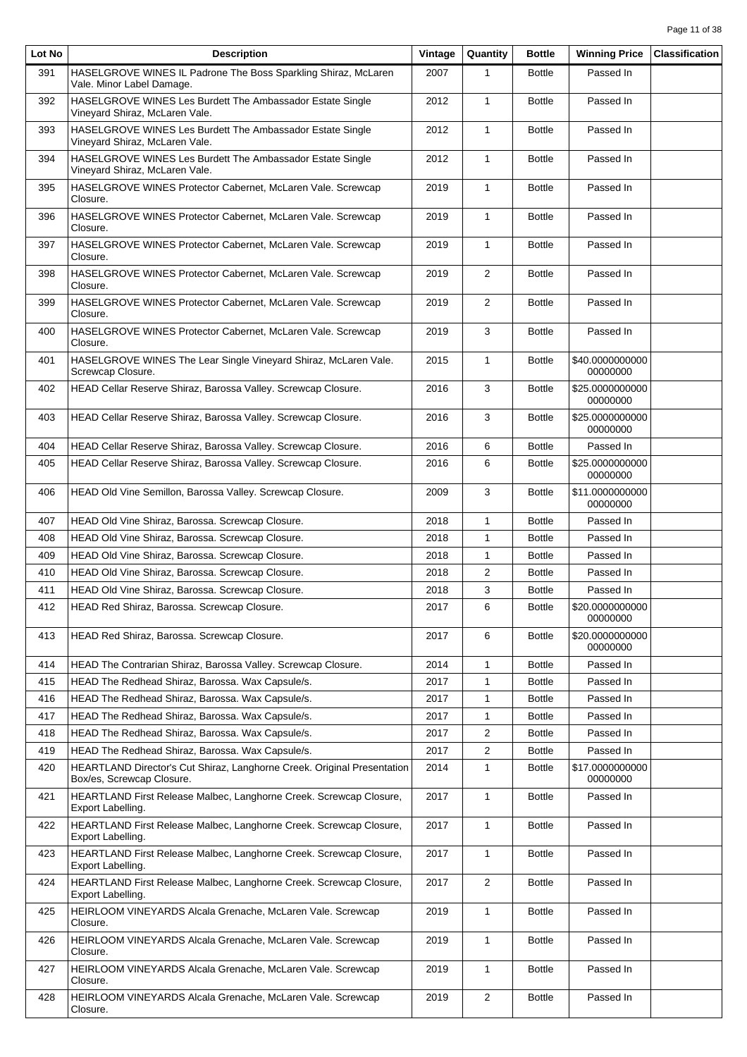| Lot No | Description | Vintage | Quantity | Bottle | Winning Price | Classification |
|---|---|---|---|---|---|---|
| 391 | HASELGROVE WINES IL Padrone The Boss Sparkling Shiraz, McLaren Vale. Minor Label Damage. | 2007 | 1 | Bottle | Passed In | |
| 392 | HASELGROVE WINES Les Burdett The Ambassador Estate Single Vineyard Shiraz, McLaren Vale. | 2012 | 1 | Bottle | Passed In | |
| 393 | HASELGROVE WINES Les Burdett The Ambassador Estate Single Vineyard Shiraz, McLaren Vale. | 2012 | 1 | Bottle | Passed In | |
| 394 | HASELGROVE WINES Les Burdett The Ambassador Estate Single Vineyard Shiraz, McLaren Vale. | 2012 | 1 | Bottle | Passed In | |
| 395 | HASELGROVE WINES Protector Cabernet, McLaren Vale. Screwcap Closure. | 2019 | 1 | Bottle | Passed In | |
| 396 | HASELGROVE WINES Protector Cabernet, McLaren Vale. Screwcap Closure. | 2019 | 1 | Bottle | Passed In | |
| 397 | HASELGROVE WINES Protector Cabernet, McLaren Vale. Screwcap Closure. | 2019 | 1 | Bottle | Passed In | |
| 398 | HASELGROVE WINES Protector Cabernet, McLaren Vale. Screwcap Closure. | 2019 | 2 | Bottle | Passed In | |
| 399 | HASELGROVE WINES Protector Cabernet, McLaren Vale. Screwcap Closure. | 2019 | 2 | Bottle | Passed In | |
| 400 | HASELGROVE WINES Protector Cabernet, McLaren Vale. Screwcap Closure. | 2019 | 3 | Bottle | Passed In | |
| 401 | HASELGROVE WINES The Lear Single Vineyard Shiraz, McLaren Vale. Screwcap Closure. | 2015 | 1 | Bottle | $40.000000000000000000 | |
| 402 | HEAD Cellar Reserve Shiraz, Barossa Valley. Screwcap Closure. | 2016 | 3 | Bottle | $25.000000000000000000 | |
| 403 | HEAD Cellar Reserve Shiraz, Barossa Valley. Screwcap Closure. | 2016 | 3 | Bottle | $25.000000000000000000 | |
| 404 | HEAD Cellar Reserve Shiraz, Barossa Valley. Screwcap Closure. | 2016 | 6 | Bottle | Passed In | |
| 405 | HEAD Cellar Reserve Shiraz, Barossa Valley. Screwcap Closure. | 2016 | 6 | Bottle | $25.000000000000000000 | |
| 406 | HEAD Old Vine Semillon, Barossa Valley. Screwcap Closure. | 2009 | 3 | Bottle | $11.000000000000000000 | |
| 407 | HEAD Old Vine Shiraz, Barossa. Screwcap Closure. | 2018 | 1 | Bottle | Passed In | |
| 408 | HEAD Old Vine Shiraz, Barossa. Screwcap Closure. | 2018 | 1 | Bottle | Passed In | |
| 409 | HEAD Old Vine Shiraz, Barossa. Screwcap Closure. | 2018 | 1 | Bottle | Passed In | |
| 410 | HEAD Old Vine Shiraz, Barossa. Screwcap Closure. | 2018 | 2 | Bottle | Passed In | |
| 411 | HEAD Old Vine Shiraz, Barossa. Screwcap Closure. | 2018 | 3 | Bottle | Passed In | |
| 412 | HEAD Red Shiraz, Barossa. Screwcap Closure. | 2017 | 6 | Bottle | $20.000000000000000000 | |
| 413 | HEAD Red Shiraz, Barossa. Screwcap Closure. | 2017 | 6 | Bottle | $20.000000000000000000 | |
| 414 | HEAD The Contrarian Shiraz, Barossa Valley. Screwcap Closure. | 2014 | 1 | Bottle | Passed In | |
| 415 | HEAD The Redhead Shiraz, Barossa. Wax Capsule/s. | 2017 | 1 | Bottle | Passed In | |
| 416 | HEAD The Redhead Shiraz, Barossa. Wax Capsule/s. | 2017 | 1 | Bottle | Passed In | |
| 417 | HEAD The Redhead Shiraz, Barossa. Wax Capsule/s. | 2017 | 1 | Bottle | Passed In | |
| 418 | HEAD The Redhead Shiraz, Barossa. Wax Capsule/s. | 2017 | 2 | Bottle | Passed In | |
| 419 | HEAD The Redhead Shiraz, Barossa. Wax Capsule/s. | 2017 | 2 | Bottle | Passed In | |
| 420 | HEARTLAND Director's Cut Shiraz, Langhorne Creek. Original Presentation Box/es, Screwcap Closure. | 2014 | 1 | Bottle | $17.000000000000000000 | |
| 421 | HEARTLAND First Release Malbec, Langhorne Creek. Screwcap Closure, Export Labelling. | 2017 | 1 | Bottle | Passed In | |
| 422 | HEARTLAND First Release Malbec, Langhorne Creek. Screwcap Closure, Export Labelling. | 2017 | 1 | Bottle | Passed In | |
| 423 | HEARTLAND First Release Malbec, Langhorne Creek. Screwcap Closure, Export Labelling. | 2017 | 1 | Bottle | Passed In | |
| 424 | HEARTLAND First Release Malbec, Langhorne Creek. Screwcap Closure, Export Labelling. | 2017 | 2 | Bottle | Passed In | |
| 425 | HEIRLOOM VINEYARDS Alcala Grenache, McLaren Vale. Screwcap Closure. | 2019 | 1 | Bottle | Passed In | |
| 426 | HEIRLOOM VINEYARDS Alcala Grenache, McLaren Vale. Screwcap Closure. | 2019 | 1 | Bottle | Passed In | |
| 427 | HEIRLOOM VINEYARDS Alcala Grenache, McLaren Vale. Screwcap Closure. | 2019 | 1 | Bottle | Passed In | |
| 428 | HEIRLOOM VINEYARDS Alcala Grenache, McLaren Vale. Screwcap Closure. | 2019 | 2 | Bottle | Passed In | |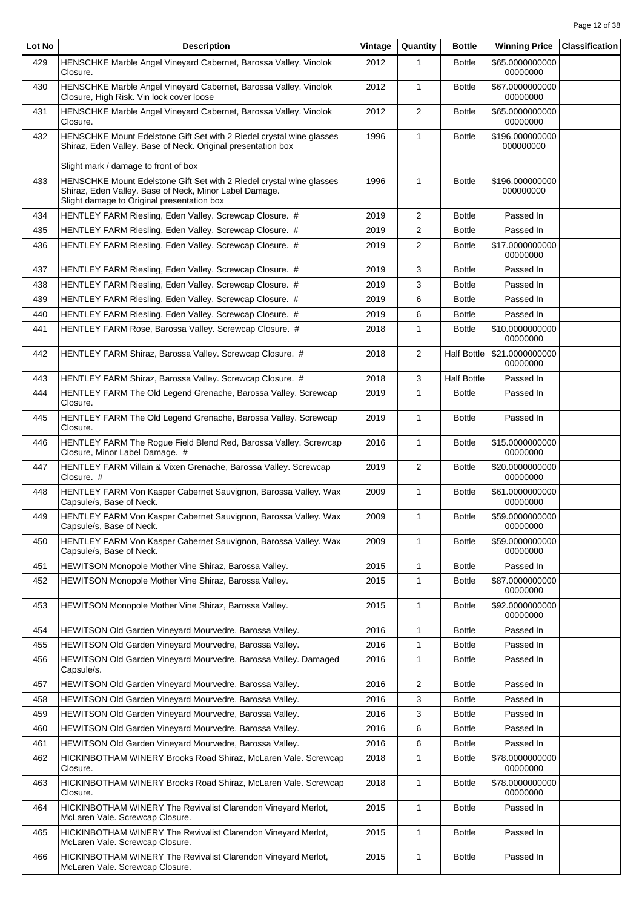| Lot No | Description | Vintage | Quantity | Bottle | Winning Price | Classification |
|---|---|---|---|---|---|---|
| 429 | HENSCHKE Marble Angel Vineyard Cabernet, Barossa Valley. Vinolok Closure. | 2012 | 1 | Bottle | $65.000000000000000000 | |
| 430 | HENSCHKE Marble Angel Vineyard Cabernet, Barossa Valley. Vinolok Closure, High Risk. Vin lock cover loose | 2012 | 1 | Bottle | $67.000000000000000000 | |
| 431 | HENSCHKE Marble Angel Vineyard Cabernet, Barossa Valley. Vinolok Closure. | 2012 | 2 | Bottle | $65.000000000000000000 | |
| 432 | HENSCHKE Mount Edelstone Gift Set with 2 Riedel crystal wine glasses Shiraz, Eden Valley. Base of Neck. Original presentation box<br><br>Slight mark / damage to front of box | 1996 | 1 | Bottle | $196.000000000000000000 | |
| 433 | HENSCHKE Mount Edelstone Gift Set with 2 Riedel crystal wine glasses Shiraz, Eden Valley. Base of Neck, Minor Label Damage. Slight damage to Original presentation box | 1996 | 1 | Bottle | $196.000000000000000000 | |
| 434 | HENTLEY FARM Riesling, Eden Valley. Screwcap Closure. # | 2019 | 2 | Bottle | Passed In | |
| 435 | HENTLEY FARM Riesling, Eden Valley. Screwcap Closure. # | 2019 | 2 | Bottle | Passed In | |
| 436 | HENTLEY FARM Riesling, Eden Valley. Screwcap Closure. # | 2019 | 2 | Bottle | $17.000000000000000000 | |
| 437 | HENTLEY FARM Riesling, Eden Valley. Screwcap Closure. # | 2019 | 3 | Bottle | Passed In | |
| 438 | HENTLEY FARM Riesling, Eden Valley. Screwcap Closure. # | 2019 | 3 | Bottle | Passed In | |
| 439 | HENTLEY FARM Riesling, Eden Valley. Screwcap Closure. # | 2019 | 6 | Bottle | Passed In | |
| 440 | HENTLEY FARM Riesling, Eden Valley. Screwcap Closure. # | 2019 | 6 | Bottle | Passed In | |
| 441 | HENTLEY FARM Rose, Barossa Valley. Screwcap Closure. # | 2018 | 1 | Bottle | $10.000000000000000000 | |
| 442 | HENTLEY FARM Shiraz, Barossa Valley. Screwcap Closure. # | 2018 | 2 | Half Bottle | $21.000000000000000000 | |
| 443 | HENTLEY FARM Shiraz, Barossa Valley. Screwcap Closure. # | 2018 | 3 | Half Bottle | Passed In | |
| 444 | HENTLEY FARM The Old Legend Grenache, Barossa Valley. Screwcap Closure. | 2019 | 1 | Bottle | Passed In | |
| 445 | HENTLEY FARM The Old Legend Grenache, Barossa Valley. Screwcap Closure. | 2019 | 1 | Bottle | Passed In | |
| 446 | HENTLEY FARM The Rogue Field Blend Red, Barossa Valley. Screwcap Closure, Minor Label Damage. # | 2016 | 1 | Bottle | $15.000000000000000000 | |
| 447 | HENTLEY FARM Villain & Vixen Grenache, Barossa Valley. Screwcap Closure. # | 2019 | 2 | Bottle | $20.000000000000000000 | |
| 448 | HENTLEY FARM Von Kasper Cabernet Sauvignon, Barossa Valley. Wax Capsule/s, Base of Neck. | 2009 | 1 | Bottle | $61.000000000000000000 | |
| 449 | HENTLEY FARM Von Kasper Cabernet Sauvignon, Barossa Valley. Wax Capsule/s, Base of Neck. | 2009 | 1 | Bottle | $59.000000000000000000 | |
| 450 | HENTLEY FARM Von Kasper Cabernet Sauvignon, Barossa Valley. Wax Capsule/s, Base of Neck. | 2009 | 1 | Bottle | $59.000000000000000000 | |
| 451 | HEWITSON Monopole Mother Vine Shiraz, Barossa Valley. | 2015 | 1 | Bottle | Passed In | |
| 452 | HEWITSON Monopole Mother Vine Shiraz, Barossa Valley. | 2015 | 1 | Bottle | $87.000000000000000000 | |
| 453 | HEWITSON Monopole Mother Vine Shiraz, Barossa Valley. | 2015 | 1 | Bottle | $92.000000000000000000 | |
| 454 | HEWITSON Old Garden Vineyard Mourvedre, Barossa Valley. | 2016 | 1 | Bottle | Passed In | |
| 455 | HEWITSON Old Garden Vineyard Mourvedre, Barossa Valley. | 2016 | 1 | Bottle | Passed In | |
| 456 | HEWITSON Old Garden Vineyard Mourvedre, Barossa Valley. Damaged Capsule/s. | 2016 | 1 | Bottle | Passed In | |
| 457 | HEWITSON Old Garden Vineyard Mourvedre, Barossa Valley. | 2016 | 2 | Bottle | Passed In | |
| 458 | HEWITSON Old Garden Vineyard Mourvedre, Barossa Valley. | 2016 | 3 | Bottle | Passed In | |
| 459 | HEWITSON Old Garden Vineyard Mourvedre, Barossa Valley. | 2016 | 3 | Bottle | Passed In | |
| 460 | HEWITSON Old Garden Vineyard Mourvedre, Barossa Valley. | 2016 | 6 | Bottle | Passed In | |
| 461 | HEWITSON Old Garden Vineyard Mourvedre, Barossa Valley. | 2016 | 6 | Bottle | Passed In | |
| 462 | HICKINBOTHAM WINERY Brooks Road Shiraz, McLaren Vale. Screwcap Closure. | 2018 | 1 | Bottle | $78.000000000000000000 | |
| 463 | HICKINBOTHAM WINERY Brooks Road Shiraz, McLaren Vale. Screwcap Closure. | 2018 | 1 | Bottle | $78.000000000000000000 | |
| 464 | HICKINBOTHAM WINERY The Revivalist Clarendon Vineyard Merlot, McLaren Vale. Screwcap Closure. | 2015 | 1 | Bottle | Passed In | |
| 465 | HICKINBOTHAM WINERY The Revivalist Clarendon Vineyard Merlot, McLaren Vale. Screwcap Closure. | 2015 | 1 | Bottle | Passed In | |
| 466 | HICKINBOTHAM WINERY The Revivalist Clarendon Vineyard Merlot, McLaren Vale. Screwcap Closure. | 2015 | 1 | Bottle | Passed In | |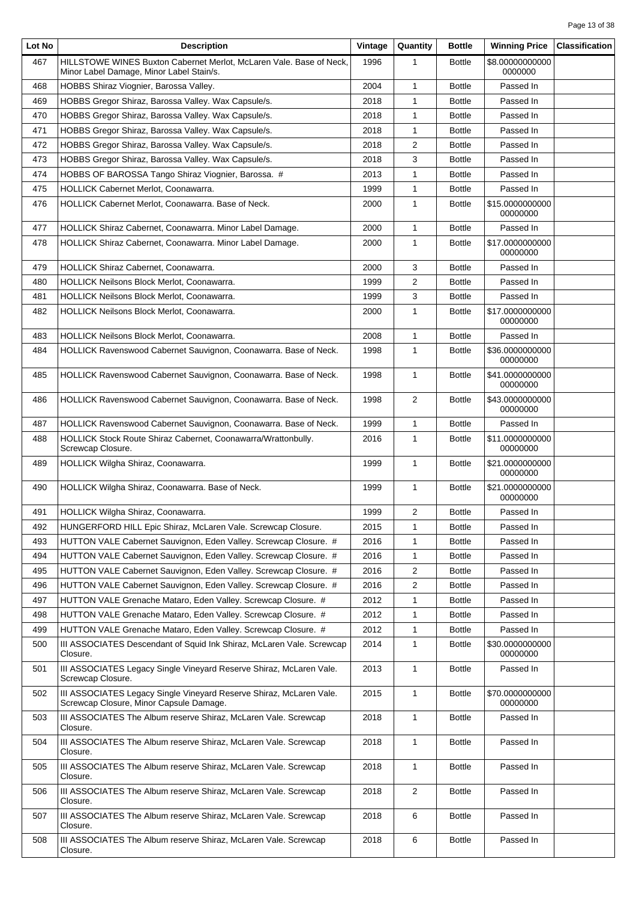| Lot No | Description | Vintage | Quantity | Bottle | Winning Price | Classification |
|---|---|---|---|---|---|---|
| 467 | HILLSTOWE WINES Buxton Cabernet Merlot, McLaren Vale. Base of Neck, Minor Label Damage, Minor Label Stain/s. | 1996 | 1 | Bottle | $8.000000000000000000 | |
| 468 | HOBBS Shiraz Viognier, Barossa Valley. | 2004 | 1 | Bottle | Passed In | |
| 469 | HOBBS Gregor Shiraz, Barossa Valley. Wax Capsule/s. | 2018 | 1 | Bottle | Passed In | |
| 470 | HOBBS Gregor Shiraz, Barossa Valley. Wax Capsule/s. | 2018 | 1 | Bottle | Passed In | |
| 471 | HOBBS Gregor Shiraz, Barossa Valley. Wax Capsule/s. | 2018 | 1 | Bottle | Passed In | |
| 472 | HOBBS Gregor Shiraz, Barossa Valley. Wax Capsule/s. | 2018 | 2 | Bottle | Passed In | |
| 473 | HOBBS Gregor Shiraz, Barossa Valley. Wax Capsule/s. | 2018 | 3 | Bottle | Passed In | |
| 474 | HOBBS OF BAROSSA Tango Shiraz Viognier, Barossa. # | 2013 | 1 | Bottle | Passed In | |
| 475 | HOLLICK Cabernet Merlot, Coonawarra. | 1999 | 1 | Bottle | Passed In | |
| 476 | HOLLICK Cabernet Merlot, Coonawarra. Base of Neck. | 2000 | 1 | Bottle | $15.000000000000000000 | |
| 477 | HOLLICK Shiraz Cabernet, Coonawarra. Minor Label Damage. | 2000 | 1 | Bottle | Passed In | |
| 478 | HOLLICK Shiraz Cabernet, Coonawarra. Minor Label Damage. | 2000 | 1 | Bottle | $17.000000000000000000 | |
| 479 | HOLLICK Shiraz Cabernet, Coonawarra. | 2000 | 3 | Bottle | Passed In | |
| 480 | HOLLICK Neilsons Block Merlot, Coonawarra. | 1999 | 2 | Bottle | Passed In | |
| 481 | HOLLICK Neilsons Block Merlot, Coonawarra. | 1999 | 3 | Bottle | Passed In | |
| 482 | HOLLICK Neilsons Block Merlot, Coonawarra. | 2000 | 1 | Bottle | $17.000000000000000000 | |
| 483 | HOLLICK Neilsons Block Merlot, Coonawarra. | 2008 | 1 | Bottle | Passed In | |
| 484 | HOLLICK Ravenswood Cabernet Sauvignon, Coonawarra. Base of Neck. | 1998 | 1 | Bottle | $36.000000000000000000 | |
| 485 | HOLLICK Ravenswood Cabernet Sauvignon, Coonawarra. Base of Neck. | 1998 | 1 | Bottle | $41.000000000000000000 | |
| 486 | HOLLICK Ravenswood Cabernet Sauvignon, Coonawarra. Base of Neck. | 1998 | 2 | Bottle | $43.000000000000000000 | |
| 487 | HOLLICK Ravenswood Cabernet Sauvignon, Coonawarra. Base of Neck. | 1999 | 1 | Bottle | Passed In | |
| 488 | HOLLICK Stock Route Shiraz Cabernet, Coonawarra/Wrattonbully. Screwcap Closure. | 2016 | 1 | Bottle | $11.000000000000000000 | |
| 489 | HOLLICK Wilgha Shiraz, Coonawarra. | 1999 | 1 | Bottle | $21.000000000000000000 | |
| 490 | HOLLICK Wilgha Shiraz, Coonawarra. Base of Neck. | 1999 | 1 | Bottle | $21.000000000000000000 | |
| 491 | HOLLICK Wilgha Shiraz, Coonawarra. | 1999 | 2 | Bottle | Passed In | |
| 492 | HUNGERFORD HILL Epic Shiraz, McLaren Vale. Screwcap Closure. | 2015 | 1 | Bottle | Passed In | |
| 493 | HUTTON VALE Cabernet Sauvignon, Eden Valley. Screwcap Closure. # | 2016 | 1 | Bottle | Passed In | |
| 494 | HUTTON VALE Cabernet Sauvignon, Eden Valley. Screwcap Closure. # | 2016 | 1 | Bottle | Passed In | |
| 495 | HUTTON VALE Cabernet Sauvignon, Eden Valley. Screwcap Closure. # | 2016 | 2 | Bottle | Passed In | |
| 496 | HUTTON VALE Cabernet Sauvignon, Eden Valley. Screwcap Closure. # | 2016 | 2 | Bottle | Passed In | |
| 497 | HUTTON VALE Grenache Mataro, Eden Valley. Screwcap Closure. # | 2012 | 1 | Bottle | Passed In | |
| 498 | HUTTON VALE Grenache Mataro, Eden Valley. Screwcap Closure. # | 2012 | 1 | Bottle | Passed In | |
| 499 | HUTTON VALE Grenache Mataro, Eden Valley. Screwcap Closure. # | 2012 | 1 | Bottle | Passed In | |
| 500 | III ASSOCIATES Descendant of Squid Ink Shiraz, McLaren Vale. Screwcap Closure. | 2014 | 1 | Bottle | $30.000000000000000000 | |
| 501 | III ASSOCIATES Legacy Single Vineyard Reserve Shiraz, McLaren Vale. Screwcap Closure. | 2013 | 1 | Bottle | Passed In | |
| 502 | III ASSOCIATES Legacy Single Vineyard Reserve Shiraz, McLaren Vale. Screwcap Closure, Minor Capsule Damage. | 2015 | 1 | Bottle | $70.000000000000000000 | |
| 503 | III ASSOCIATES The Album reserve Shiraz, McLaren Vale. Screwcap Closure. | 2018 | 1 | Bottle | Passed In | |
| 504 | III ASSOCIATES The Album reserve Shiraz, McLaren Vale. Screwcap Closure. | 2018 | 1 | Bottle | Passed In | |
| 505 | III ASSOCIATES The Album reserve Shiraz, McLaren Vale. Screwcap Closure. | 2018 | 1 | Bottle | Passed In | |
| 506 | III ASSOCIATES The Album reserve Shiraz, McLaren Vale. Screwcap Closure. | 2018 | 2 | Bottle | Passed In | |
| 507 | III ASSOCIATES The Album reserve Shiraz, McLaren Vale. Screwcap Closure. | 2018 | 6 | Bottle | Passed In | |
| 508 | III ASSOCIATES The Album reserve Shiraz, McLaren Vale. Screwcap Closure. | 2018 | 6 | Bottle | Passed In | |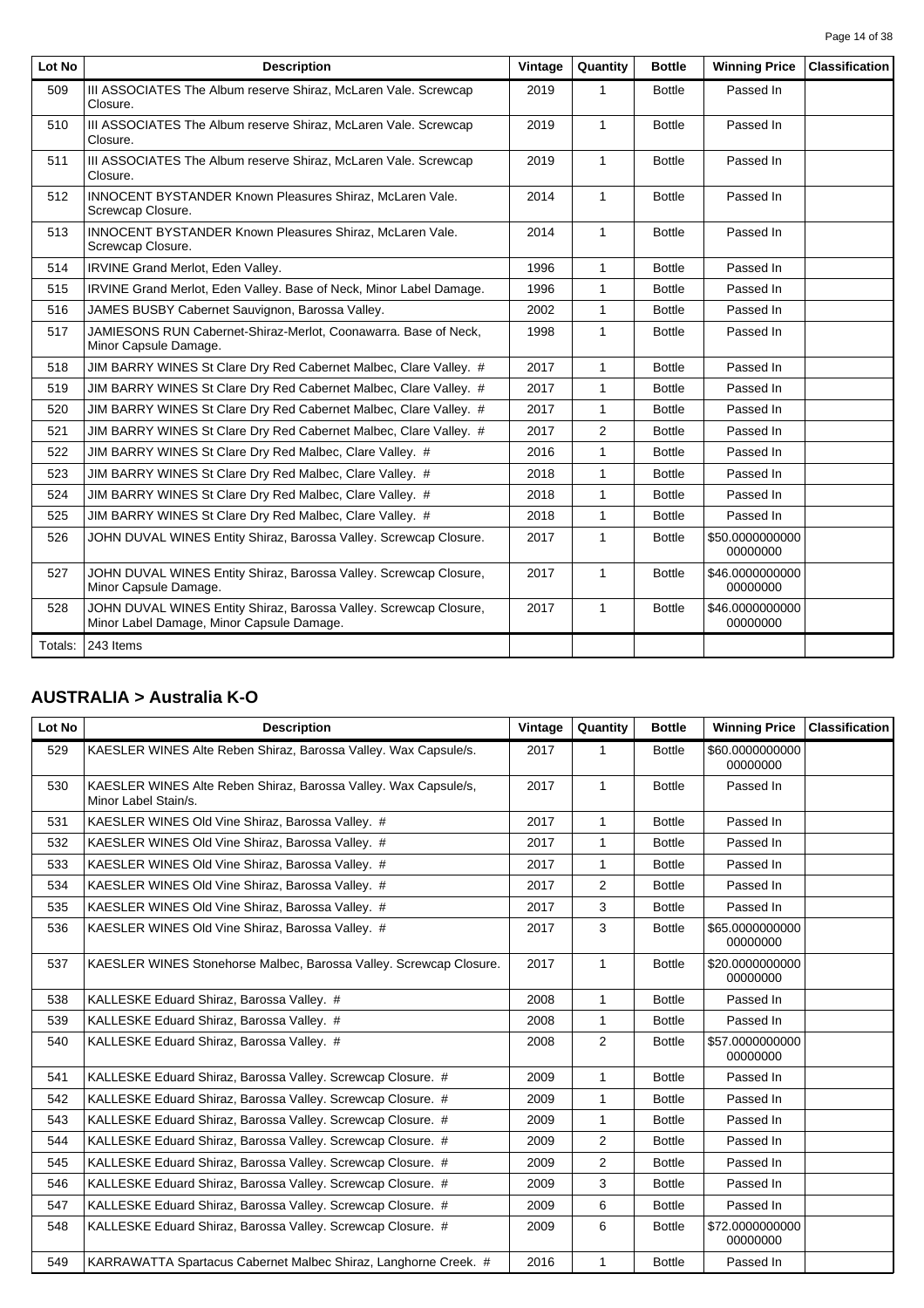| Lot No | Description | Vintage | Quantity | Bottle | Winning Price | Classification |
|---|---|---|---|---|---|---|
| 509 | III ASSOCIATES The Album reserve Shiraz, McLaren Vale. Screwcap Closure. | 2019 | 1 | Bottle | Passed In | |
| 510 | III ASSOCIATES The Album reserve Shiraz, McLaren Vale. Screwcap Closure. | 2019 | 1 | Bottle | Passed In | |
| 511 | III ASSOCIATES The Album reserve Shiraz, McLaren Vale. Screwcap Closure. | 2019 | 1 | Bottle | Passed In | |
| 512 | INNOCENT BYSTANDER Known Pleasures Shiraz, McLaren Vale. Screwcap Closure. | 2014 | 1 | Bottle | Passed In | |
| 513 | INNOCENT BYSTANDER Known Pleasures Shiraz, McLaren Vale. Screwcap Closure. | 2014 | 1 | Bottle | Passed In | |
| 514 | IRVINE Grand Merlot, Eden Valley. | 1996 | 1 | Bottle | Passed In | |
| 515 | IRVINE Grand Merlot, Eden Valley. Base of Neck, Minor Label Damage. | 1996 | 1 | Bottle | Passed In | |
| 516 | JAMES BUSBY Cabernet Sauvignon, Barossa Valley. | 2002 | 1 | Bottle | Passed In | |
| 517 | JAMIESONS RUN Cabernet-Shiraz-Merlot, Coonawarra. Base of Neck, Minor Capsule Damage. | 1998 | 1 | Bottle | Passed In | |
| 518 | JIM BARRY WINES St Clare Dry Red Cabernet Malbec, Clare Valley. # | 2017 | 1 | Bottle | Passed In | |
| 519 | JIM BARRY WINES St Clare Dry Red Cabernet Malbec, Clare Valley. # | 2017 | 1 | Bottle | Passed In | |
| 520 | JIM BARRY WINES St Clare Dry Red Cabernet Malbec, Clare Valley. # | 2017 | 1 | Bottle | Passed In | |
| 521 | JIM BARRY WINES St Clare Dry Red Cabernet Malbec, Clare Valley. # | 2017 | 2 | Bottle | Passed In | |
| 522 | JIM BARRY WINES St Clare Dry Red Malbec, Clare Valley. # | 2016 | 1 | Bottle | Passed In | |
| 523 | JIM BARRY WINES St Clare Dry Red Malbec, Clare Valley. # | 2018 | 1 | Bottle | Passed In | |
| 524 | JIM BARRY WINES St Clare Dry Red Malbec, Clare Valley. # | 2018 | 1 | Bottle | Passed In | |
| 525 | JIM BARRY WINES St Clare Dry Red Malbec, Clare Valley. # | 2018 | 1 | Bottle | Passed In | |
| 526 | JOHN DUVAL WINES Entity Shiraz, Barossa Valley. Screwcap Closure. | 2017 | 1 | Bottle | $50.000000000000000000 | |
| 527 | JOHN DUVAL WINES Entity Shiraz, Barossa Valley. Screwcap Closure, Minor Capsule Damage. | 2017 | 1 | Bottle | $46.000000000000000000 | |
| 528 | JOHN DUVAL WINES Entity Shiraz, Barossa Valley. Screwcap Closure, Minor Label Damage, Minor Capsule Damage. | 2017 | 1 | Bottle | $46.000000000000000000 | |
| Totals: | 243 Items | | | | | |

## AUSTRALIA > Australia K-O

| Lot No | Description | Vintage | Quantity | Bottle | Winning Price | Classification |
|---|---|---|---|---|---|---|
| 529 | KAESLER WINES Alte Reben Shiraz, Barossa Valley. Wax Capsule/s. | 2017 | 1 | Bottle | $60.000000000000000000 | |
| 530 | KAESLER WINES Alte Reben Shiraz, Barossa Valley. Wax Capsule/s, Minor Label Stain/s. | 2017 | 1 | Bottle | Passed In | |
| 531 | KAESLER WINES Old Vine Shiraz, Barossa Valley. # | 2017 | 1 | Bottle | Passed In | |
| 532 | KAESLER WINES Old Vine Shiraz, Barossa Valley. # | 2017 | 1 | Bottle | Passed In | |
| 533 | KAESLER WINES Old Vine Shiraz, Barossa Valley. # | 2017 | 1 | Bottle | Passed In | |
| 534 | KAESLER WINES Old Vine Shiraz, Barossa Valley. # | 2017 | 2 | Bottle | Passed In | |
| 535 | KAESLER WINES Old Vine Shiraz, Barossa Valley. # | 2017 | 3 | Bottle | Passed In | |
| 536 | KAESLER WINES Old Vine Shiraz, Barossa Valley. # | 2017 | 3 | Bottle | $65.000000000000000000 | |
| 537 | KAESLER WINES Stonehorse Malbec, Barossa Valley. Screwcap Closure. | 2017 | 1 | Bottle | $20.000000000000000000 | |
| 538 | KALLESKE Eduard Shiraz, Barossa Valley. # | 2008 | 1 | Bottle | Passed In | |
| 539 | KALLESKE Eduard Shiraz, Barossa Valley. # | 2008 | 1 | Bottle | Passed In | |
| 540 | KALLESKE Eduard Shiraz, Barossa Valley. # | 2008 | 2 | Bottle | $57.000000000000000000 | |
| 541 | KALLESKE Eduard Shiraz, Barossa Valley. Screwcap Closure. # | 2009 | 1 | Bottle | Passed In | |
| 542 | KALLESKE Eduard Shiraz, Barossa Valley. Screwcap Closure. # | 2009 | 1 | Bottle | Passed In | |
| 543 | KALLESKE Eduard Shiraz, Barossa Valley. Screwcap Closure. # | 2009 | 1 | Bottle | Passed In | |
| 544 | KALLESKE Eduard Shiraz, Barossa Valley. Screwcap Closure. # | 2009 | 2 | Bottle | Passed In | |
| 545 | KALLESKE Eduard Shiraz, Barossa Valley. Screwcap Closure. # | 2009 | 2 | Bottle | Passed In | |
| 546 | KALLESKE Eduard Shiraz, Barossa Valley. Screwcap Closure. # | 2009 | 3 | Bottle | Passed In | |
| 547 | KALLESKE Eduard Shiraz, Barossa Valley. Screwcap Closure. # | 2009 | 6 | Bottle | Passed In | |
| 548 | KALLESKE Eduard Shiraz, Barossa Valley. Screwcap Closure. # | 2009 | 6 | Bottle | $72.000000000000000000 | |
| 549 | KARRAWATTA Spartacus Cabernet Malbec Shiraz, Langhorne Creek. # | 2016 | 1 | Bottle | Passed In | |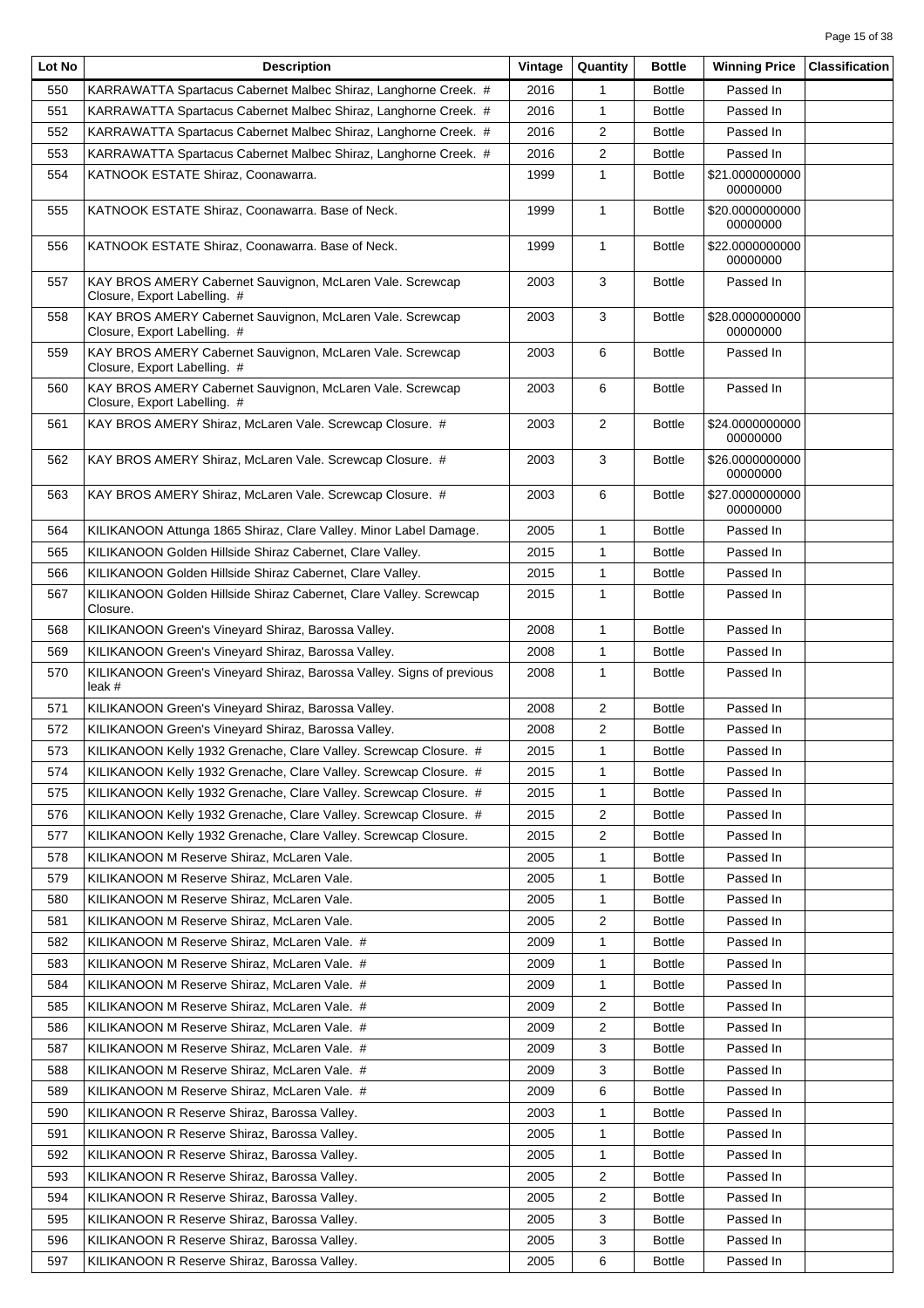| Lot No | Description | Vintage | Quantity | Bottle | Winning Price | Classification |
|---|---|---|---|---|---|---|
| 550 | KARRAWATTA Spartacus Cabernet Malbec Shiraz, Langhorne Creek. # | 2016 | 1 | Bottle | Passed In | |
| 551 | KARRAWATTA Spartacus Cabernet Malbec Shiraz, Langhorne Creek. # | 2016 | 1 | Bottle | Passed In | |
| 552 | KARRAWATTA Spartacus Cabernet Malbec Shiraz, Langhorne Creek. # | 2016 | 2 | Bottle | Passed In | |
| 553 | KARRAWATTA Spartacus Cabernet Malbec Shiraz, Langhorne Creek. # | 2016 | 2 | Bottle | Passed In | |
| 554 | KATNOOK ESTATE Shiraz, Coonawarra. | 1999 | 1 | Bottle | $21.000000000000000000 | |
| 555 | KATNOOK ESTATE Shiraz, Coonawarra. Base of Neck. | 1999 | 1 | Bottle | $20.000000000000000000 | |
| 556 | KATNOOK ESTATE Shiraz, Coonawarra. Base of Neck. | 1999 | 1 | Bottle | $22.000000000000000000 | |
| 557 | KAY BROS AMERY Cabernet Sauvignon, McLaren Vale. Screwcap Closure, Export Labelling. # | 2003 | 3 | Bottle | Passed In | |
| 558 | KAY BROS AMERY Cabernet Sauvignon, McLaren Vale. Screwcap Closure, Export Labelling. # | 2003 | 3 | Bottle | $28.000000000000000000 | |
| 559 | KAY BROS AMERY Cabernet Sauvignon, McLaren Vale. Screwcap Closure, Export Labelling. # | 2003 | 6 | Bottle | Passed In | |
| 560 | KAY BROS AMERY Cabernet Sauvignon, McLaren Vale. Screwcap Closure, Export Labelling. # | 2003 | 6 | Bottle | Passed In | |
| 561 | KAY BROS AMERY Shiraz, McLaren Vale. Screwcap Closure. # | 2003 | 2 | Bottle | $24.000000000000000000 | |
| 562 | KAY BROS AMERY Shiraz, McLaren Vale. Screwcap Closure. # | 2003 | 3 | Bottle | $26.000000000000000000 | |
| 563 | KAY BROS AMERY Shiraz, McLaren Vale. Screwcap Closure. # | 2003 | 6 | Bottle | $27.000000000000000000 | |
| 564 | KILIKANOON Attunga 1865 Shiraz, Clare Valley. Minor Label Damage. | 2005 | 1 | Bottle | Passed In | |
| 565 | KILIKANOON Golden Hillside Shiraz Cabernet, Clare Valley. | 2015 | 1 | Bottle | Passed In | |
| 566 | KILIKANOON Golden Hillside Shiraz Cabernet, Clare Valley. | 2015 | 1 | Bottle | Passed In | |
| 567 | KILIKANOON Golden Hillside Shiraz Cabernet, Clare Valley. Screwcap Closure. | 2015 | 1 | Bottle | Passed In | |
| 568 | KILIKANOON Green's Vineyard Shiraz, Barossa Valley. | 2008 | 1 | Bottle | Passed In | |
| 569 | KILIKANOON Green's Vineyard Shiraz, Barossa Valley. | 2008 | 1 | Bottle | Passed In | |
| 570 | KILIKANOON Green's Vineyard Shiraz, Barossa Valley. Signs of previous leak # | 2008 | 1 | Bottle | Passed In | |
| 571 | KILIKANOON Green's Vineyard Shiraz, Barossa Valley. | 2008 | 2 | Bottle | Passed In | |
| 572 | KILIKANOON Green's Vineyard Shiraz, Barossa Valley. | 2008 | 2 | Bottle | Passed In | |
| 573 | KILIKANOON Kelly 1932 Grenache, Clare Valley. Screwcap Closure. # | 2015 | 1 | Bottle | Passed In | |
| 574 | KILIKANOON Kelly 1932 Grenache, Clare Valley. Screwcap Closure. # | 2015 | 1 | Bottle | Passed In | |
| 575 | KILIKANOON Kelly 1932 Grenache, Clare Valley. Screwcap Closure. # | 2015 | 1 | Bottle | Passed In | |
| 576 | KILIKANOON Kelly 1932 Grenache, Clare Valley. Screwcap Closure. # | 2015 | 2 | Bottle | Passed In | |
| 577 | KILIKANOON Kelly 1932 Grenache, Clare Valley. Screwcap Closure. | 2015 | 2 | Bottle | Passed In | |
| 578 | KILIKANOON M Reserve Shiraz, McLaren Vale. | 2005 | 1 | Bottle | Passed In | |
| 579 | KILIKANOON M Reserve Shiraz, McLaren Vale. | 2005 | 1 | Bottle | Passed In | |
| 580 | KILIKANOON M Reserve Shiraz, McLaren Vale. | 2005 | 1 | Bottle | Passed In | |
| 581 | KILIKANOON M Reserve Shiraz, McLaren Vale. | 2005 | 2 | Bottle | Passed In | |
| 582 | KILIKANOON M Reserve Shiraz, McLaren Vale. # | 2009 | 1 | Bottle | Passed In | |
| 583 | KILIKANOON M Reserve Shiraz, McLaren Vale. # | 2009 | 1 | Bottle | Passed In | |
| 584 | KILIKANOON M Reserve Shiraz, McLaren Vale. # | 2009 | 1 | Bottle | Passed In | |
| 585 | KILIKANOON M Reserve Shiraz, McLaren Vale. # | 2009 | 2 | Bottle | Passed In | |
| 586 | KILIKANOON M Reserve Shiraz, McLaren Vale. # | 2009 | 2 | Bottle | Passed In | |
| 587 | KILIKANOON M Reserve Shiraz, McLaren Vale. # | 2009 | 3 | Bottle | Passed In | |
| 588 | KILIKANOON M Reserve Shiraz, McLaren Vale. # | 2009 | 3 | Bottle | Passed In | |
| 589 | KILIKANOON M Reserve Shiraz, McLaren Vale. # | 2009 | 6 | Bottle | Passed In | |
| 590 | KILIKANOON R Reserve Shiraz, Barossa Valley. | 2003 | 1 | Bottle | Passed In | |
| 591 | KILIKANOON R Reserve Shiraz, Barossa Valley. | 2005 | 1 | Bottle | Passed In | |
| 592 | KILIKANOON R Reserve Shiraz, Barossa Valley. | 2005 | 1 | Bottle | Passed In | |
| 593 | KILIKANOON R Reserve Shiraz, Barossa Valley. | 2005 | 2 | Bottle | Passed In | |
| 594 | KILIKANOON R Reserve Shiraz, Barossa Valley. | 2005 | 2 | Bottle | Passed In | |
| 595 | KILIKANOON R Reserve Shiraz, Barossa Valley. | 2005 | 3 | Bottle | Passed In | |
| 596 | KILIKANOON R Reserve Shiraz, Barossa Valley. | 2005 | 3 | Bottle | Passed In | |
| 597 | KILIKANOON R Reserve Shiraz, Barossa Valley. | 2005 | 6 | Bottle | Passed In | |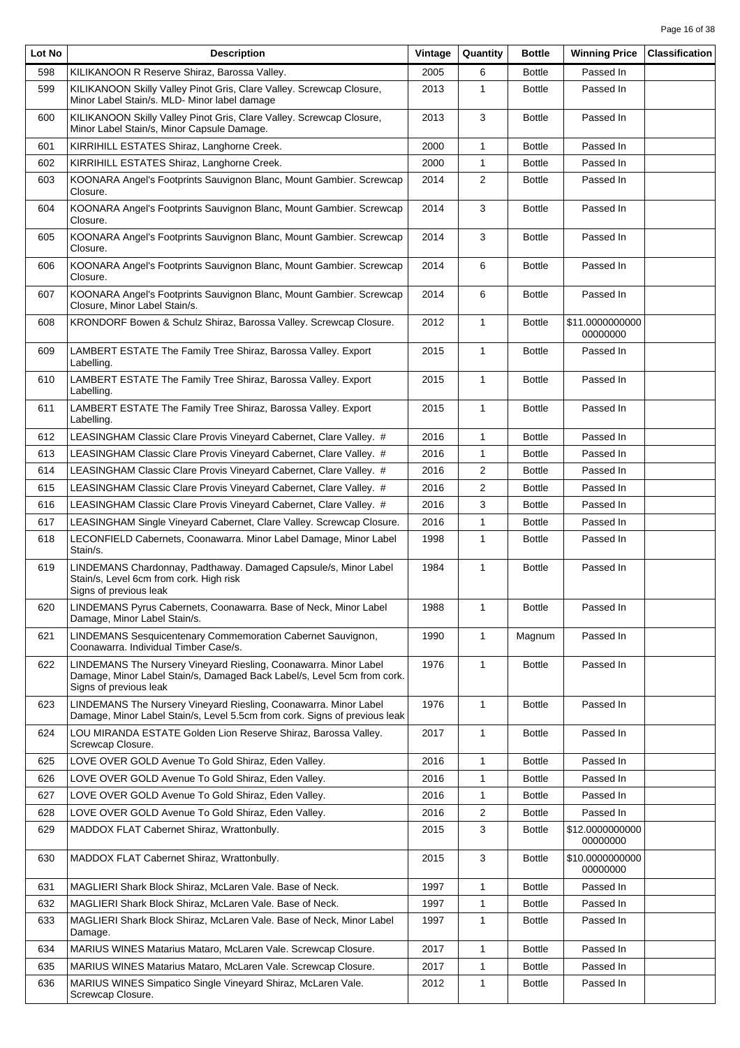| Lot No | Description | Vintage | Quantity | Bottle | Winning Price | Classification |
|---|---|---|---|---|---|---|
| 598 | KILIKANOON R Reserve Shiraz, Barossa Valley. | 2005 | 6 | Bottle | Passed In | |
| 599 | KILIKANOON Skilly Valley Pinot Gris, Clare Valley. Screwcap Closure, Minor Label Stain/s. MLD- Minor label damage | 2013 | 1 | Bottle | Passed In | |
| 600 | KILIKANOON Skilly Valley Pinot Gris, Clare Valley. Screwcap Closure, Minor Label Stain/s, Minor Capsule Damage. | 2013 | 3 | Bottle | Passed In | |
| 601 | KIRRIHILL ESTATES Shiraz, Langhorne Creek. | 2000 | 1 | Bottle | Passed In | |
| 602 | KIRRIHILL ESTATES Shiraz, Langhorne Creek. | 2000 | 1 | Bottle | Passed In | |
| 603 | KOONARA Angel's Footprints Sauvignon Blanc, Mount Gambier. Screwcap Closure. | 2014 | 2 | Bottle | Passed In | |
| 604 | KOONARA Angel's Footprints Sauvignon Blanc, Mount Gambier. Screwcap Closure. | 2014 | 3 | Bottle | Passed In | |
| 605 | KOONARA Angel's Footprints Sauvignon Blanc, Mount Gambier. Screwcap Closure. | 2014 | 3 | Bottle | Passed In | |
| 606 | KOONARA Angel's Footprints Sauvignon Blanc, Mount Gambier. Screwcap Closure. | 2014 | 6 | Bottle | Passed In | |
| 607 | KOONARA Angel's Footprints Sauvignon Blanc, Mount Gambier. Screwcap Closure, Minor Label Stain/s. | 2014 | 6 | Bottle | Passed In | |
| 608 | KRONDORF Bowen & Schulz Shiraz, Barossa Valley. Screwcap Closure. | 2012 | 1 | Bottle | $11.000000000000000000 | |
| 609 | LAMBERT ESTATE The Family Tree Shiraz, Barossa Valley. Export Labelling. | 2015 | 1 | Bottle | Passed In | |
| 610 | LAMBERT ESTATE The Family Tree Shiraz, Barossa Valley. Export Labelling. | 2015 | 1 | Bottle | Passed In | |
| 611 | LAMBERT ESTATE The Family Tree Shiraz, Barossa Valley. Export Labelling. | 2015 | 1 | Bottle | Passed In | |
| 612 | LEASINGHAM Classic Clare Provis Vineyard Cabernet, Clare Valley. # | 2016 | 1 | Bottle | Passed In | |
| 613 | LEASINGHAM Classic Clare Provis Vineyard Cabernet, Clare Valley. # | 2016 | 1 | Bottle | Passed In | |
| 614 | LEASINGHAM Classic Clare Provis Vineyard Cabernet, Clare Valley. # | 2016 | 2 | Bottle | Passed In | |
| 615 | LEASINGHAM Classic Clare Provis Vineyard Cabernet, Clare Valley. # | 2016 | 2 | Bottle | Passed In | |
| 616 | LEASINGHAM Classic Clare Provis Vineyard Cabernet, Clare Valley. # | 2016 | 3 | Bottle | Passed In | |
| 617 | LEASINGHAM Single Vineyard Cabernet, Clare Valley. Screwcap Closure. | 2016 | 1 | Bottle | Passed In | |
| 618 | LECONFIELD Cabernets, Coonawarra. Minor Label Damage, Minor Label Stain/s. | 1998 | 1 | Bottle | Passed In | |
| 619 | LINDEMANS Chardonnay, Padthaway. Damaged Capsule/s, Minor Label Stain/s, Level 6cm from cork. High risk Signs of previous leak | 1984 | 1 | Bottle | Passed In | |
| 620 | LINDEMANS Pyrus Cabernets, Coonawarra. Base of Neck, Minor Label Damage, Minor Label Stain/s. | 1988 | 1 | Bottle | Passed In | |
| 621 | LINDEMANS Sesquicentenary Commemoration Cabernet Sauvignon, Coonawarra. Individual Timber Case/s. | 1990 | 1 | Magnum | Passed In | |
| 622 | LINDEMANS The Nursery Vineyard Riesling, Coonawarra. Minor Label Damage, Minor Label Stain/s, Damaged Back Label/s, Level 5cm from cork. Signs of previous leak | 1976 | 1 | Bottle | Passed In | |
| 623 | LINDEMANS The Nursery Vineyard Riesling, Coonawarra. Minor Label Damage, Minor Label Stain/s, Level 5.5cm from cork. Signs of previous leak | 1976 | 1 | Bottle | Passed In | |
| 624 | LOU MIRANDA ESTATE Golden Lion Reserve Shiraz, Barossa Valley. Screwcap Closure. | 2017 | 1 | Bottle | Passed In | |
| 625 | LOVE OVER GOLD Avenue To Gold Shiraz, Eden Valley. | 2016 | 1 | Bottle | Passed In | |
| 626 | LOVE OVER GOLD Avenue To Gold Shiraz, Eden Valley. | 2016 | 1 | Bottle | Passed In | |
| 627 | LOVE OVER GOLD Avenue To Gold Shiraz, Eden Valley. | 2016 | 1 | Bottle | Passed In | |
| 628 | LOVE OVER GOLD Avenue To Gold Shiraz, Eden Valley. | 2016 | 2 | Bottle | Passed In | |
| 629 | MADDOX FLAT Cabernet Shiraz, Wrattonbully. | 2015 | 3 | Bottle | $12.000000000000000000 | |
| 630 | MADDOX FLAT Cabernet Shiraz, Wrattonbully. | 2015 | 3 | Bottle | $10.000000000000000000 | |
| 631 | MAGLIERI Shark Block Shiraz, McLaren Vale. Base of Neck. | 1997 | 1 | Bottle | Passed In | |
| 632 | MAGLIERI Shark Block Shiraz, McLaren Vale. Base of Neck. | 1997 | 1 | Bottle | Passed In | |
| 633 | MAGLIERI Shark Block Shiraz, McLaren Vale. Base of Neck, Minor Label Damage. | 1997 | 1 | Bottle | Passed In | |
| 634 | MARIUS WINES Matarius Mataro, McLaren Vale. Screwcap Closure. | 2017 | 1 | Bottle | Passed In | |
| 635 | MARIUS WINES Matarius Mataro, McLaren Vale. Screwcap Closure. | 2017 | 1 | Bottle | Passed In | |
| 636 | MARIUS WINES Simpatico Single Vineyard Shiraz, McLaren Vale. Screwcap Closure. | 2012 | 1 | Bottle | Passed In | |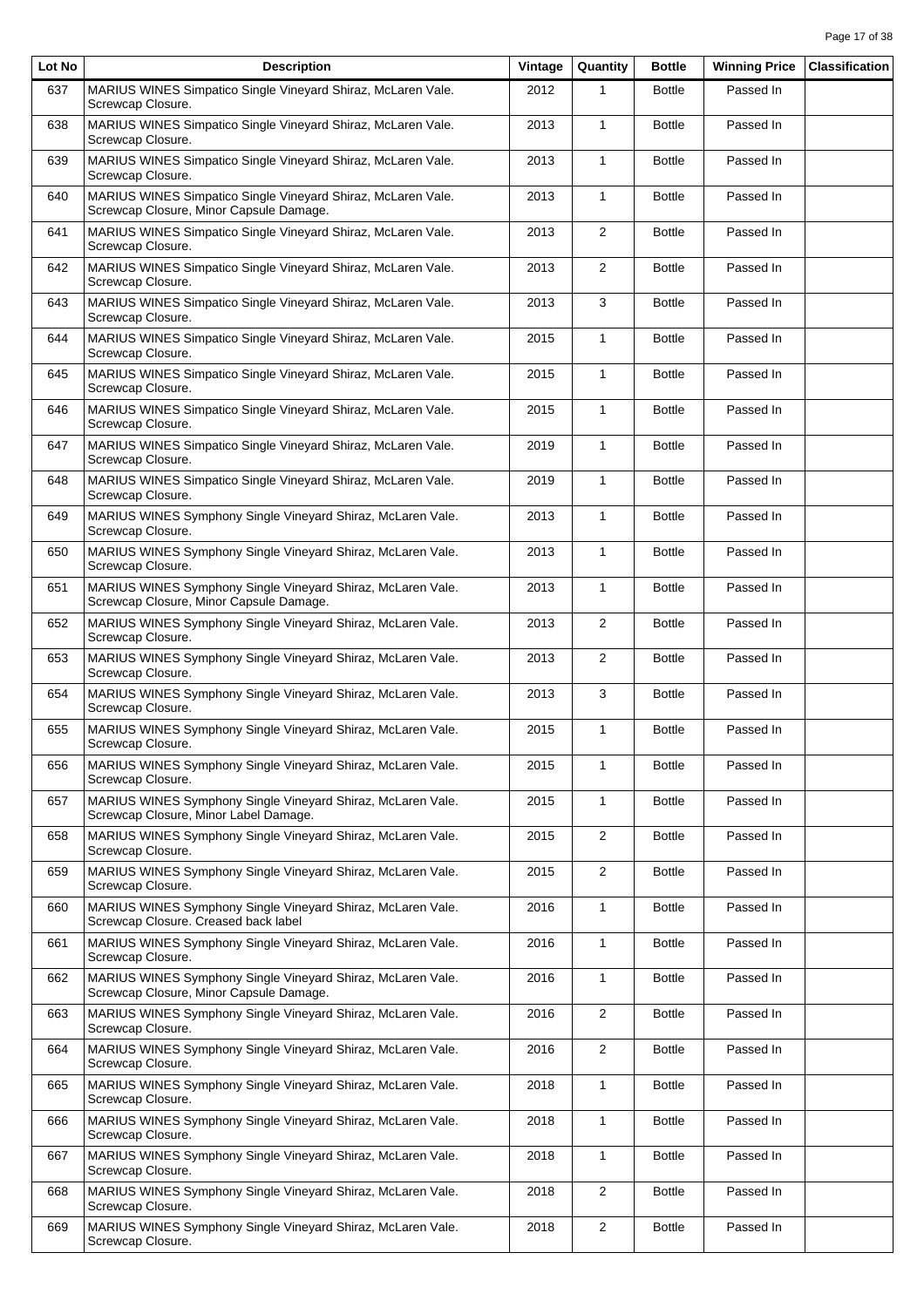| Lot No | Description | Vintage | Quantity | Bottle | Winning Price | Classification |
| --- | --- | --- | --- | --- | --- | --- |
| 637 | MARIUS WINES Simpatico Single Vineyard Shiraz, McLaren Vale. Screwcap Closure. | 2012 | 1 | Bottle | Passed In | |
| 638 | MARIUS WINES Simpatico Single Vineyard Shiraz, McLaren Vale. Screwcap Closure. | 2013 | 1 | Bottle | Passed In | |
| 639 | MARIUS WINES Simpatico Single Vineyard Shiraz, McLaren Vale. Screwcap Closure. | 2013 | 1 | Bottle | Passed In | |
| 640 | MARIUS WINES Simpatico Single Vineyard Shiraz, McLaren Vale. Screwcap Closure, Minor Capsule Damage. | 2013 | 1 | Bottle | Passed In | |
| 641 | MARIUS WINES Simpatico Single Vineyard Shiraz, McLaren Vale. Screwcap Closure. | 2013 | 2 | Bottle | Passed In | |
| 642 | MARIUS WINES Simpatico Single Vineyard Shiraz, McLaren Vale. Screwcap Closure. | 2013 | 2 | Bottle | Passed In | |
| 643 | MARIUS WINES Simpatico Single Vineyard Shiraz, McLaren Vale. Screwcap Closure. | 2013 | 3 | Bottle | Passed In | |
| 644 | MARIUS WINES Simpatico Single Vineyard Shiraz, McLaren Vale. Screwcap Closure. | 2015 | 1 | Bottle | Passed In | |
| 645 | MARIUS WINES Simpatico Single Vineyard Shiraz, McLaren Vale. Screwcap Closure. | 2015 | 1 | Bottle | Passed In | |
| 646 | MARIUS WINES Simpatico Single Vineyard Shiraz, McLaren Vale. Screwcap Closure. | 2015 | 1 | Bottle | Passed In | |
| 647 | MARIUS WINES Simpatico Single Vineyard Shiraz, McLaren Vale. Screwcap Closure. | 2019 | 1 | Bottle | Passed In | |
| 648 | MARIUS WINES Simpatico Single Vineyard Shiraz, McLaren Vale. Screwcap Closure. | 2019 | 1 | Bottle | Passed In | |
| 649 | MARIUS WINES Symphony Single Vineyard Shiraz, McLaren Vale. Screwcap Closure. | 2013 | 1 | Bottle | Passed In | |
| 650 | MARIUS WINES Symphony Single Vineyard Shiraz, McLaren Vale. Screwcap Closure. | 2013 | 1 | Bottle | Passed In | |
| 651 | MARIUS WINES Symphony Single Vineyard Shiraz, McLaren Vale. Screwcap Closure, Minor Capsule Damage. | 2013 | 1 | Bottle | Passed In | |
| 652 | MARIUS WINES Symphony Single Vineyard Shiraz, McLaren Vale. Screwcap Closure. | 2013 | 2 | Bottle | Passed In | |
| 653 | MARIUS WINES Symphony Single Vineyard Shiraz, McLaren Vale. Screwcap Closure. | 2013 | 2 | Bottle | Passed In | |
| 654 | MARIUS WINES Symphony Single Vineyard Shiraz, McLaren Vale. Screwcap Closure. | 2013 | 3 | Bottle | Passed In | |
| 655 | MARIUS WINES Symphony Single Vineyard Shiraz, McLaren Vale. Screwcap Closure. | 2015 | 1 | Bottle | Passed In | |
| 656 | MARIUS WINES Symphony Single Vineyard Shiraz, McLaren Vale. Screwcap Closure. | 2015 | 1 | Bottle | Passed In | |
| 657 | MARIUS WINES Symphony Single Vineyard Shiraz, McLaren Vale. Screwcap Closure, Minor Label Damage. | 2015 | 1 | Bottle | Passed In | |
| 658 | MARIUS WINES Symphony Single Vineyard Shiraz, McLaren Vale. Screwcap Closure. | 2015 | 2 | Bottle | Passed In | |
| 659 | MARIUS WINES Symphony Single Vineyard Shiraz, McLaren Vale. Screwcap Closure. | 2015 | 2 | Bottle | Passed In | |
| 660 | MARIUS WINES Symphony Single Vineyard Shiraz, McLaren Vale. Screwcap Closure. Creased back label | 2016 | 1 | Bottle | Passed In | |
| 661 | MARIUS WINES Symphony Single Vineyard Shiraz, McLaren Vale. Screwcap Closure. | 2016 | 1 | Bottle | Passed In | |
| 662 | MARIUS WINES Symphony Single Vineyard Shiraz, McLaren Vale. Screwcap Closure, Minor Capsule Damage. | 2016 | 1 | Bottle | Passed In | |
| 663 | MARIUS WINES Symphony Single Vineyard Shiraz, McLaren Vale. Screwcap Closure. | 2016 | 2 | Bottle | Passed In | |
| 664 | MARIUS WINES Symphony Single Vineyard Shiraz, McLaren Vale. Screwcap Closure. | 2016 | 2 | Bottle | Passed In | |
| 665 | MARIUS WINES Symphony Single Vineyard Shiraz, McLaren Vale. Screwcap Closure. | 2018 | 1 | Bottle | Passed In | |
| 666 | MARIUS WINES Symphony Single Vineyard Shiraz, McLaren Vale. Screwcap Closure. | 2018 | 1 | Bottle | Passed In | |
| 667 | MARIUS WINES Symphony Single Vineyard Shiraz, McLaren Vale. Screwcap Closure. | 2018 | 1 | Bottle | Passed In | |
| 668 | MARIUS WINES Symphony Single Vineyard Shiraz, McLaren Vale. Screwcap Closure. | 2018 | 2 | Bottle | Passed In | |
| 669 | MARIUS WINES Symphony Single Vineyard Shiraz, McLaren Vale. Screwcap Closure. | 2018 | 2 | Bottle | Passed In | |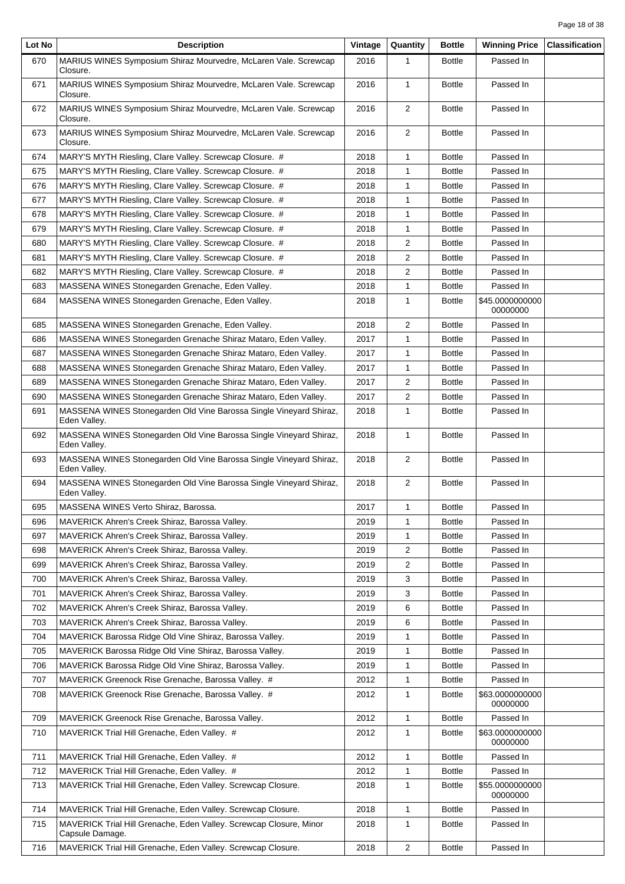| Lot No | Description | Vintage | Quantity | Bottle | Winning Price | Classification |
|---|---|---|---|---|---|---|
| 670 | MARIUS WINES Symposium Shiraz Mourvedre, McLaren Vale. Screwcap Closure. | 2016 | 1 | Bottle | Passed In | |
| 671 | MARIUS WINES Symposium Shiraz Mourvedre, McLaren Vale. Screwcap Closure. | 2016 | 1 | Bottle | Passed In | |
| 672 | MARIUS WINES Symposium Shiraz Mourvedre, McLaren Vale. Screwcap Closure. | 2016 | 2 | Bottle | Passed In | |
| 673 | MARIUS WINES Symposium Shiraz Mourvedre, McLaren Vale. Screwcap Closure. | 2016 | 2 | Bottle | Passed In | |
| 674 | MARY'S MYTH Riesling, Clare Valley. Screwcap Closure. # | 2018 | 1 | Bottle | Passed In | |
| 675 | MARY'S MYTH Riesling, Clare Valley. Screwcap Closure. # | 2018 | 1 | Bottle | Passed In | |
| 676 | MARY'S MYTH Riesling, Clare Valley. Screwcap Closure. # | 2018 | 1 | Bottle | Passed In | |
| 677 | MARY'S MYTH Riesling, Clare Valley. Screwcap Closure. # | 2018 | 1 | Bottle | Passed In | |
| 678 | MARY'S MYTH Riesling, Clare Valley. Screwcap Closure. # | 2018 | 1 | Bottle | Passed In | |
| 679 | MARY'S MYTH Riesling, Clare Valley. Screwcap Closure. # | 2018 | 1 | Bottle | Passed In | |
| 680 | MARY'S MYTH Riesling, Clare Valley. Screwcap Closure. # | 2018 | 2 | Bottle | Passed In | |
| 681 | MARY'S MYTH Riesling, Clare Valley. Screwcap Closure. # | 2018 | 2 | Bottle | Passed In | |
| 682 | MARY'S MYTH Riesling, Clare Valley. Screwcap Closure. # | 2018 | 2 | Bottle | Passed In | |
| 683 | MASSENA WINES Stonegarden Grenache, Eden Valley. | 2018 | 1 | Bottle | Passed In | |
| 684 | MASSENA WINES Stonegarden Grenache, Eden Valley. | 2018 | 1 | Bottle | $45.000000000000000000 | |
| 685 | MASSENA WINES Stonegarden Grenache, Eden Valley. | 2018 | 2 | Bottle | Passed In | |
| 686 | MASSENA WINES Stonegarden Grenache Shiraz Mataro, Eden Valley. | 2017 | 1 | Bottle | Passed In | |
| 687 | MASSENA WINES Stonegarden Grenache Shiraz Mataro, Eden Valley. | 2017 | 1 | Bottle | Passed In | |
| 688 | MASSENA WINES Stonegarden Grenache Shiraz Mataro, Eden Valley. | 2017 | 1 | Bottle | Passed In | |
| 689 | MASSENA WINES Stonegarden Grenache Shiraz Mataro, Eden Valley. | 2017 | 2 | Bottle | Passed In | |
| 690 | MASSENA WINES Stonegarden Grenache Shiraz Mataro, Eden Valley. | 2017 | 2 | Bottle | Passed In | |
| 691 | MASSENA WINES Stonegarden Old Vine Barossa Single Vineyard Shiraz, Eden Valley. | 2018 | 1 | Bottle | Passed In | |
| 692 | MASSENA WINES Stonegarden Old Vine Barossa Single Vineyard Shiraz, Eden Valley. | 2018 | 1 | Bottle | Passed In | |
| 693 | MASSENA WINES Stonegarden Old Vine Barossa Single Vineyard Shiraz, Eden Valley. | 2018 | 2 | Bottle | Passed In | |
| 694 | MASSENA WINES Stonegarden Old Vine Barossa Single Vineyard Shiraz, Eden Valley. | 2018 | 2 | Bottle | Passed In | |
| 695 | MASSENA WINES Verto Shiraz, Barossa. | 2017 | 1 | Bottle | Passed In | |
| 696 | MAVERICK Ahren's Creek Shiraz, Barossa Valley. | 2019 | 1 | Bottle | Passed In | |
| 697 | MAVERICK Ahren's Creek Shiraz, Barossa Valley. | 2019 | 1 | Bottle | Passed In | |
| 698 | MAVERICK Ahren's Creek Shiraz, Barossa Valley. | 2019 | 2 | Bottle | Passed In | |
| 699 | MAVERICK Ahren's Creek Shiraz, Barossa Valley. | 2019 | 2 | Bottle | Passed In | |
| 700 | MAVERICK Ahren's Creek Shiraz, Barossa Valley. | 2019 | 3 | Bottle | Passed In | |
| 701 | MAVERICK Ahren's Creek Shiraz, Barossa Valley. | 2019 | 3 | Bottle | Passed In | |
| 702 | MAVERICK Ahren's Creek Shiraz, Barossa Valley. | 2019 | 6 | Bottle | Passed In | |
| 703 | MAVERICK Ahren's Creek Shiraz, Barossa Valley. | 2019 | 6 | Bottle | Passed In | |
| 704 | MAVERICK Barossa Ridge Old Vine Shiraz, Barossa Valley. | 2019 | 1 | Bottle | Passed In | |
| 705 | MAVERICK Barossa Ridge Old Vine Shiraz, Barossa Valley. | 2019 | 1 | Bottle | Passed In | |
| 706 | MAVERICK Barossa Ridge Old Vine Shiraz, Barossa Valley. | 2019 | 1 | Bottle | Passed In | |
| 707 | MAVERICK Greenock Rise Grenache, Barossa Valley. # | 2012 | 1 | Bottle | Passed In | |
| 708 | MAVERICK Greenock Rise Grenache, Barossa Valley. # | 2012 | 1 | Bottle | $63.000000000000000000 | |
| 709 | MAVERICK Greenock Rise Grenache, Barossa Valley. | 2012 | 1 | Bottle | Passed In | |
| 710 | MAVERICK Trial Hill Grenache, Eden Valley. # | 2012 | 1 | Bottle | $63.000000000000000000 | |
| 711 | MAVERICK Trial Hill Grenache, Eden Valley. # | 2012 | 1 | Bottle | Passed In | |
| 712 | MAVERICK Trial Hill Grenache, Eden Valley. # | 2012 | 1 | Bottle | Passed In | |
| 713 | MAVERICK Trial Hill Grenache, Eden Valley. Screwcap Closure. | 2018 | 1 | Bottle | $55.000000000000000000 | |
| 714 | MAVERICK Trial Hill Grenache, Eden Valley. Screwcap Closure. | 2018 | 1 | Bottle | Passed In | |
| 715 | MAVERICK Trial Hill Grenache, Eden Valley. Screwcap Closure, Minor Capsule Damage. | 2018 | 1 | Bottle | Passed In | |
| 716 | MAVERICK Trial Hill Grenache, Eden Valley. Screwcap Closure. | 2018 | 2 | Bottle | Passed In | |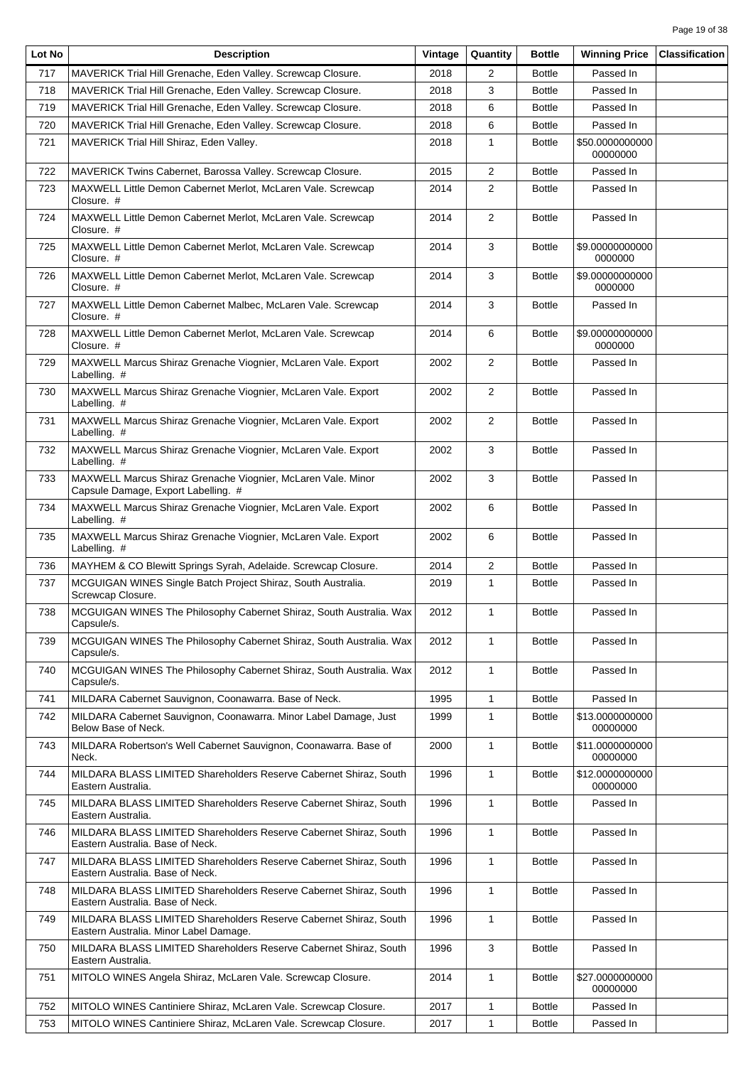| Lot No | Description | Vintage | Quantity | Bottle | Winning Price | Classification |
| --- | --- | --- | --- | --- | --- | --- |
| 717 | MAVERICK Trial Hill Grenache, Eden Valley. Screwcap Closure. | 2018 | 2 | Bottle | Passed In | |
| 718 | MAVERICK Trial Hill Grenache, Eden Valley. Screwcap Closure. | 2018 | 3 | Bottle | Passed In | |
| 719 | MAVERICK Trial Hill Grenache, Eden Valley. Screwcap Closure. | 2018 | 6 | Bottle | Passed In | |
| 720 | MAVERICK Trial Hill Grenache, Eden Valley. Screwcap Closure. | 2018 | 6 | Bottle | Passed In | |
| 721 | MAVERICK Trial Hill Shiraz, Eden Valley. | 2018 | 1 | Bottle | $50.000000000000000000 | |
| 722 | MAVERICK Twins Cabernet, Barossa Valley. Screwcap Closure. | 2015 | 2 | Bottle | Passed In | |
| 723 | MAXWELL Little Demon Cabernet Merlot, McLaren Vale. Screwcap Closure. # | 2014 | 2 | Bottle | Passed In | |
| 724 | MAXWELL Little Demon Cabernet Merlot, McLaren Vale. Screwcap Closure. # | 2014 | 2 | Bottle | Passed In | |
| 725 | MAXWELL Little Demon Cabernet Merlot, McLaren Vale. Screwcap Closure. # | 2014 | 3 | Bottle | $9.000000000000000000 | |
| 726 | MAXWELL Little Demon Cabernet Merlot, McLaren Vale. Screwcap Closure. # | 2014 | 3 | Bottle | $9.000000000000000000 | |
| 727 | MAXWELL Little Demon Cabernet Malbec, McLaren Vale. Screwcap Closure. # | 2014 | 3 | Bottle | Passed In | |
| 728 | MAXWELL Little Demon Cabernet Merlot, McLaren Vale. Screwcap Closure. # | 2014 | 6 | Bottle | $9.000000000000000000 | |
| 729 | MAXWELL Marcus Shiraz Grenache Viognier, McLaren Vale. Export Labelling. # | 2002 | 2 | Bottle | Passed In | |
| 730 | MAXWELL Marcus Shiraz Grenache Viognier, McLaren Vale. Export Labelling. # | 2002 | 2 | Bottle | Passed In | |
| 731 | MAXWELL Marcus Shiraz Grenache Viognier, McLaren Vale. Export Labelling. # | 2002 | 2 | Bottle | Passed In | |
| 732 | MAXWELL Marcus Shiraz Grenache Viognier, McLaren Vale. Export Labelling. # | 2002 | 3 | Bottle | Passed In | |
| 733 | MAXWELL Marcus Shiraz Grenache Viognier, McLaren Vale. Minor Capsule Damage, Export Labelling. # | 2002 | 3 | Bottle | Passed In | |
| 734 | MAXWELL Marcus Shiraz Grenache Viognier, McLaren Vale. Export Labelling. # | 2002 | 6 | Bottle | Passed In | |
| 735 | MAXWELL Marcus Shiraz Grenache Viognier, McLaren Vale. Export Labelling. # | 2002 | 6 | Bottle | Passed In | |
| 736 | MAYHEM & CO Blewitt Springs Syrah, Adelaide. Screwcap Closure. | 2014 | 2 | Bottle | Passed In | |
| 737 | MCGUIGAN WINES Single Batch Project Shiraz, South Australia. Screwcap Closure. | 2019 | 1 | Bottle | Passed In | |
| 738 | MCGUIGAN WINES The Philosophy Cabernet Shiraz, South Australia. Wax Capsule/s. | 2012 | 1 | Bottle | Passed In | |
| 739 | MCGUIGAN WINES The Philosophy Cabernet Shiraz, South Australia. Wax Capsule/s. | 2012 | 1 | Bottle | Passed In | |
| 740 | MCGUIGAN WINES The Philosophy Cabernet Shiraz, South Australia. Wax Capsule/s. | 2012 | 1 | Bottle | Passed In | |
| 741 | MILDARA Cabernet Sauvignon, Coonawarra. Base of Neck. | 1995 | 1 | Bottle | Passed In | |
| 742 | MILDARA Cabernet Sauvignon, Coonawarra. Minor Label Damage, Just Below Base of Neck. | 1999 | 1 | Bottle | $13.000000000000000000 | |
| 743 | MILDARA Robertson's Well Cabernet Sauvignon, Coonawarra. Base of Neck. | 2000 | 1 | Bottle | $11.000000000000000000 | |
| 744 | MILDARA BLASS LIMITED Shareholders Reserve Cabernet Shiraz, South Eastern Australia. | 1996 | 1 | Bottle | $12.000000000000000000 | |
| 745 | MILDARA BLASS LIMITED Shareholders Reserve Cabernet Shiraz, South Eastern Australia. | 1996 | 1 | Bottle | Passed In | |
| 746 | MILDARA BLASS LIMITED Shareholders Reserve Cabernet Shiraz, South Eastern Australia. Base of Neck. | 1996 | 1 | Bottle | Passed In | |
| 747 | MILDARA BLASS LIMITED Shareholders Reserve Cabernet Shiraz, South Eastern Australia. Base of Neck. | 1996 | 1 | Bottle | Passed In | |
| 748 | MILDARA BLASS LIMITED Shareholders Reserve Cabernet Shiraz, South Eastern Australia. Base of Neck. | 1996 | 1 | Bottle | Passed In | |
| 749 | MILDARA BLASS LIMITED Shareholders Reserve Cabernet Shiraz, South Eastern Australia. Minor Label Damage. | 1996 | 1 | Bottle | Passed In | |
| 750 | MILDARA BLASS LIMITED Shareholders Reserve Cabernet Shiraz, South Eastern Australia. | 1996 | 3 | Bottle | Passed In | |
| 751 | MITOLO WINES Angela Shiraz, McLaren Vale. Screwcap Closure. | 2014 | 1 | Bottle | $27.000000000000000000 | |
| 752 | MITOLO WINES Cantiniere Shiraz, McLaren Vale. Screwcap Closure. | 2017 | 1 | Bottle | Passed In | |
| 753 | MITOLO WINES Cantiniere Shiraz, McLaren Vale. Screwcap Closure. | 2017 | 1 | Bottle | Passed In | |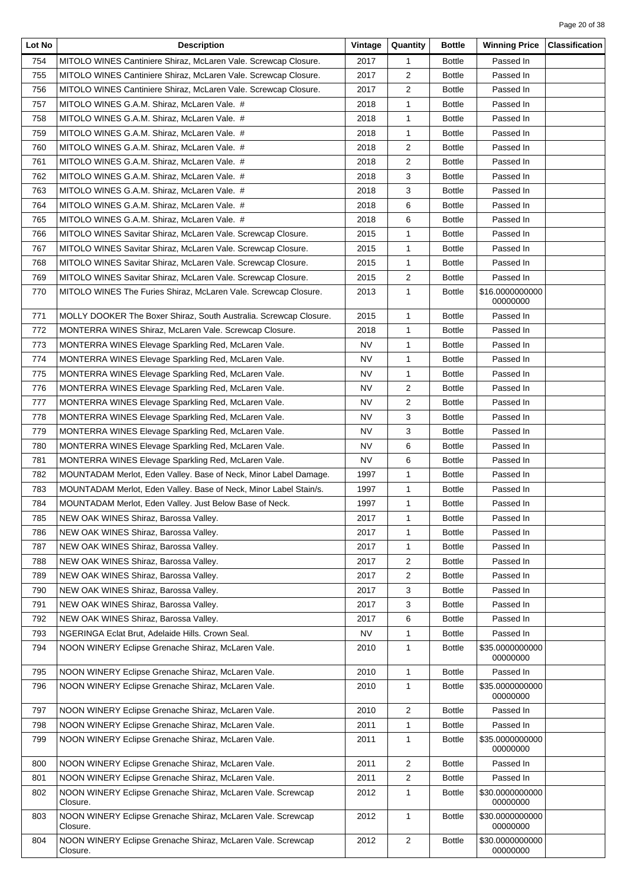| Lot No | Description | Vintage | Quantity | Bottle | Winning Price | Classification |
| --- | --- | --- | --- | --- | --- | --- |
| 754 | MITOLO WINES Cantiniere Shiraz, McLaren Vale. Screwcap Closure. | 2017 | 1 | Bottle | Passed In | |
| 755 | MITOLO WINES Cantiniere Shiraz, McLaren Vale. Screwcap Closure. | 2017 | 2 | Bottle | Passed In | |
| 756 | MITOLO WINES Cantiniere Shiraz, McLaren Vale. Screwcap Closure. | 2017 | 2 | Bottle | Passed In | |
| 757 | MITOLO WINES G.A.M. Shiraz, McLaren Vale. # | 2018 | 1 | Bottle | Passed In | |
| 758 | MITOLO WINES G.A.M. Shiraz, McLaren Vale. # | 2018 | 1 | Bottle | Passed In | |
| 759 | MITOLO WINES G.A.M. Shiraz, McLaren Vale. # | 2018 | 1 | Bottle | Passed In | |
| 760 | MITOLO WINES G.A.M. Shiraz, McLaren Vale. # | 2018 | 2 | Bottle | Passed In | |
| 761 | MITOLO WINES G.A.M. Shiraz, McLaren Vale. # | 2018 | 2 | Bottle | Passed In | |
| 762 | MITOLO WINES G.A.M. Shiraz, McLaren Vale. # | 2018 | 3 | Bottle | Passed In | |
| 763 | MITOLO WINES G.A.M. Shiraz, McLaren Vale. # | 2018 | 3 | Bottle | Passed In | |
| 764 | MITOLO WINES G.A.M. Shiraz, McLaren Vale. # | 2018 | 6 | Bottle | Passed In | |
| 765 | MITOLO WINES G.A.M. Shiraz, McLaren Vale. # | 2018 | 6 | Bottle | Passed In | |
| 766 | MITOLO WINES Savitar Shiraz, McLaren Vale. Screwcap Closure. | 2015 | 1 | Bottle | Passed In | |
| 767 | MITOLO WINES Savitar Shiraz, McLaren Vale. Screwcap Closure. | 2015 | 1 | Bottle | Passed In | |
| 768 | MITOLO WINES Savitar Shiraz, McLaren Vale. Screwcap Closure. | 2015 | 1 | Bottle | Passed In | |
| 769 | MITOLO WINES Savitar Shiraz, McLaren Vale. Screwcap Closure. | 2015 | 2 | Bottle | Passed In | |
| 770 | MITOLO WINES The Furies Shiraz, McLaren Vale. Screwcap Closure. | 2013 | 1 | Bottle | $16.000000000000000000 | |
| 771 | MOLLY DOOKER The Boxer Shiraz, South Australia. Screwcap Closure. | 2015 | 1 | Bottle | Passed In | |
| 772 | MONTERRA WINES Shiraz, McLaren Vale. Screwcap Closure. | 2018 | 1 | Bottle | Passed In | |
| 773 | MONTERRA WINES Elevage Sparkling Red, McLaren Vale. | NV | 1 | Bottle | Passed In | |
| 774 | MONTERRA WINES Elevage Sparkling Red, McLaren Vale. | NV | 1 | Bottle | Passed In | |
| 775 | MONTERRA WINES Elevage Sparkling Red, McLaren Vale. | NV | 1 | Bottle | Passed In | |
| 776 | MONTERRA WINES Elevage Sparkling Red, McLaren Vale. | NV | 2 | Bottle | Passed In | |
| 777 | MONTERRA WINES Elevage Sparkling Red, McLaren Vale. | NV | 2 | Bottle | Passed In | |
| 778 | MONTERRA WINES Elevage Sparkling Red, McLaren Vale. | NV | 3 | Bottle | Passed In | |
| 779 | MONTERRA WINES Elevage Sparkling Red, McLaren Vale. | NV | 3 | Bottle | Passed In | |
| 780 | MONTERRA WINES Elevage Sparkling Red, McLaren Vale. | NV | 6 | Bottle | Passed In | |
| 781 | MONTERRA WINES Elevage Sparkling Red, McLaren Vale. | NV | 6 | Bottle | Passed In | |
| 782 | MOUNTADAM Merlot, Eden Valley. Base of Neck, Minor Label Damage. | 1997 | 1 | Bottle | Passed In | |
| 783 | MOUNTADAM Merlot, Eden Valley. Base of Neck, Minor Label Stain/s. | 1997 | 1 | Bottle | Passed In | |
| 784 | MOUNTADAM Merlot, Eden Valley. Just Below Base of Neck. | 1997 | 1 | Bottle | Passed In | |
| 785 | NEW OAK WINES Shiraz, Barossa Valley. | 2017 | 1 | Bottle | Passed In | |
| 786 | NEW OAK WINES Shiraz, Barossa Valley. | 2017 | 1 | Bottle | Passed In | |
| 787 | NEW OAK WINES Shiraz, Barossa Valley. | 2017 | 1 | Bottle | Passed In | |
| 788 | NEW OAK WINES Shiraz, Barossa Valley. | 2017 | 2 | Bottle | Passed In | |
| 789 | NEW OAK WINES Shiraz, Barossa Valley. | 2017 | 2 | Bottle | Passed In | |
| 790 | NEW OAK WINES Shiraz, Barossa Valley. | 2017 | 3 | Bottle | Passed In | |
| 791 | NEW OAK WINES Shiraz, Barossa Valley. | 2017 | 3 | Bottle | Passed In | |
| 792 | NEW OAK WINES Shiraz, Barossa Valley. | 2017 | 6 | Bottle | Passed In | |
| 793 | NGERINGA Eclat Brut, Adelaide Hills. Crown Seal. | NV | 1 | Bottle | Passed In | |
| 794 | NOON WINERY Eclipse Grenache Shiraz, McLaren Vale. | 2010 | 1 | Bottle | $35.000000000000000000 | |
| 795 | NOON WINERY Eclipse Grenache Shiraz, McLaren Vale. | 2010 | 1 | Bottle | Passed In | |
| 796 | NOON WINERY Eclipse Grenache Shiraz, McLaren Vale. | 2010 | 1 | Bottle | $35.000000000000000000 | |
| 797 | NOON WINERY Eclipse Grenache Shiraz, McLaren Vale. | 2010 | 2 | Bottle | Passed In | |
| 798 | NOON WINERY Eclipse Grenache Shiraz, McLaren Vale. | 2011 | 1 | Bottle | Passed In | |
| 799 | NOON WINERY Eclipse Grenache Shiraz, McLaren Vale. | 2011 | 1 | Bottle | $35.000000000000000000 | |
| 800 | NOON WINERY Eclipse Grenache Shiraz, McLaren Vale. | 2011 | 2 | Bottle | Passed In | |
| 801 | NOON WINERY Eclipse Grenache Shiraz, McLaren Vale. | 2011 | 2 | Bottle | Passed In | |
| 802 | NOON WINERY Eclipse Grenache Shiraz, McLaren Vale. Screwcap Closure. | 2012 | 1 | Bottle | $30.000000000000000000 | |
| 803 | NOON WINERY Eclipse Grenache Shiraz, McLaren Vale. Screwcap Closure. | 2012 | 1 | Bottle | $30.000000000000000000 | |
| 804 | NOON WINERY Eclipse Grenache Shiraz, McLaren Vale. Screwcap Closure. | 2012 | 2 | Bottle | $30.000000000000000000 | |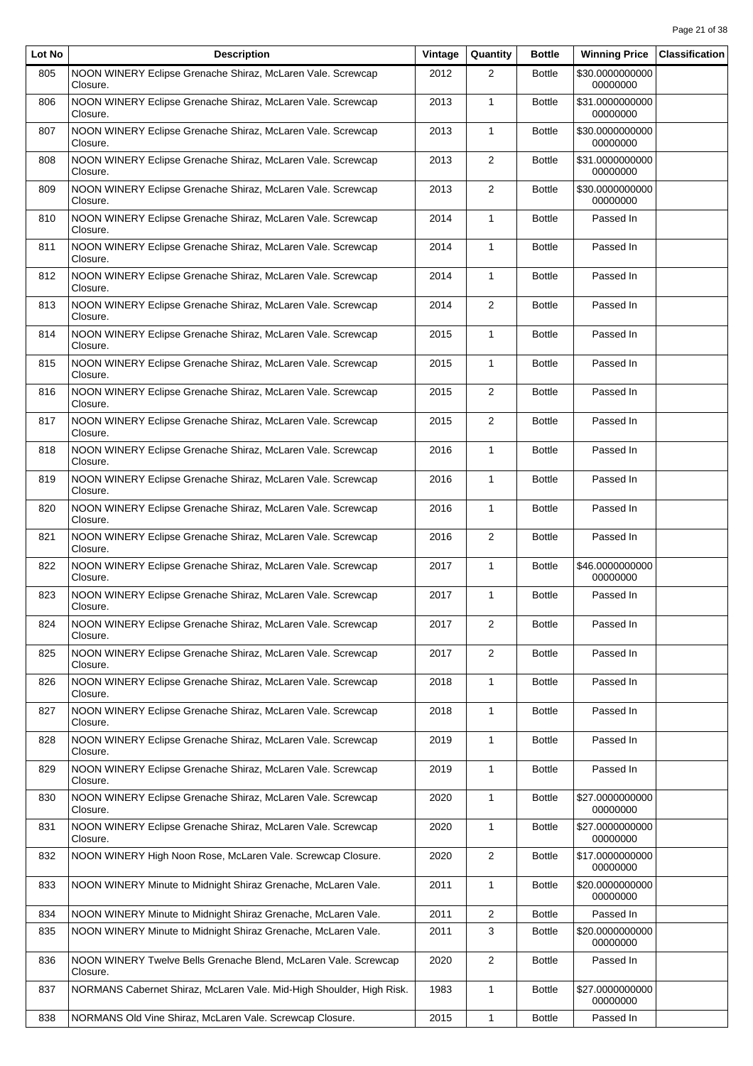| Lot No | Description | Vintage | Quantity | Bottle | Winning Price | Classification |
|---|---|---|---|---|---|---|
| 805 | NOON WINERY Eclipse Grenache Shiraz, McLaren Vale. Screwcap Closure. | 2012 | 2 | Bottle | $30.000000000000000000 | |
| 806 | NOON WINERY Eclipse Grenache Shiraz, McLaren Vale. Screwcap Closure. | 2013 | 1 | Bottle | $31.000000000000000000 | |
| 807 | NOON WINERY Eclipse Grenache Shiraz, McLaren Vale. Screwcap Closure. | 2013 | 1 | Bottle | $30.000000000000000000 | |
| 808 | NOON WINERY Eclipse Grenache Shiraz, McLaren Vale. Screwcap Closure. | 2013 | 2 | Bottle | $31.000000000000000000 | |
| 809 | NOON WINERY Eclipse Grenache Shiraz, McLaren Vale. Screwcap Closure. | 2013 | 2 | Bottle | $30.000000000000000000 | |
| 810 | NOON WINERY Eclipse Grenache Shiraz, McLaren Vale. Screwcap Closure. | 2014 | 1 | Bottle | Passed In | |
| 811 | NOON WINERY Eclipse Grenache Shiraz, McLaren Vale. Screwcap Closure. | 2014 | 1 | Bottle | Passed In | |
| 812 | NOON WINERY Eclipse Grenache Shiraz, McLaren Vale. Screwcap Closure. | 2014 | 1 | Bottle | Passed In | |
| 813 | NOON WINERY Eclipse Grenache Shiraz, McLaren Vale. Screwcap Closure. | 2014 | 2 | Bottle | Passed In | |
| 814 | NOON WINERY Eclipse Grenache Shiraz, McLaren Vale. Screwcap Closure. | 2015 | 1 | Bottle | Passed In | |
| 815 | NOON WINERY Eclipse Grenache Shiraz, McLaren Vale. Screwcap Closure. | 2015 | 1 | Bottle | Passed In | |
| 816 | NOON WINERY Eclipse Grenache Shiraz, McLaren Vale. Screwcap Closure. | 2015 | 2 | Bottle | Passed In | |
| 817 | NOON WINERY Eclipse Grenache Shiraz, McLaren Vale. Screwcap Closure. | 2015 | 2 | Bottle | Passed In | |
| 818 | NOON WINERY Eclipse Grenache Shiraz, McLaren Vale. Screwcap Closure. | 2016 | 1 | Bottle | Passed In | |
| 819 | NOON WINERY Eclipse Grenache Shiraz, McLaren Vale. Screwcap Closure. | 2016 | 1 | Bottle | Passed In | |
| 820 | NOON WINERY Eclipse Grenache Shiraz, McLaren Vale. Screwcap Closure. | 2016 | 1 | Bottle | Passed In | |
| 821 | NOON WINERY Eclipse Grenache Shiraz, McLaren Vale. Screwcap Closure. | 2016 | 2 | Bottle | Passed In | |
| 822 | NOON WINERY Eclipse Grenache Shiraz, McLaren Vale. Screwcap Closure. | 2017 | 1 | Bottle | $46.000000000000000000 | |
| 823 | NOON WINERY Eclipse Grenache Shiraz, McLaren Vale. Screwcap Closure. | 2017 | 1 | Bottle | Passed In | |
| 824 | NOON WINERY Eclipse Grenache Shiraz, McLaren Vale. Screwcap Closure. | 2017 | 2 | Bottle | Passed In | |
| 825 | NOON WINERY Eclipse Grenache Shiraz, McLaren Vale. Screwcap Closure. | 2017 | 2 | Bottle | Passed In | |
| 826 | NOON WINERY Eclipse Grenache Shiraz, McLaren Vale. Screwcap Closure. | 2018 | 1 | Bottle | Passed In | |
| 827 | NOON WINERY Eclipse Grenache Shiraz, McLaren Vale. Screwcap Closure. | 2018 | 1 | Bottle | Passed In | |
| 828 | NOON WINERY Eclipse Grenache Shiraz, McLaren Vale. Screwcap Closure. | 2019 | 1 | Bottle | Passed In | |
| 829 | NOON WINERY Eclipse Grenache Shiraz, McLaren Vale. Screwcap Closure. | 2019 | 1 | Bottle | Passed In | |
| 830 | NOON WINERY Eclipse Grenache Shiraz, McLaren Vale. Screwcap Closure. | 2020 | 1 | Bottle | $27.000000000000000000 | |
| 831 | NOON WINERY Eclipse Grenache Shiraz, McLaren Vale. Screwcap Closure. | 2020 | 1 | Bottle | $27.000000000000000000 | |
| 832 | NOON WINERY High Noon Rose, McLaren Vale. Screwcap Closure. | 2020 | 2 | Bottle | $17.000000000000000000 | |
| 833 | NOON WINERY Minute to Midnight Shiraz Grenache, McLaren Vale. | 2011 | 1 | Bottle | $20.000000000000000000 | |
| 834 | NOON WINERY Minute to Midnight Shiraz Grenache, McLaren Vale. | 2011 | 2 | Bottle | Passed In | |
| 835 | NOON WINERY Minute to Midnight Shiraz Grenache, McLaren Vale. | 2011 | 3 | Bottle | $20.000000000000000000 | |
| 836 | NOON WINERY Twelve Bells Grenache Blend, McLaren Vale. Screwcap Closure. | 2020 | 2 | Bottle | Passed In | |
| 837 | NORMANS Cabernet Shiraz, McLaren Vale. Mid-High Shoulder, High Risk. | 1983 | 1 | Bottle | $27.000000000000000000 | |
| 838 | NORMANS Old Vine Shiraz, McLaren Vale. Screwcap Closure. | 2015 | 1 | Bottle | Passed In | |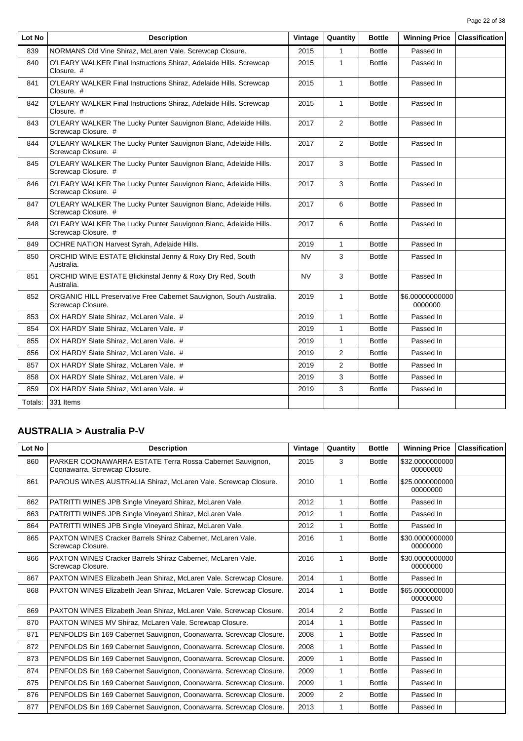| Lot No | Description | Vintage | Quantity | Bottle | Winning Price | Classification |
|---|---|---|---|---|---|---|
| 839 | NORMANS Old Vine Shiraz, McLaren Vale. Screwcap Closure. | 2015 | 1 | Bottle | Passed In | |
| 840 | O'LEARY WALKER Final Instructions Shiraz, Adelaide Hills. Screwcap Closure. # | 2015 | 1 | Bottle | Passed In | |
| 841 | O'LEARY WALKER Final Instructions Shiraz, Adelaide Hills. Screwcap Closure. # | 2015 | 1 | Bottle | Passed In | |
| 842 | O'LEARY WALKER Final Instructions Shiraz, Adelaide Hills. Screwcap Closure. # | 2015 | 1 | Bottle | Passed In | |
| 843 | O'LEARY WALKER The Lucky Punter Sauvignon Blanc, Adelaide Hills. Screwcap Closure. # | 2017 | 2 | Bottle | Passed In | |
| 844 | O'LEARY WALKER The Lucky Punter Sauvignon Blanc, Adelaide Hills. Screwcap Closure. # | 2017 | 2 | Bottle | Passed In | |
| 845 | O'LEARY WALKER The Lucky Punter Sauvignon Blanc, Adelaide Hills. Screwcap Closure. # | 2017 | 3 | Bottle | Passed In | |
| 846 | O'LEARY WALKER The Lucky Punter Sauvignon Blanc, Adelaide Hills. Screwcap Closure. # | 2017 | 3 | Bottle | Passed In | |
| 847 | O'LEARY WALKER The Lucky Punter Sauvignon Blanc, Adelaide Hills. Screwcap Closure. # | 2017 | 6 | Bottle | Passed In | |
| 848 | O'LEARY WALKER The Lucky Punter Sauvignon Blanc, Adelaide Hills. Screwcap Closure. # | 2017 | 6 | Bottle | Passed In | |
| 849 | OCHRE NATION Harvest Syrah, Adelaide Hills. | 2019 | 1 | Bottle | Passed In | |
| 850 | ORCHID WINE ESTATE Blickinstal Jenny & Roxy Dry Red, South Australia. | NV | 3 | Bottle | Passed In | |
| 851 | ORCHID WINE ESTATE Blickinstal Jenny & Roxy Dry Red, South Australia. | NV | 3 | Bottle | Passed In | |
| 852 | ORGANIC HILL Preservative Free Cabernet Sauvignon, South Australia. Screwcap Closure. | 2019 | 1 | Bottle | $6.000000000000000000 | |
| 853 | OX HARDY Slate Shiraz, McLaren Vale. # | 2019 | 1 | Bottle | Passed In | |
| 854 | OX HARDY Slate Shiraz, McLaren Vale. # | 2019 | 1 | Bottle | Passed In | |
| 855 | OX HARDY Slate Shiraz, McLaren Vale. # | 2019 | 1 | Bottle | Passed In | |
| 856 | OX HARDY Slate Shiraz, McLaren Vale. # | 2019 | 2 | Bottle | Passed In | |
| 857 | OX HARDY Slate Shiraz, McLaren Vale. # | 2019 | 2 | Bottle | Passed In | |
| 858 | OX HARDY Slate Shiraz, McLaren Vale. # | 2019 | 3 | Bottle | Passed In | |
| 859 | OX HARDY Slate Shiraz, McLaren Vale. # | 2019 | 3 | Bottle | Passed In | |
| Totals: | 331 Items | | | | | |

## AUSTRALIA > Australia P-V

| Lot No | Description | Vintage | Quantity | Bottle | Winning Price | Classification |
|---|---|---|---|---|---|---|
| 860 | PARKER COONAWARRA ESTATE Terra Rossa Cabernet Sauvignon, Coonawarra. Screwcap Closure. | 2015 | 3 | Bottle | $32.000000000000000000 | |
| 861 | PAROUS WINES AUSTRALIA Shiraz, McLaren Vale. Screwcap Closure. | 2010 | 1 | Bottle | $25.000000000000000000 | |
| 862 | PATRITTI WINES JPB Single Vineyard Shiraz, McLaren Vale. | 2012 | 1 | Bottle | Passed In | |
| 863 | PATRITTI WINES JPB Single Vineyard Shiraz, McLaren Vale. | 2012 | 1 | Bottle | Passed In | |
| 864 | PATRITTI WINES JPB Single Vineyard Shiraz, McLaren Vale. | 2012 | 1 | Bottle | Passed In | |
| 865 | PAXTON WINES Cracker Barrels Shiraz Cabernet, McLaren Vale. Screwcap Closure. | 2016 | 1 | Bottle | $30.000000000000000000 | |
| 866 | PAXTON WINES Cracker Barrels Shiraz Cabernet, McLaren Vale. Screwcap Closure. | 2016 | 1 | Bottle | $30.000000000000000000 | |
| 867 | PAXTON WINES Elizabeth Jean Shiraz, McLaren Vale. Screwcap Closure. | 2014 | 1 | Bottle | Passed In | |
| 868 | PAXTON WINES Elizabeth Jean Shiraz, McLaren Vale. Screwcap Closure. | 2014 | 1 | Bottle | $65.000000000000000000 | |
| 869 | PAXTON WINES Elizabeth Jean Shiraz, McLaren Vale. Screwcap Closure. | 2014 | 2 | Bottle | Passed In | |
| 870 | PAXTON WINES MV Shiraz, McLaren Vale. Screwcap Closure. | 2014 | 1 | Bottle | Passed In | |
| 871 | PENFOLDS Bin 169 Cabernet Sauvignon, Coonawarra. Screwcap Closure. | 2008 | 1 | Bottle | Passed In | |
| 872 | PENFOLDS Bin 169 Cabernet Sauvignon, Coonawarra. Screwcap Closure. | 2008 | 1 | Bottle | Passed In | |
| 873 | PENFOLDS Bin 169 Cabernet Sauvignon, Coonawarra. Screwcap Closure. | 2009 | 1 | Bottle | Passed In | |
| 874 | PENFOLDS Bin 169 Cabernet Sauvignon, Coonawarra. Screwcap Closure. | 2009 | 1 | Bottle | Passed In | |
| 875 | PENFOLDS Bin 169 Cabernet Sauvignon, Coonawarra. Screwcap Closure. | 2009 | 1 | Bottle | Passed In | |
| 876 | PENFOLDS Bin 169 Cabernet Sauvignon, Coonawarra. Screwcap Closure. | 2009 | 2 | Bottle | Passed In | |
| 877 | PENFOLDS Bin 169 Cabernet Sauvignon, Coonawarra. Screwcap Closure. | 2013 | 1 | Bottle | Passed In | |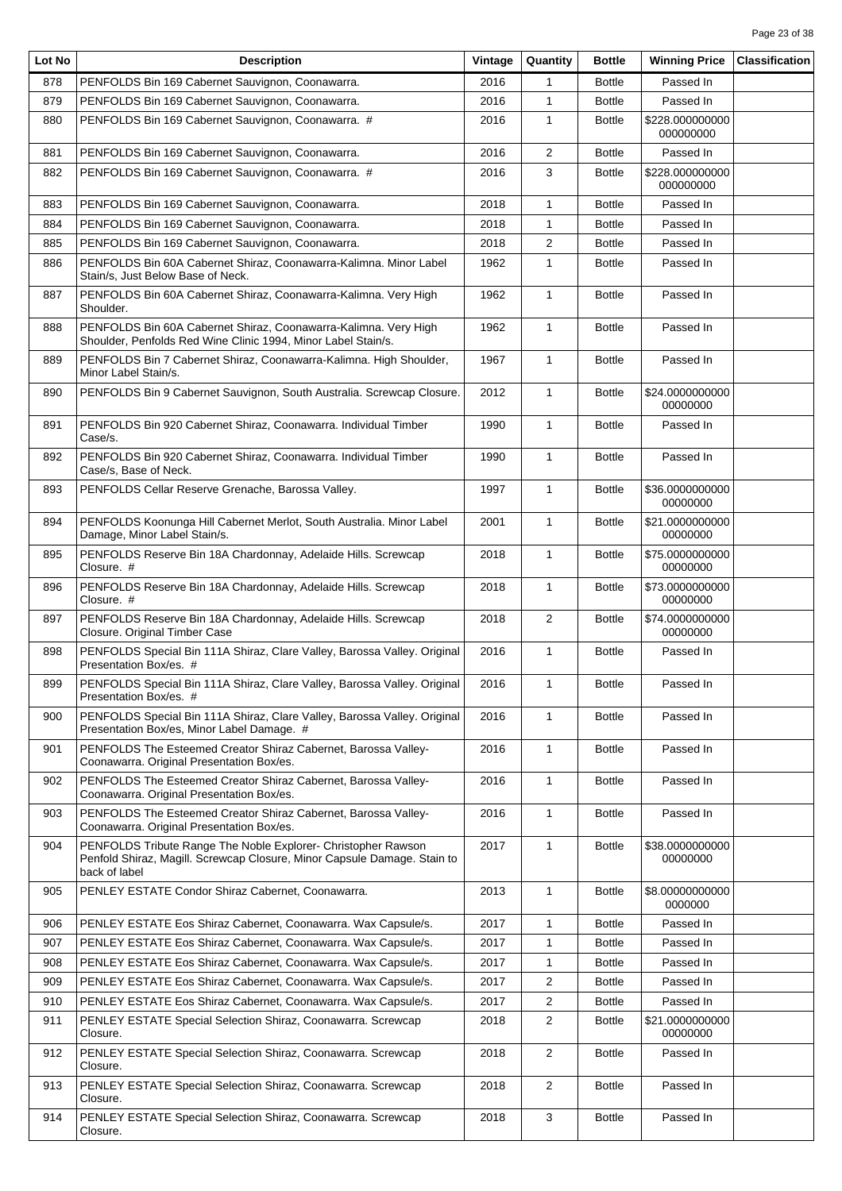| Lot No | Description | Vintage | Quantity | Bottle | Winning Price | Classification |
|---|---|---|---|---|---|---|
| 878 | PENFOLDS Bin 169 Cabernet Sauvignon, Coonawarra. | 2016 | 1 | Bottle | Passed In | |
| 879 | PENFOLDS Bin 169 Cabernet Sauvignon, Coonawarra. | 2016 | 1 | Bottle | Passed In | |
| 880 | PENFOLDS Bin 169 Cabernet Sauvignon, Coonawarra. # | 2016 | 1 | Bottle | $228.000000000000000000 | |
| 881 | PENFOLDS Bin 169 Cabernet Sauvignon, Coonawarra. | 2016 | 2 | Bottle | Passed In | |
| 882 | PENFOLDS Bin 169 Cabernet Sauvignon, Coonawarra. # | 2016 | 3 | Bottle | $228.000000000000000000 | |
| 883 | PENFOLDS Bin 169 Cabernet Sauvignon, Coonawarra. | 2018 | 1 | Bottle | Passed In | |
| 884 | PENFOLDS Bin 169 Cabernet Sauvignon, Coonawarra. | 2018 | 1 | Bottle | Passed In | |
| 885 | PENFOLDS Bin 169 Cabernet Sauvignon, Coonawarra. | 2018 | 2 | Bottle | Passed In | |
| 886 | PENFOLDS Bin 60A Cabernet Shiraz, Coonawarra-Kalimna. Minor Label Stain/s, Just Below Base of Neck. | 1962 | 1 | Bottle | Passed In | |
| 887 | PENFOLDS Bin 60A Cabernet Shiraz, Coonawarra-Kalimna. Very High Shoulder. | 1962 | 1 | Bottle | Passed In | |
| 888 | PENFOLDS Bin 60A Cabernet Shiraz, Coonawarra-Kalimna. Very High Shoulder, Penfolds Red Wine Clinic 1994, Minor Label Stain/s. | 1962 | 1 | Bottle | Passed In | |
| 889 | PENFOLDS Bin 7 Cabernet Shiraz, Coonawarra-Kalimna. High Shoulder, Minor Label Stain/s. | 1967 | 1 | Bottle | Passed In | |
| 890 | PENFOLDS Bin 9 Cabernet Sauvignon, South Australia. Screwcap Closure. | 2012 | 1 | Bottle | $24.000000000000000000 | |
| 891 | PENFOLDS Bin 920 Cabernet Shiraz, Coonawarra. Individual Timber Case/s. | 1990 | 1 | Bottle | Passed In | |
| 892 | PENFOLDS Bin 920 Cabernet Shiraz, Coonawarra. Individual Timber Case/s, Base of Neck. | 1990 | 1 | Bottle | Passed In | |
| 893 | PENFOLDS Cellar Reserve Grenache, Barossa Valley. | 1997 | 1 | Bottle | $36.000000000000000000 | |
| 894 | PENFOLDS Koonunga Hill Cabernet Merlot, South Australia. Minor Label Damage, Minor Label Stain/s. | 2001 | 1 | Bottle | $21.000000000000000000 | |
| 895 | PENFOLDS Reserve Bin 18A Chardonnay, Adelaide Hills. Screwcap Closure. # | 2018 | 1 | Bottle | $75.000000000000000000 | |
| 896 | PENFOLDS Reserve Bin 18A Chardonnay, Adelaide Hills. Screwcap Closure. # | 2018 | 1 | Bottle | $73.000000000000000000 | |
| 897 | PENFOLDS Reserve Bin 18A Chardonnay, Adelaide Hills. Screwcap Closure. Original Timber Case | 2018 | 2 | Bottle | $74.000000000000000000 | |
| 898 | PENFOLDS Special Bin 111A Shiraz, Clare Valley, Barossa Valley. Original Presentation Box/es. # | 2016 | 1 | Bottle | Passed In | |
| 899 | PENFOLDS Special Bin 111A Shiraz, Clare Valley, Barossa Valley. Original Presentation Box/es. # | 2016 | 1 | Bottle | Passed In | |
| 900 | PENFOLDS Special Bin 111A Shiraz, Clare Valley, Barossa Valley. Original Presentation Box/es, Minor Label Damage. # | 2016 | 1 | Bottle | Passed In | |
| 901 | PENFOLDS The Esteemed Creator Shiraz Cabernet, Barossa Valley-Coonawarra. Original Presentation Box/es. | 2016 | 1 | Bottle | Passed In | |
| 902 | PENFOLDS The Esteemed Creator Shiraz Cabernet, Barossa Valley-Coonawarra. Original Presentation Box/es. | 2016 | 1 | Bottle | Passed In | |
| 903 | PENFOLDS The Esteemed Creator Shiraz Cabernet, Barossa Valley-Coonawarra. Original Presentation Box/es. | 2016 | 1 | Bottle | Passed In | |
| 904 | PENFOLDS Tribute Range The Noble Explorer- Christopher Rawson Penfold Shiraz, Magill. Screwcap Closure, Minor Capsule Damage. Stain to back of label | 2017 | 1 | Bottle | $38.000000000000000000 | |
| 905 | PENLEY ESTATE Condor Shiraz Cabernet, Coonawarra. | 2013 | 1 | Bottle | $8.000000000000000000 | |
| 906 | PENLEY ESTATE Eos Shiraz Cabernet, Coonawarra. Wax Capsule/s. | 2017 | 1 | Bottle | Passed In | |
| 907 | PENLEY ESTATE Eos Shiraz Cabernet, Coonawarra. Wax Capsule/s. | 2017 | 1 | Bottle | Passed In | |
| 908 | PENLEY ESTATE Eos Shiraz Cabernet, Coonawarra. Wax Capsule/s. | 2017 | 1 | Bottle | Passed In | |
| 909 | PENLEY ESTATE Eos Shiraz Cabernet, Coonawarra. Wax Capsule/s. | 2017 | 2 | Bottle | Passed In | |
| 910 | PENLEY ESTATE Eos Shiraz Cabernet, Coonawarra. Wax Capsule/s. | 2017 | 2 | Bottle | Passed In | |
| 911 | PENLEY ESTATE Special Selection Shiraz, Coonawarra. Screwcap Closure. | 2018 | 2 | Bottle | $21.000000000000000000 | |
| 912 | PENLEY ESTATE Special Selection Shiraz, Coonawarra. Screwcap Closure. | 2018 | 2 | Bottle | Passed In | |
| 913 | PENLEY ESTATE Special Selection Shiraz, Coonawarra. Screwcap Closure. | 2018 | 2 | Bottle | Passed In | |
| 914 | PENLEY ESTATE Special Selection Shiraz, Coonawarra. Screwcap Closure. | 2018 | 3 | Bottle | Passed In | |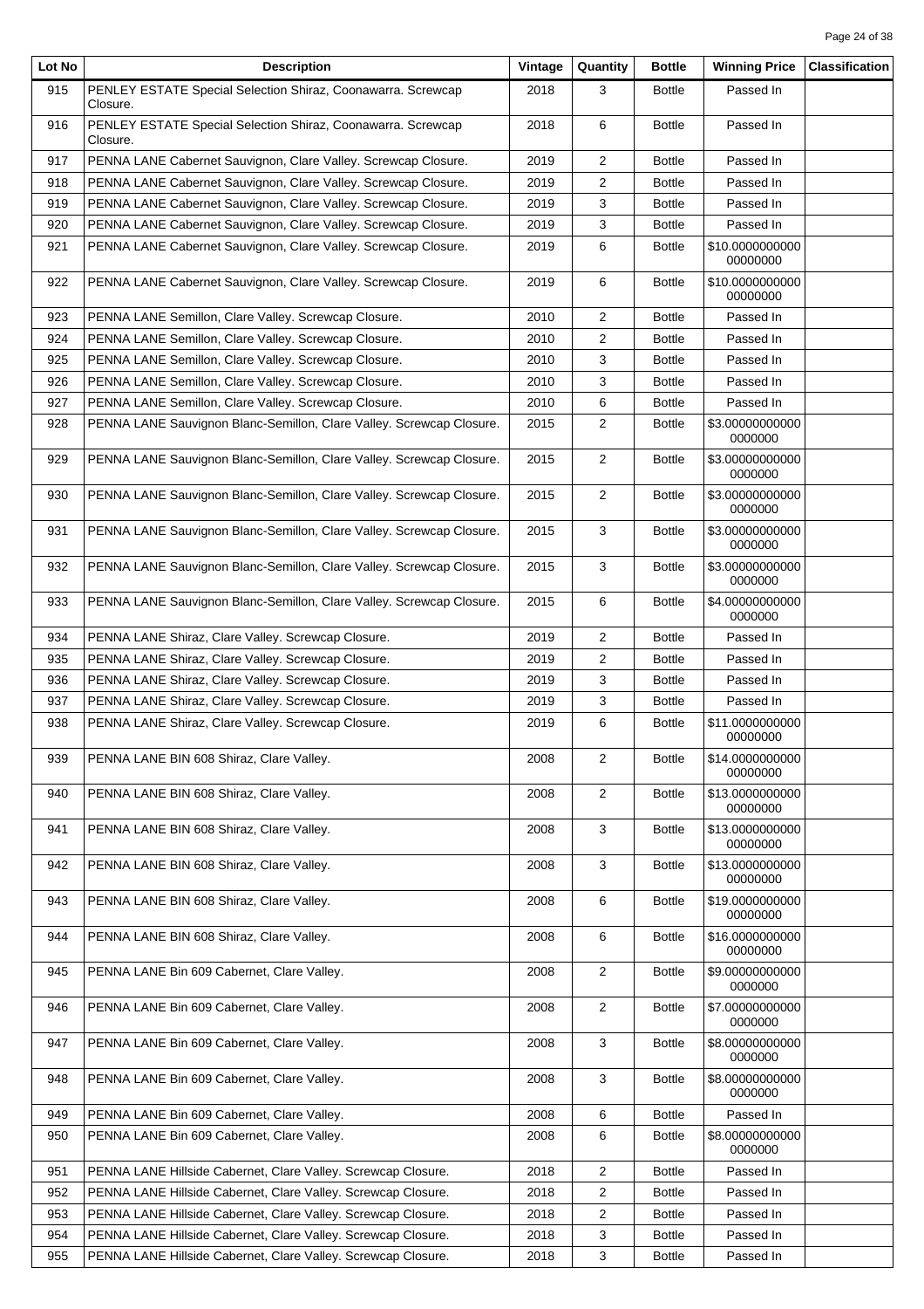| Lot No | Description | Vintage | Quantity | Bottle | Winning Price | Classification |
|---|---|---|---|---|---|---|
| 915 | PENLEY ESTATE Special Selection Shiraz, Coonawarra. Screwcap Closure. | 2018 | 3 | Bottle | Passed In | |
| 916 | PENLEY ESTATE Special Selection Shiraz, Coonawarra. Screwcap Closure. | 2018 | 6 | Bottle | Passed In | |
| 917 | PENNA LANE Cabernet Sauvignon, Clare Valley. Screwcap Closure. | 2019 | 2 | Bottle | Passed In | |
| 918 | PENNA LANE Cabernet Sauvignon, Clare Valley. Screwcap Closure. | 2019 | 2 | Bottle | Passed In | |
| 919 | PENNA LANE Cabernet Sauvignon, Clare Valley. Screwcap Closure. | 2019 | 3 | Bottle | Passed In | |
| 920 | PENNA LANE Cabernet Sauvignon, Clare Valley. Screwcap Closure. | 2019 | 3 | Bottle | Passed In | |
| 921 | PENNA LANE Cabernet Sauvignon, Clare Valley. Screwcap Closure. | 2019 | 6 | Bottle | $10.000000000000000000 | |
| 922 | PENNA LANE Cabernet Sauvignon, Clare Valley. Screwcap Closure. | 2019 | 6 | Bottle | $10.000000000000000000 | |
| 923 | PENNA LANE Semillon, Clare Valley. Screwcap Closure. | 2010 | 2 | Bottle | Passed In | |
| 924 | PENNA LANE Semillon, Clare Valley. Screwcap Closure. | 2010 | 2 | Bottle | Passed In | |
| 925 | PENNA LANE Semillon, Clare Valley. Screwcap Closure. | 2010 | 3 | Bottle | Passed In | |
| 926 | PENNA LANE Semillon, Clare Valley. Screwcap Closure. | 2010 | 3 | Bottle | Passed In | |
| 927 | PENNA LANE Semillon, Clare Valley. Screwcap Closure. | 2010 | 6 | Bottle | Passed In | |
| 928 | PENNA LANE Sauvignon Blanc-Semillon, Clare Valley. Screwcap Closure. | 2015 | 2 | Bottle | $3.000000000000000000 | |
| 929 | PENNA LANE Sauvignon Blanc-Semillon, Clare Valley. Screwcap Closure. | 2015 | 2 | Bottle | $3.000000000000000000 | |
| 930 | PENNA LANE Sauvignon Blanc-Semillon, Clare Valley. Screwcap Closure. | 2015 | 2 | Bottle | $3.000000000000000000 | |
| 931 | PENNA LANE Sauvignon Blanc-Semillon, Clare Valley. Screwcap Closure. | 2015 | 3 | Bottle | $3.000000000000000000 | |
| 932 | PENNA LANE Sauvignon Blanc-Semillon, Clare Valley. Screwcap Closure. | 2015 | 3 | Bottle | $3.000000000000000000 | |
| 933 | PENNA LANE Sauvignon Blanc-Semillon, Clare Valley. Screwcap Closure. | 2015 | 6 | Bottle | $4.000000000000000000 | |
| 934 | PENNA LANE Shiraz, Clare Valley. Screwcap Closure. | 2019 | 2 | Bottle | Passed In | |
| 935 | PENNA LANE Shiraz, Clare Valley. Screwcap Closure. | 2019 | 2 | Bottle | Passed In | |
| 936 | PENNA LANE Shiraz, Clare Valley. Screwcap Closure. | 2019 | 3 | Bottle | Passed In | |
| 937 | PENNA LANE Shiraz, Clare Valley. Screwcap Closure. | 2019 | 3 | Bottle | Passed In | |
| 938 | PENNA LANE Shiraz, Clare Valley. Screwcap Closure. | 2019 | 6 | Bottle | $11.000000000000000000 | |
| 939 | PENNA LANE BIN 608 Shiraz, Clare Valley. | 2008 | 2 | Bottle | $14.000000000000000000 | |
| 940 | PENNA LANE BIN 608 Shiraz, Clare Valley. | 2008 | 2 | Bottle | $13.000000000000000000 | |
| 941 | PENNA LANE BIN 608 Shiraz, Clare Valley. | 2008 | 3 | Bottle | $13.000000000000000000 | |
| 942 | PENNA LANE BIN 608 Shiraz, Clare Valley. | 2008 | 3 | Bottle | $13.000000000000000000 | |
| 943 | PENNA LANE BIN 608 Shiraz, Clare Valley. | 2008 | 6 | Bottle | $19.000000000000000000 | |
| 944 | PENNA LANE BIN 608 Shiraz, Clare Valley. | 2008 | 6 | Bottle | $16.000000000000000000 | |
| 945 | PENNA LANE Bin 609 Cabernet, Clare Valley. | 2008 | 2 | Bottle | $9.000000000000000000 | |
| 946 | PENNA LANE Bin 609 Cabernet, Clare Valley. | 2008 | 2 | Bottle | $7.000000000000000000 | |
| 947 | PENNA LANE Bin 609 Cabernet, Clare Valley. | 2008 | 3 | Bottle | $8.000000000000000000 | |
| 948 | PENNA LANE Bin 609 Cabernet, Clare Valley. | 2008 | 3 | Bottle | $8.000000000000000000 | |
| 949 | PENNA LANE Bin 609 Cabernet, Clare Valley. | 2008 | 6 | Bottle | Passed In | |
| 950 | PENNA LANE Bin 609 Cabernet, Clare Valley. | 2008 | 6 | Bottle | $8.000000000000000000 | |
| 951 | PENNA LANE Hillside Cabernet, Clare Valley. Screwcap Closure. | 2018 | 2 | Bottle | Passed In | |
| 952 | PENNA LANE Hillside Cabernet, Clare Valley. Screwcap Closure. | 2018 | 2 | Bottle | Passed In | |
| 953 | PENNA LANE Hillside Cabernet, Clare Valley. Screwcap Closure. | 2018 | 2 | Bottle | Passed In | |
| 954 | PENNA LANE Hillside Cabernet, Clare Valley. Screwcap Closure. | 2018 | 3 | Bottle | Passed In | |
| 955 | PENNA LANE Hillside Cabernet, Clare Valley. Screwcap Closure. | 2018 | 3 | Bottle | Passed In | |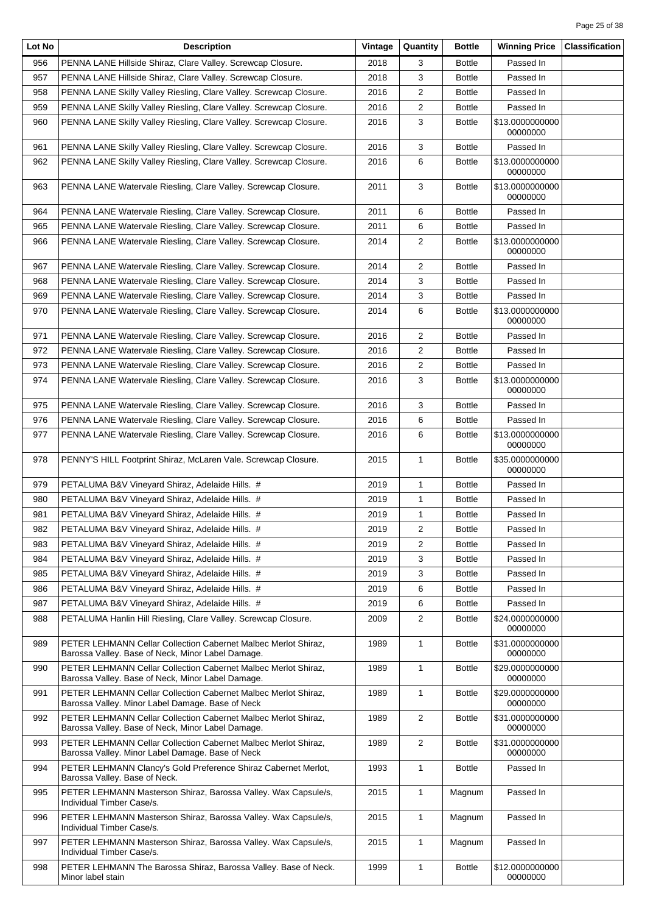| Lot No | Description | Vintage | Quantity | Bottle | Winning Price | Classification |
|---|---|---|---|---|---|---|
| 956 | PENNA LANE Hillside Shiraz, Clare Valley. Screwcap Closure. | 2018 | 3 | Bottle | Passed In | |
| 957 | PENNA LANE Hillside Shiraz, Clare Valley. Screwcap Closure. | 2018 | 3 | Bottle | Passed In | |
| 958 | PENNA LANE Skilly Valley Riesling, Clare Valley. Screwcap Closure. | 2016 | 2 | Bottle | Passed In | |
| 959 | PENNA LANE Skilly Valley Riesling, Clare Valley. Screwcap Closure. | 2016 | 2 | Bottle | Passed In | |
| 960 | PENNA LANE Skilly Valley Riesling, Clare Valley. Screwcap Closure. | 2016 | 3 | Bottle | $13.000000000000000000 | |
| 961 | PENNA LANE Skilly Valley Riesling, Clare Valley. Screwcap Closure. | 2016 | 3 | Bottle | Passed In | |
| 962 | PENNA LANE Skilly Valley Riesling, Clare Valley. Screwcap Closure. | 2016 | 6 | Bottle | $13.000000000000000000 | |
| 963 | PENNA LANE Watervale Riesling, Clare Valley. Screwcap Closure. | 2011 | 3 | Bottle | $13.000000000000000000 | |
| 964 | PENNA LANE Watervale Riesling, Clare Valley. Screwcap Closure. | 2011 | 6 | Bottle | Passed In | |
| 965 | PENNA LANE Watervale Riesling, Clare Valley. Screwcap Closure. | 2011 | 6 | Bottle | Passed In | |
| 966 | PENNA LANE Watervale Riesling, Clare Valley. Screwcap Closure. | 2014 | 2 | Bottle | $13.000000000000000000 | |
| 967 | PENNA LANE Watervale Riesling, Clare Valley. Screwcap Closure. | 2014 | 2 | Bottle | Passed In | |
| 968 | PENNA LANE Watervale Riesling, Clare Valley. Screwcap Closure. | 2014 | 3 | Bottle | Passed In | |
| 969 | PENNA LANE Watervale Riesling, Clare Valley. Screwcap Closure. | 2014 | 3 | Bottle | Passed In | |
| 970 | PENNA LANE Watervale Riesling, Clare Valley. Screwcap Closure. | 2014 | 6 | Bottle | $13.000000000000000000 | |
| 971 | PENNA LANE Watervale Riesling, Clare Valley. Screwcap Closure. | 2016 | 2 | Bottle | Passed In | |
| 972 | PENNA LANE Watervale Riesling, Clare Valley. Screwcap Closure. | 2016 | 2 | Bottle | Passed In | |
| 973 | PENNA LANE Watervale Riesling, Clare Valley. Screwcap Closure. | 2016 | 2 | Bottle | Passed In | |
| 974 | PENNA LANE Watervale Riesling, Clare Valley. Screwcap Closure. | 2016 | 3 | Bottle | $13.000000000000000000 | |
| 975 | PENNA LANE Watervale Riesling, Clare Valley. Screwcap Closure. | 2016 | 3 | Bottle | Passed In | |
| 976 | PENNA LANE Watervale Riesling, Clare Valley. Screwcap Closure. | 2016 | 6 | Bottle | Passed In | |
| 977 | PENNA LANE Watervale Riesling, Clare Valley. Screwcap Closure. | 2016 | 6 | Bottle | $13.000000000000000000 | |
| 978 | PENNY'S HILL Footprint Shiraz, McLaren Vale. Screwcap Closure. | 2015 | 1 | Bottle | $35.000000000000000000 | |
| 979 | PETALUMA B&V Vineyard Shiraz, Adelaide Hills. # | 2019 | 1 | Bottle | Passed In | |
| 980 | PETALUMA B&V Vineyard Shiraz, Adelaide Hills. # | 2019 | 1 | Bottle | Passed In | |
| 981 | PETALUMA B&V Vineyard Shiraz, Adelaide Hills. # | 2019 | 1 | Bottle | Passed In | |
| 982 | PETALUMA B&V Vineyard Shiraz, Adelaide Hills. # | 2019 | 2 | Bottle | Passed In | |
| 983 | PETALUMA B&V Vineyard Shiraz, Adelaide Hills. # | 2019 | 2 | Bottle | Passed In | |
| 984 | PETALUMA B&V Vineyard Shiraz, Adelaide Hills. # | 2019 | 3 | Bottle | Passed In | |
| 985 | PETALUMA B&V Vineyard Shiraz, Adelaide Hills. # | 2019 | 3 | Bottle | Passed In | |
| 986 | PETALUMA B&V Vineyard Shiraz, Adelaide Hills. # | 2019 | 6 | Bottle | Passed In | |
| 987 | PETALUMA B&V Vineyard Shiraz, Adelaide Hills. # | 2019 | 6 | Bottle | Passed In | |
| 988 | PETALUMA Hanlin Hill Riesling, Clare Valley. Screwcap Closure. | 2009 | 2 | Bottle | $24.000000000000000000 | |
| 989 | PETER LEHMANN Cellar Collection Cabernet Malbec Merlot Shiraz, Barossa Valley. Base of Neck, Minor Label Damage. | 1989 | 1 | Bottle | $31.000000000000000000 | |
| 990 | PETER LEHMANN Cellar Collection Cabernet Malbec Merlot Shiraz, Barossa Valley. Base of Neck, Minor Label Damage. | 1989 | 1 | Bottle | $29.000000000000000000 | |
| 991 | PETER LEHMANN Cellar Collection Cabernet Malbec Merlot Shiraz, Barossa Valley. Minor Label Damage. Base of Neck | 1989 | 1 | Bottle | $29.000000000000000000 | |
| 992 | PETER LEHMANN Cellar Collection Cabernet Malbec Merlot Shiraz, Barossa Valley. Base of Neck, Minor Label Damage. | 1989 | 2 | Bottle | $31.000000000000000000 | |
| 993 | PETER LEHMANN Cellar Collection Cabernet Malbec Merlot Shiraz, Barossa Valley. Minor Label Damage. Base of Neck | 1989 | 2 | Bottle | $31.000000000000000000 | |
| 994 | PETER LEHMANN Clancy's Gold Preference Shiraz Cabernet Merlot, Barossa Valley. Base of Neck. | 1993 | 1 | Bottle | Passed In | |
| 995 | PETER LEHMANN Masterson Shiraz, Barossa Valley. Wax Capsule/s, Individual Timber Case/s. | 2015 | 1 | Magnum | Passed In | |
| 996 | PETER LEHMANN Masterson Shiraz, Barossa Valley. Wax Capsule/s, Individual Timber Case/s. | 2015 | 1 | Magnum | Passed In | |
| 997 | PETER LEHMANN Masterson Shiraz, Barossa Valley. Wax Capsule/s, Individual Timber Case/s. | 2015 | 1 | Magnum | Passed In | |
| 998 | PETER LEHMANN The Barossa Shiraz, Barossa Valley. Base of Neck. Minor label stain | 1999 | 1 | Bottle | $12.000000000000000000 | |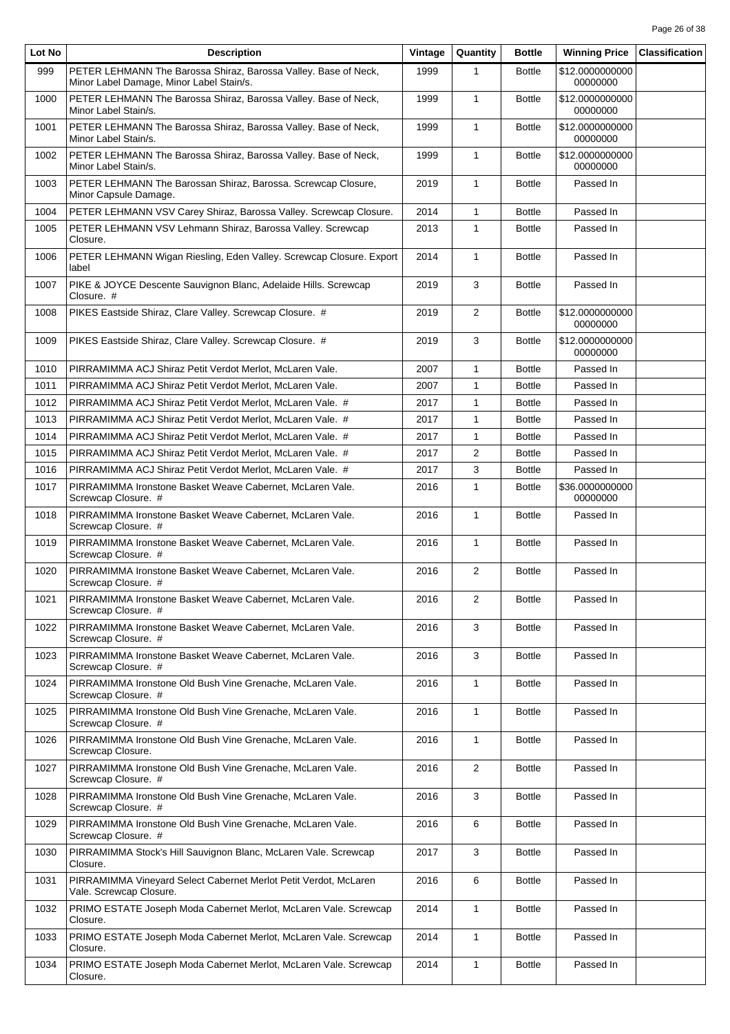| Lot No | Description | Vintage | Quantity | Bottle | Winning Price | Classification |
|---|---|---|---|---|---|---|
| 999 | PETER LEHMANN The Barossa Shiraz, Barossa Valley. Base of Neck, Minor Label Damage, Minor Label Stain/s. | 1999 | 1 | Bottle | $12.000000000000000000 | |
| 1000 | PETER LEHMANN The Barossa Shiraz, Barossa Valley. Base of Neck, Minor Label Stain/s. | 1999 | 1 | Bottle | $12.000000000000000000 | |
| 1001 | PETER LEHMANN The Barossa Shiraz, Barossa Valley. Base of Neck, Minor Label Stain/s. | 1999 | 1 | Bottle | $12.000000000000000000 | |
| 1002 | PETER LEHMANN The Barossa Shiraz, Barossa Valley. Base of Neck, Minor Label Stain/s. | 1999 | 1 | Bottle | $12.000000000000000000 | |
| 1003 | PETER LEHMANN The Barossan Shiraz, Barossa. Screwcap Closure, Minor Capsule Damage. | 2019 | 1 | Bottle | Passed In | |
| 1004 | PETER LEHMANN VSV Carey Shiraz, Barossa Valley. Screwcap Closure. | 2014 | 1 | Bottle | Passed In | |
| 1005 | PETER LEHMANN VSV Lehmann Shiraz, Barossa Valley. Screwcap Closure. | 2013 | 1 | Bottle | Passed In | |
| 1006 | PETER LEHMANN Wigan Riesling, Eden Valley. Screwcap Closure. Export label | 2014 | 1 | Bottle | Passed In | |
| 1007 | PIKE & JOYCE Descente Sauvignon Blanc, Adelaide Hills. Screwcap Closure. # | 2019 | 3 | Bottle | Passed In | |
| 1008 | PIKES Eastside Shiraz, Clare Valley. Screwcap Closure. # | 2019 | 2 | Bottle | $12.000000000000000000 | |
| 1009 | PIKES Eastside Shiraz, Clare Valley. Screwcap Closure. # | 2019 | 3 | Bottle | $12.000000000000000000 | |
| 1010 | PIRRAMIMMA ACJ Shiraz Petit Verdot Merlot, McLaren Vale. | 2007 | 1 | Bottle | Passed In | |
| 1011 | PIRRAMIMMA ACJ Shiraz Petit Verdot Merlot, McLaren Vale. | 2007 | 1 | Bottle | Passed In | |
| 1012 | PIRRAMIMMA ACJ Shiraz Petit Verdot Merlot, McLaren Vale. # | 2017 | 1 | Bottle | Passed In | |
| 1013 | PIRRAMIMMA ACJ Shiraz Petit Verdot Merlot, McLaren Vale. # | 2017 | 1 | Bottle | Passed In | |
| 1014 | PIRRAMIMMA ACJ Shiraz Petit Verdot Merlot, McLaren Vale. # | 2017 | 1 | Bottle | Passed In | |
| 1015 | PIRRAMIMMA ACJ Shiraz Petit Verdot Merlot, McLaren Vale. # | 2017 | 2 | Bottle | Passed In | |
| 1016 | PIRRAMIMMA ACJ Shiraz Petit Verdot Merlot, McLaren Vale. # | 2017 | 3 | Bottle | Passed In | |
| 1017 | PIRRAMIMMA Ironstone Basket Weave Cabernet, McLaren Vale. Screwcap Closure. # | 2016 | 1 | Bottle | $36.000000000000000000 | |
| 1018 | PIRRAMIMMA Ironstone Basket Weave Cabernet, McLaren Vale. Screwcap Closure. # | 2016 | 1 | Bottle | Passed In | |
| 1019 | PIRRAMIMMA Ironstone Basket Weave Cabernet, McLaren Vale. Screwcap Closure. # | 2016 | 1 | Bottle | Passed In | |
| 1020 | PIRRAMIMMA Ironstone Basket Weave Cabernet, McLaren Vale. Screwcap Closure. # | 2016 | 2 | Bottle | Passed In | |
| 1021 | PIRRAMIMMA Ironstone Basket Weave Cabernet, McLaren Vale. Screwcap Closure. # | 2016 | 2 | Bottle | Passed In | |
| 1022 | PIRRAMIMMA Ironstone Basket Weave Cabernet, McLaren Vale. Screwcap Closure. # | 2016 | 3 | Bottle | Passed In | |
| 1023 | PIRRAMIMMA Ironstone Basket Weave Cabernet, McLaren Vale. Screwcap Closure. # | 2016 | 3 | Bottle | Passed In | |
| 1024 | PIRRAMIMMA Ironstone Old Bush Vine Grenache, McLaren Vale. Screwcap Closure. # | 2016 | 1 | Bottle | Passed In | |
| 1025 | PIRRAMIMMA Ironstone Old Bush Vine Grenache, McLaren Vale. Screwcap Closure. # | 2016 | 1 | Bottle | Passed In | |
| 1026 | PIRRAMIMMA Ironstone Old Bush Vine Grenache, McLaren Vale. Screwcap Closure. | 2016 | 1 | Bottle | Passed In | |
| 1027 | PIRRAMIMMA Ironstone Old Bush Vine Grenache, McLaren Vale. Screwcap Closure. # | 2016 | 2 | Bottle | Passed In | |
| 1028 | PIRRAMIMMA Ironstone Old Bush Vine Grenache, McLaren Vale. Screwcap Closure. # | 2016 | 3 | Bottle | Passed In | |
| 1029 | PIRRAMIMMA Ironstone Old Bush Vine Grenache, McLaren Vale. Screwcap Closure. # | 2016 | 6 | Bottle | Passed In | |
| 1030 | PIRRAMIMMA Stock's Hill Sauvignon Blanc, McLaren Vale. Screwcap Closure. | 2017 | 3 | Bottle | Passed In | |
| 1031 | PIRRAMIMMA Vineyard Select Cabernet Merlot Petit Verdot, McLaren Vale. Screwcap Closure. | 2016 | 6 | Bottle | Passed In | |
| 1032 | PRIMO ESTATE Joseph Moda Cabernet Merlot, McLaren Vale. Screwcap Closure. | 2014 | 1 | Bottle | Passed In | |
| 1033 | PRIMO ESTATE Joseph Moda Cabernet Merlot, McLaren Vale. Screwcap Closure. | 2014 | 1 | Bottle | Passed In | |
| 1034 | PRIMO ESTATE Joseph Moda Cabernet Merlot, McLaren Vale. Screwcap Closure. | 2014 | 1 | Bottle | Passed In | |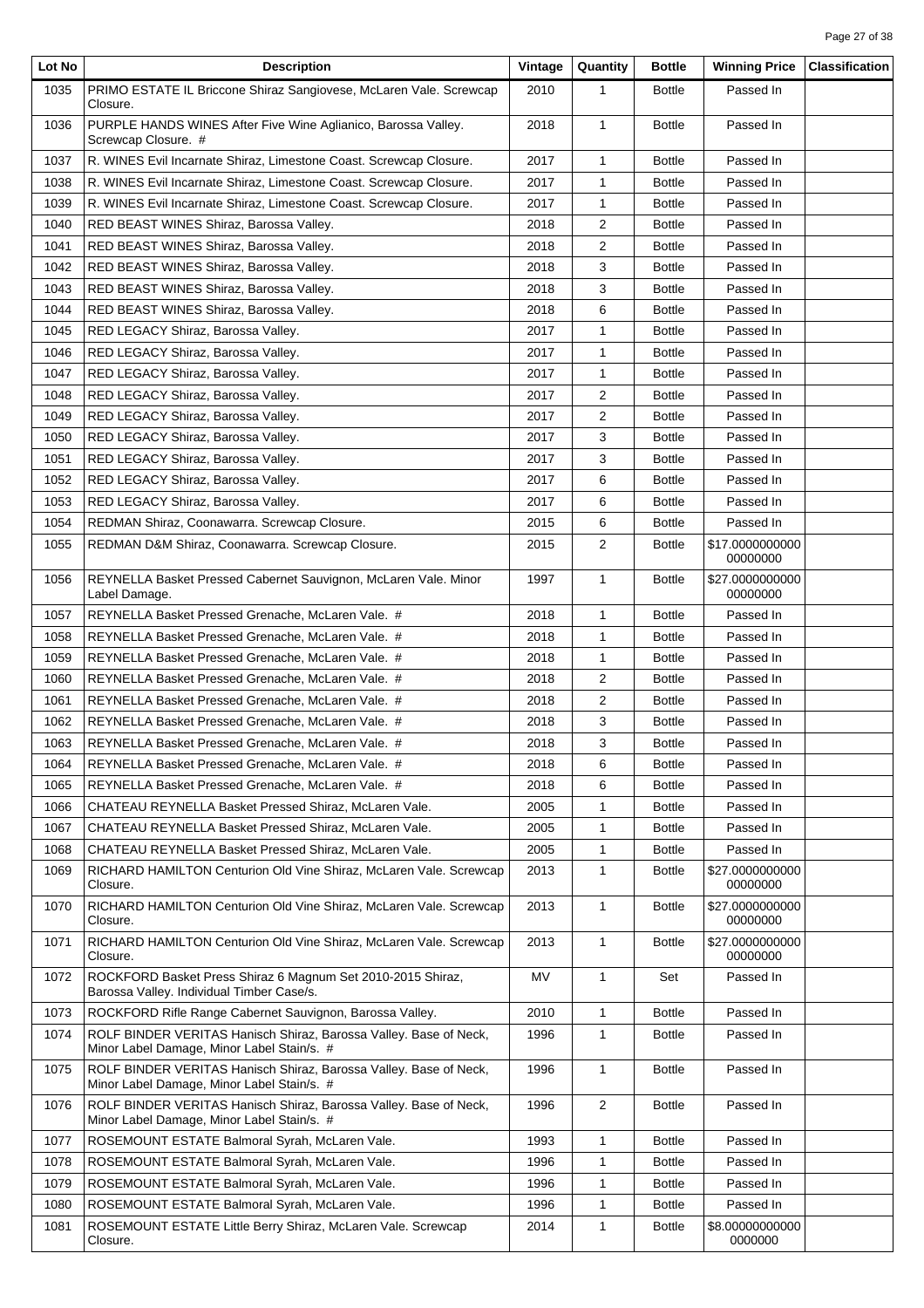| Lot No | Description | Vintage | Quantity | Bottle | Winning Price | Classification |
|---|---|---|---|---|---|---|
| 1035 | PRIMO ESTATE IL Briccone Shiraz Sangiovese, McLaren Vale. Screwcap Closure. | 2010 | 1 | Bottle | Passed In | |
| 1036 | PURPLE HANDS WINES After Five Wine Aglianico, Barossa Valley. Screwcap Closure. # | 2018 | 1 | Bottle | Passed In | |
| 1037 | R. WINES Evil Incarnate Shiraz, Limestone Coast. Screwcap Closure. | 2017 | 1 | Bottle | Passed In | |
| 1038 | R. WINES Evil Incarnate Shiraz, Limestone Coast. Screwcap Closure. | 2017 | 1 | Bottle | Passed In | |
| 1039 | R. WINES Evil Incarnate Shiraz, Limestone Coast. Screwcap Closure. | 2017 | 1 | Bottle | Passed In | |
| 1040 | RED BEAST WINES Shiraz, Barossa Valley. | 2018 | 2 | Bottle | Passed In | |
| 1041 | RED BEAST WINES Shiraz, Barossa Valley. | 2018 | 2 | Bottle | Passed In | |
| 1042 | RED BEAST WINES Shiraz, Barossa Valley. | 2018 | 3 | Bottle | Passed In | |
| 1043 | RED BEAST WINES Shiraz, Barossa Valley. | 2018 | 3 | Bottle | Passed In | |
| 1044 | RED BEAST WINES Shiraz, Barossa Valley. | 2018 | 6 | Bottle | Passed In | |
| 1045 | RED LEGACY Shiraz, Barossa Valley. | 2017 | 1 | Bottle | Passed In | |
| 1046 | RED LEGACY Shiraz, Barossa Valley. | 2017 | 1 | Bottle | Passed In | |
| 1047 | RED LEGACY Shiraz, Barossa Valley. | 2017 | 1 | Bottle | Passed In | |
| 1048 | RED LEGACY Shiraz, Barossa Valley. | 2017 | 2 | Bottle | Passed In | |
| 1049 | RED LEGACY Shiraz, Barossa Valley. | 2017 | 2 | Bottle | Passed In | |
| 1050 | RED LEGACY Shiraz, Barossa Valley. | 2017 | 3 | Bottle | Passed In | |
| 1051 | RED LEGACY Shiraz, Barossa Valley. | 2017 | 3 | Bottle | Passed In | |
| 1052 | RED LEGACY Shiraz, Barossa Valley. | 2017 | 6 | Bottle | Passed In | |
| 1053 | RED LEGACY Shiraz, Barossa Valley. | 2017 | 6 | Bottle | Passed In | |
| 1054 | REDMAN Shiraz, Coonawarra. Screwcap Closure. | 2015 | 6 | Bottle | Passed In | |
| 1055 | REDMAN D&M Shiraz, Coonawarra. Screwcap Closure. | 2015 | 2 | Bottle | $17.000000000000000000 | |
| 1056 | REYNELLA Basket Pressed Cabernet Sauvignon, McLaren Vale. Minor Label Damage. | 1997 | 1 | Bottle | $27.000000000000000000 | |
| 1057 | REYNELLA Basket Pressed Grenache, McLaren Vale. # | 2018 | 1 | Bottle | Passed In | |
| 1058 | REYNELLA Basket Pressed Grenache, McLaren Vale. # | 2018 | 1 | Bottle | Passed In | |
| 1059 | REYNELLA Basket Pressed Grenache, McLaren Vale. # | 2018 | 1 | Bottle | Passed In | |
| 1060 | REYNELLA Basket Pressed Grenache, McLaren Vale. # | 2018 | 2 | Bottle | Passed In | |
| 1061 | REYNELLA Basket Pressed Grenache, McLaren Vale. # | 2018 | 2 | Bottle | Passed In | |
| 1062 | REYNELLA Basket Pressed Grenache, McLaren Vale. # | 2018 | 3 | Bottle | Passed In | |
| 1063 | REYNELLA Basket Pressed Grenache, McLaren Vale. # | 2018 | 3 | Bottle | Passed In | |
| 1064 | REYNELLA Basket Pressed Grenache, McLaren Vale. # | 2018 | 6 | Bottle | Passed In | |
| 1065 | REYNELLA Basket Pressed Grenache, McLaren Vale. # | 2018 | 6 | Bottle | Passed In | |
| 1066 | CHATEAU REYNELLA Basket Pressed Shiraz, McLaren Vale. | 2005 | 1 | Bottle | Passed In | |
| 1067 | CHATEAU REYNELLA Basket Pressed Shiraz, McLaren Vale. | 2005 | 1 | Bottle | Passed In | |
| 1068 | CHATEAU REYNELLA Basket Pressed Shiraz, McLaren Vale. | 2005 | 1 | Bottle | Passed In | |
| 1069 | RICHARD HAMILTON Centurion Old Vine Shiraz, McLaren Vale. Screwcap Closure. | 2013 | 1 | Bottle | $27.000000000000000000 | |
| 1070 | RICHARD HAMILTON Centurion Old Vine Shiraz, McLaren Vale. Screwcap Closure. | 2013 | 1 | Bottle | $27.000000000000000000 | |
| 1071 | RICHARD HAMILTON Centurion Old Vine Shiraz, McLaren Vale. Screwcap Closure. | 2013 | 1 | Bottle | $27.000000000000000000 | |
| 1072 | ROCKFORD Basket Press Shiraz 6 Magnum Set 2010-2015 Shiraz, Barossa Valley. Individual Timber Case/s. | MV | 1 | Set | Passed In | |
| 1073 | ROCKFORD Rifle Range Cabernet Sauvignon, Barossa Valley. | 2010 | 1 | Bottle | Passed In | |
| 1074 | ROLF BINDER VERITAS Hanisch Shiraz, Barossa Valley. Base of Neck, Minor Label Damage, Minor Label Stain/s. # | 1996 | 1 | Bottle | Passed In | |
| 1075 | ROLF BINDER VERITAS Hanisch Shiraz, Barossa Valley. Base of Neck, Minor Label Damage, Minor Label Stain/s. # | 1996 | 1 | Bottle | Passed In | |
| 1076 | ROLF BINDER VERITAS Hanisch Shiraz, Barossa Valley. Base of Neck, Minor Label Damage, Minor Label Stain/s. # | 1996 | 2 | Bottle | Passed In | |
| 1077 | ROSEMOUNT ESTATE Balmoral Syrah, McLaren Vale. | 1993 | 1 | Bottle | Passed In | |
| 1078 | ROSEMOUNT ESTATE Balmoral Syrah, McLaren Vale. | 1996 | 1 | Bottle | Passed In | |
| 1079 | ROSEMOUNT ESTATE Balmoral Syrah, McLaren Vale. | 1996 | 1 | Bottle | Passed In | |
| 1080 | ROSEMOUNT ESTATE Balmoral Syrah, McLaren Vale. | 1996 | 1 | Bottle | Passed In | |
| 1081 | ROSEMOUNT ESTATE Little Berry Shiraz, McLaren Vale. Screwcap Closure. | 2014 | 1 | Bottle | $8.000000000000000000 | |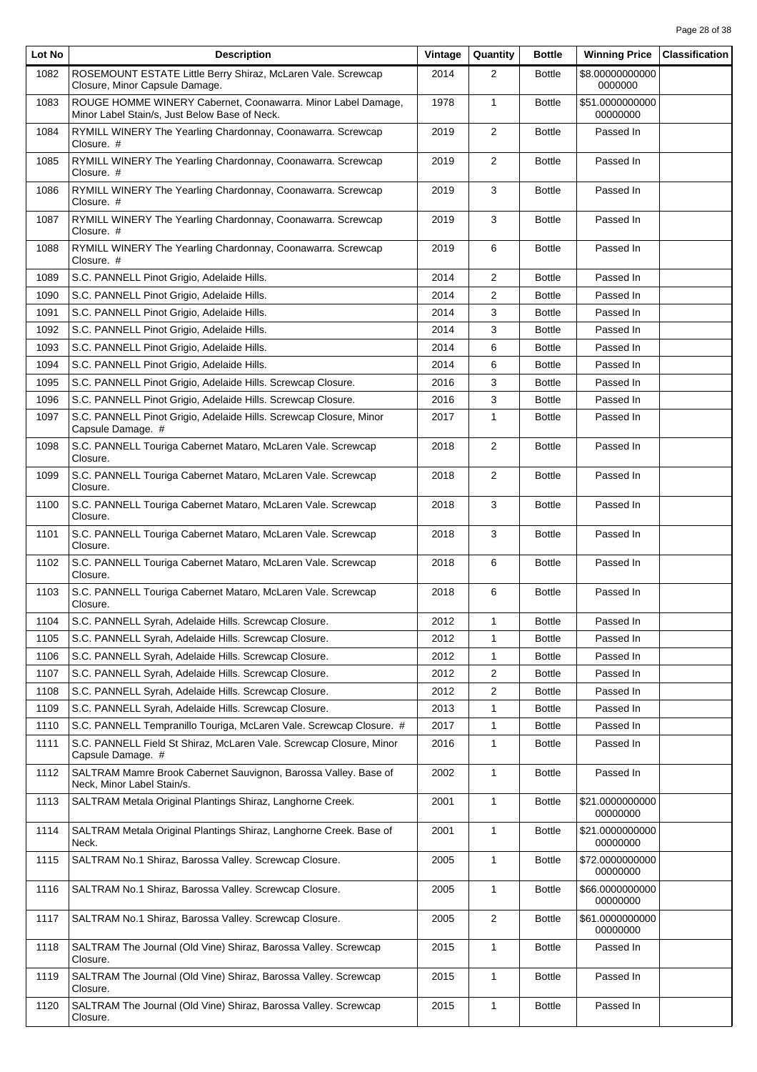| Lot No | Description | Vintage | Quantity | Bottle | Winning Price | Classification |
|---|---|---|---|---|---|---|
| 1082 | ROSEMOUNT ESTATE Little Berry Shiraz, McLaren Vale. Screwcap Closure, Minor Capsule Damage. | 2014 | 2 | Bottle | $8.00000000000 0000000 | |
| 1083 | ROUGE HOMME WINERY Cabernet, Coonawarra. Minor Label Damage, Minor Label Stain/s, Just Below Base of Neck. | 1978 | 1 | Bottle | $51.0000000000 00000000 | |
| 1084 | RYMILL WINERY The Yearling Chardonnay, Coonawarra. Screwcap Closure. # | 2019 | 2 | Bottle | Passed In | |
| 1085 | RYMILL WINERY The Yearling Chardonnay, Coonawarra. Screwcap Closure. # | 2019 | 2 | Bottle | Passed In | |
| 1086 | RYMILL WINERY The Yearling Chardonnay, Coonawarra. Screwcap Closure. # | 2019 | 3 | Bottle | Passed In | |
| 1087 | RYMILL WINERY The Yearling Chardonnay, Coonawarra. Screwcap Closure. # | 2019 | 3 | Bottle | Passed In | |
| 1088 | RYMILL WINERY The Yearling Chardonnay, Coonawarra. Screwcap Closure. # | 2019 | 6 | Bottle | Passed In | |
| 1089 | S.C. PANNELL Pinot Grigio, Adelaide Hills. | 2014 | 2 | Bottle | Passed In | |
| 1090 | S.C. PANNELL Pinot Grigio, Adelaide Hills. | 2014 | 2 | Bottle | Passed In | |
| 1091 | S.C. PANNELL Pinot Grigio, Adelaide Hills. | 2014 | 3 | Bottle | Passed In | |
| 1092 | S.C. PANNELL Pinot Grigio, Adelaide Hills. | 2014 | 3 | Bottle | Passed In | |
| 1093 | S.C. PANNELL Pinot Grigio, Adelaide Hills. | 2014 | 6 | Bottle | Passed In | |
| 1094 | S.C. PANNELL Pinot Grigio, Adelaide Hills. | 2014 | 6 | Bottle | Passed In | |
| 1095 | S.C. PANNELL Pinot Grigio, Adelaide Hills. Screwcap Closure. | 2016 | 3 | Bottle | Passed In | |
| 1096 | S.C. PANNELL Pinot Grigio, Adelaide Hills. Screwcap Closure. | 2016 | 3 | Bottle | Passed In | |
| 1097 | S.C. PANNELL Pinot Grigio, Adelaide Hills. Screwcap Closure, Minor Capsule Damage. # | 2017 | 1 | Bottle | Passed In | |
| 1098 | S.C. PANNELL Touriga Cabernet Mataro, McLaren Vale. Screwcap Closure. | 2018 | 2 | Bottle | Passed In | |
| 1099 | S.C. PANNELL Touriga Cabernet Mataro, McLaren Vale. Screwcap Closure. | 2018 | 2 | Bottle | Passed In | |
| 1100 | S.C. PANNELL Touriga Cabernet Mataro, McLaren Vale. Screwcap Closure. | 2018 | 3 | Bottle | Passed In | |
| 1101 | S.C. PANNELL Touriga Cabernet Mataro, McLaren Vale. Screwcap Closure. | 2018 | 3 | Bottle | Passed In | |
| 1102 | S.C. PANNELL Touriga Cabernet Mataro, McLaren Vale. Screwcap Closure. | 2018 | 6 | Bottle | Passed In | |
| 1103 | S.C. PANNELL Touriga Cabernet Mataro, McLaren Vale. Screwcap Closure. | 2018 | 6 | Bottle | Passed In | |
| 1104 | S.C. PANNELL Syrah, Adelaide Hills. Screwcap Closure. | 2012 | 1 | Bottle | Passed In | |
| 1105 | S.C. PANNELL Syrah, Adelaide Hills. Screwcap Closure. | 2012 | 1 | Bottle | Passed In | |
| 1106 | S.C. PANNELL Syrah, Adelaide Hills. Screwcap Closure. | 2012 | 1 | Bottle | Passed In | |
| 1107 | S.C. PANNELL Syrah, Adelaide Hills. Screwcap Closure. | 2012 | 2 | Bottle | Passed In | |
| 1108 | S.C. PANNELL Syrah, Adelaide Hills. Screwcap Closure. | 2012 | 2 | Bottle | Passed In | |
| 1109 | S.C. PANNELL Syrah, Adelaide Hills. Screwcap Closure. | 2013 | 1 | Bottle | Passed In | |
| 1110 | S.C. PANNELL Tempranillo Touriga, McLaren Vale. Screwcap Closure. # | 2017 | 1 | Bottle | Passed In | |
| 1111 | S.C. PANNELL Field St Shiraz, McLaren Vale. Screwcap Closure, Minor Capsule Damage. # | 2016 | 1 | Bottle | Passed In | |
| 1112 | SALTRAM Mamre Brook Cabernet Sauvignon, Barossa Valley. Base of Neck, Minor Label Stain/s. | 2002 | 1 | Bottle | Passed In | |
| 1113 | SALTRAM Metala Original Plantings Shiraz, Langhorne Creek. | 2001 | 1 | Bottle | $21.0000000000 00000000 | |
| 1114 | SALTRAM Metala Original Plantings Shiraz, Langhorne Creek. Base of Neck. | 2001 | 1 | Bottle | $21.0000000000 00000000 | |
| 1115 | SALTRAM No.1 Shiraz, Barossa Valley. Screwcap Closure. | 2005 | 1 | Bottle | $72.0000000000 00000000 | |
| 1116 | SALTRAM No.1 Shiraz, Barossa Valley. Screwcap Closure. | 2005 | 1 | Bottle | $66.0000000000 00000000 | |
| 1117 | SALTRAM No.1 Shiraz, Barossa Valley. Screwcap Closure. | 2005 | 2 | Bottle | $61.0000000000 00000000 | |
| 1118 | SALTRAM The Journal (Old Vine) Shiraz, Barossa Valley. Screwcap Closure. | 2015 | 1 | Bottle | Passed In | |
| 1119 | SALTRAM The Journal (Old Vine) Shiraz, Barossa Valley. Screwcap Closure. | 2015 | 1 | Bottle | Passed In | |
| 1120 | SALTRAM The Journal (Old Vine) Shiraz, Barossa Valley. Screwcap Closure. | 2015 | 1 | Bottle | Passed In | |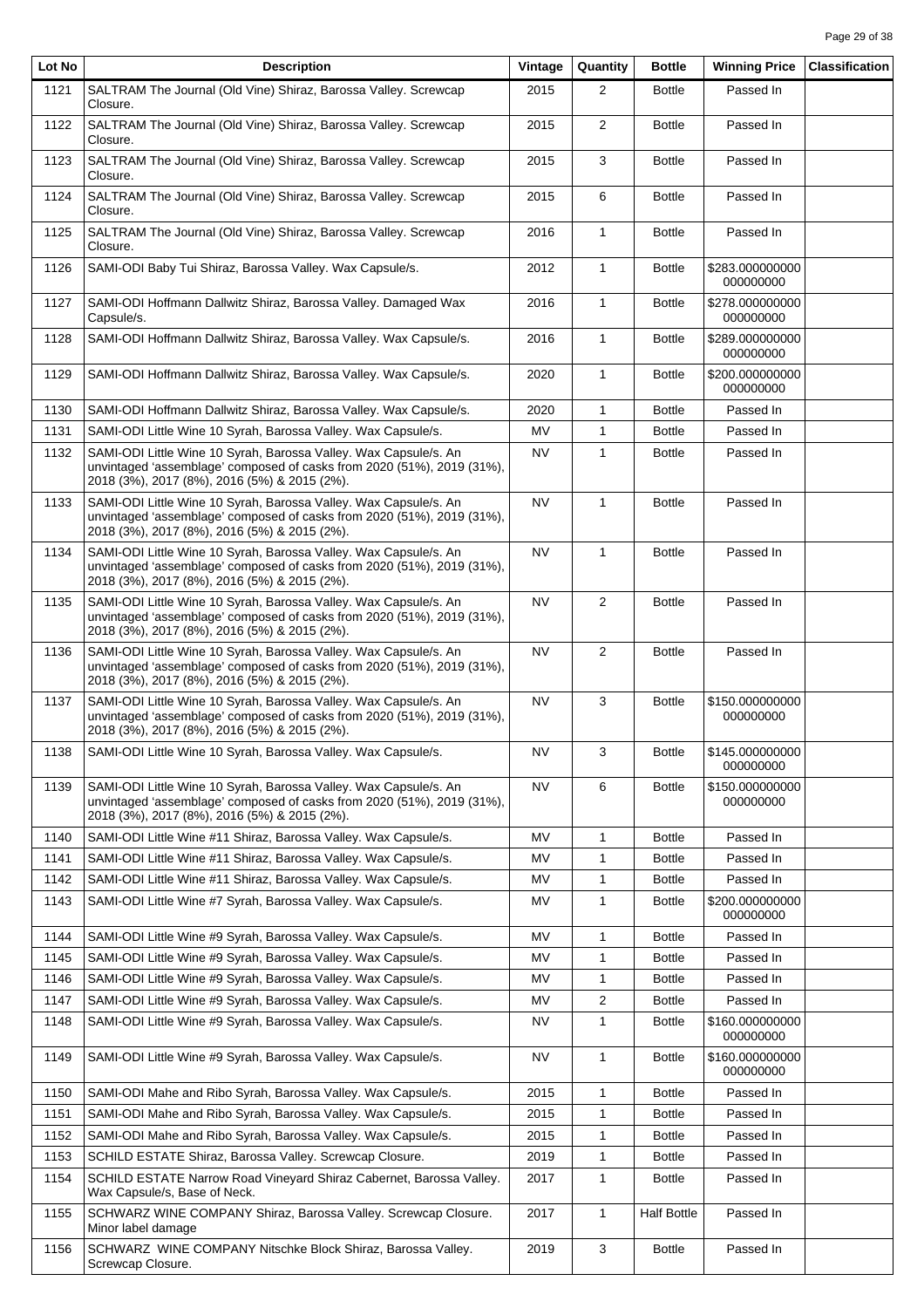| Lot No | Description | Vintage | Quantity | Bottle | Winning Price | Classification |
|---|---|---|---|---|---|---|
| 1121 | SALTRAM The Journal (Old Vine) Shiraz, Barossa Valley. Screwcap Closure. | 2015 | 2 | Bottle | Passed In | |
| 1122 | SALTRAM The Journal (Old Vine) Shiraz, Barossa Valley. Screwcap Closure. | 2015 | 2 | Bottle | Passed In | |
| 1123 | SALTRAM The Journal (Old Vine) Shiraz, Barossa Valley. Screwcap Closure. | 2015 | 3 | Bottle | Passed In | |
| 1124 | SALTRAM The Journal (Old Vine) Shiraz, Barossa Valley. Screwcap Closure. | 2015 | 6 | Bottle | Passed In | |
| 1125 | SALTRAM The Journal (Old Vine) Shiraz, Barossa Valley. Screwcap Closure. | 2016 | 1 | Bottle | Passed In | |
| 1126 | SAMI-ODI Baby Tui Shiraz, Barossa Valley. Wax Capsule/s. | 2012 | 1 | Bottle | $283.000000000000000000 | |
| 1127 | SAMI-ODI Hoffmann Dallwitz Shiraz, Barossa Valley. Damaged Wax Capsule/s. | 2016 | 1 | Bottle | $278.000000000000000000 | |
| 1128 | SAMI-ODI Hoffmann Dallwitz Shiraz, Barossa Valley. Wax Capsule/s. | 2016 | 1 | Bottle | $289.000000000000000000 | |
| 1129 | SAMI-ODI Hoffmann Dallwitz Shiraz, Barossa Valley. Wax Capsule/s. | 2020 | 1 | Bottle | $200.000000000000000000 | |
| 1130 | SAMI-ODI Hoffmann Dallwitz Shiraz, Barossa Valley. Wax Capsule/s. | 2020 | 1 | Bottle | Passed In | |
| 1131 | SAMI-ODI Little Wine 10 Syrah, Barossa Valley. Wax Capsule/s. | MV | 1 | Bottle | Passed In | |
| 1132 | SAMI-ODI Little Wine 10 Syrah, Barossa Valley. Wax Capsule/s. An unvintaged 'assemblage' composed of casks from 2020 (51%), 2019 (31%), 2018 (3%), 2017 (8%), 2016 (5%) & 2015 (2%). | NV | 1 | Bottle | Passed In | |
| 1133 | SAMI-ODI Little Wine 10 Syrah, Barossa Valley. Wax Capsule/s. An unvintaged 'assemblage' composed of casks from 2020 (51%), 2019 (31%), 2018 (3%), 2017 (8%), 2016 (5%) & 2015 (2%). | NV | 1 | Bottle | Passed In | |
| 1134 | SAMI-ODI Little Wine 10 Syrah, Barossa Valley. Wax Capsule/s. An unvintaged 'assemblage' composed of casks from 2020 (51%), 2019 (31%), 2018 (3%), 2017 (8%), 2016 (5%) & 2015 (2%). | NV | 1 | Bottle | Passed In | |
| 1135 | SAMI-ODI Little Wine 10 Syrah, Barossa Valley. Wax Capsule/s. An unvintaged 'assemblage' composed of casks from 2020 (51%), 2019 (31%), 2018 (3%), 2017 (8%), 2016 (5%) & 2015 (2%). | NV | 2 | Bottle | Passed In | |
| 1136 | SAMI-ODI Little Wine 10 Syrah, Barossa Valley. Wax Capsule/s. An unvintaged 'assemblage' composed of casks from 2020 (51%), 2019 (31%), 2018 (3%), 2017 (8%), 2016 (5%) & 2015 (2%). | NV | 2 | Bottle | Passed In | |
| 1137 | SAMI-ODI Little Wine 10 Syrah, Barossa Valley. Wax Capsule/s. An unvintaged 'assemblage' composed of casks from 2020 (51%), 2019 (31%), 2018 (3%), 2017 (8%), 2016 (5%) & 2015 (2%). | NV | 3 | Bottle | $150.000000000000000000 | |
| 1138 | SAMI-ODI Little Wine 10 Syrah, Barossa Valley. Wax Capsule/s. | NV | 3 | Bottle | $145.000000000000000000 | |
| 1139 | SAMI-ODI Little Wine 10 Syrah, Barossa Valley. Wax Capsule/s. An unvintaged 'assemblage' composed of casks from 2020 (51%), 2019 (31%), 2018 (3%), 2017 (8%), 2016 (5%) & 2015 (2%). | NV | 6 | Bottle | $150.000000000000000000 | |
| 1140 | SAMI-ODI Little Wine #11 Shiraz, Barossa Valley. Wax Capsule/s. | MV | 1 | Bottle | Passed In | |
| 1141 | SAMI-ODI Little Wine #11 Shiraz, Barossa Valley. Wax Capsule/s. | MV | 1 | Bottle | Passed In | |
| 1142 | SAMI-ODI Little Wine #11 Shiraz, Barossa Valley. Wax Capsule/s. | MV | 1 | Bottle | Passed In | |
| 1143 | SAMI-ODI Little Wine #7 Syrah, Barossa Valley. Wax Capsule/s. | MV | 1 | Bottle | $200.000000000000000000 | |
| 1144 | SAMI-ODI Little Wine #9 Syrah, Barossa Valley. Wax Capsule/s. | MV | 1 | Bottle | Passed In | |
| 1145 | SAMI-ODI Little Wine #9 Syrah, Barossa Valley. Wax Capsule/s. | MV | 1 | Bottle | Passed In | |
| 1146 | SAMI-ODI Little Wine #9 Syrah, Barossa Valley. Wax Capsule/s. | MV | 1 | Bottle | Passed In | |
| 1147 | SAMI-ODI Little Wine #9 Syrah, Barossa Valley. Wax Capsule/s. | MV | 2 | Bottle | Passed In | |
| 1148 | SAMI-ODI Little Wine #9 Syrah, Barossa Valley. Wax Capsule/s. | NV | 1 | Bottle | $160.000000000000000000 | |
| 1149 | SAMI-ODI Little Wine #9 Syrah, Barossa Valley. Wax Capsule/s. | NV | 1 | Bottle | $160.000000000000000000 | |
| 1150 | SAMI-ODI Mahe and Ribo Syrah, Barossa Valley. Wax Capsule/s. | 2015 | 1 | Bottle | Passed In | |
| 1151 | SAMI-ODI Mahe and Ribo Syrah, Barossa Valley. Wax Capsule/s. | 2015 | 1 | Bottle | Passed In | |
| 1152 | SAMI-ODI Mahe and Ribo Syrah, Barossa Valley. Wax Capsule/s. | 2015 | 1 | Bottle | Passed In | |
| 1153 | SCHILD ESTATE Shiraz, Barossa Valley. Screwcap Closure. | 2019 | 1 | Bottle | Passed In | |
| 1154 | SCHILD ESTATE Narrow Road Vineyard Shiraz Cabernet, Barossa Valley. Wax Capsule/s, Base of Neck. | 2017 | 1 | Bottle | Passed In | |
| 1155 | SCHWARZ WINE COMPANY Shiraz, Barossa Valley. Screwcap Closure. Minor label damage | 2017 | 1 | Half Bottle | Passed In | |
| 1156 | SCHWARZ WINE COMPANY Nitschke Block Shiraz, Barossa Valley. Screwcap Closure. | 2019 | 3 | Bottle | Passed In | |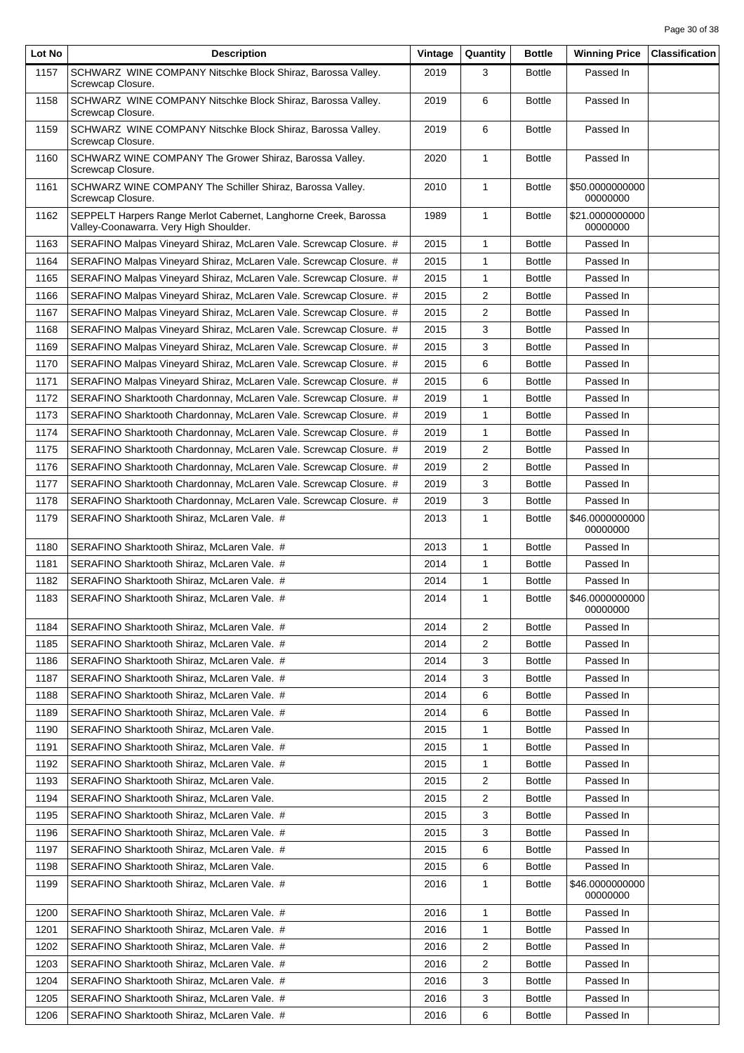| Lot No | Description | Vintage | Quantity | Bottle | Winning Price | Classification |
|---|---|---|---|---|---|---|
| 1157 | SCHWARZ WINE COMPANY Nitschke Block Shiraz, Barossa Valley. Screwcap Closure. | 2019 | 3 | Bottle | Passed In | |
| 1158 | SCHWARZ WINE COMPANY Nitschke Block Shiraz, Barossa Valley. Screwcap Closure. | 2019 | 6 | Bottle | Passed In | |
| 1159 | SCHWARZ WINE COMPANY Nitschke Block Shiraz, Barossa Valley. Screwcap Closure. | 2019 | 6 | Bottle | Passed In | |
| 1160 | SCHWARZ WINE COMPANY The Grower Shiraz, Barossa Valley. Screwcap Closure. | 2020 | 1 | Bottle | Passed In | |
| 1161 | SCHWARZ WINE COMPANY The Schiller Shiraz, Barossa Valley. Screwcap Closure. | 2010 | 1 | Bottle | $50.0000000000 00000000 | |
| 1162 | SEPPELT Harpers Range Merlot Cabernet, Langhorne Creek, Barossa Valley-Coonawarra. Very High Shoulder. | 1989 | 1 | Bottle | $21.0000000000 00000000 | |
| 1163 | SERAFINO Malpas Vineyard Shiraz, McLaren Vale. Screwcap Closure. # | 2015 | 1 | Bottle | Passed In | |
| 1164 | SERAFINO Malpas Vineyard Shiraz, McLaren Vale. Screwcap Closure. # | 2015 | 1 | Bottle | Passed In | |
| 1165 | SERAFINO Malpas Vineyard Shiraz, McLaren Vale. Screwcap Closure. # | 2015 | 1 | Bottle | Passed In | |
| 1166 | SERAFINO Malpas Vineyard Shiraz, McLaren Vale. Screwcap Closure. # | 2015 | 2 | Bottle | Passed In | |
| 1167 | SERAFINO Malpas Vineyard Shiraz, McLaren Vale. Screwcap Closure. # | 2015 | 2 | Bottle | Passed In | |
| 1168 | SERAFINO Malpas Vineyard Shiraz, McLaren Vale. Screwcap Closure. # | 2015 | 3 | Bottle | Passed In | |
| 1169 | SERAFINO Malpas Vineyard Shiraz, McLaren Vale. Screwcap Closure. # | 2015 | 3 | Bottle | Passed In | |
| 1170 | SERAFINO Malpas Vineyard Shiraz, McLaren Vale. Screwcap Closure. # | 2015 | 6 | Bottle | Passed In | |
| 1171 | SERAFINO Malpas Vineyard Shiraz, McLaren Vale. Screwcap Closure. # | 2015 | 6 | Bottle | Passed In | |
| 1172 | SERAFINO Sharktooth Chardonnay, McLaren Vale. Screwcap Closure. # | 2019 | 1 | Bottle | Passed In | |
| 1173 | SERAFINO Sharktooth Chardonnay, McLaren Vale. Screwcap Closure. # | 2019 | 1 | Bottle | Passed In | |
| 1174 | SERAFINO Sharktooth Chardonnay, McLaren Vale. Screwcap Closure. # | 2019 | 1 | Bottle | Passed In | |
| 1175 | SERAFINO Sharktooth Chardonnay, McLaren Vale. Screwcap Closure. # | 2019 | 2 | Bottle | Passed In | |
| 1176 | SERAFINO Sharktooth Chardonnay, McLaren Vale. Screwcap Closure. # | 2019 | 2 | Bottle | Passed In | |
| 1177 | SERAFINO Sharktooth Chardonnay, McLaren Vale. Screwcap Closure. # | 2019 | 3 | Bottle | Passed In | |
| 1178 | SERAFINO Sharktooth Chardonnay, McLaren Vale. Screwcap Closure. # | 2019 | 3 | Bottle | Passed In | |
| 1179 | SERAFINO Sharktooth Shiraz, McLaren Vale. # | 2013 | 1 | Bottle | $46.0000000000 00000000 | |
| 1180 | SERAFINO Sharktooth Shiraz, McLaren Vale. # | 2013 | 1 | Bottle | Passed In | |
| 1181 | SERAFINO Sharktooth Shiraz, McLaren Vale. # | 2014 | 1 | Bottle | Passed In | |
| 1182 | SERAFINO Sharktooth Shiraz, McLaren Vale. # | 2014 | 1 | Bottle | Passed In | |
| 1183 | SERAFINO Sharktooth Shiraz, McLaren Vale. # | 2014 | 1 | Bottle | $46.0000000000 00000000 | |
| 1184 | SERAFINO Sharktooth Shiraz, McLaren Vale. # | 2014 | 2 | Bottle | Passed In | |
| 1185 | SERAFINO Sharktooth Shiraz, McLaren Vale. # | 2014 | 2 | Bottle | Passed In | |
| 1186 | SERAFINO Sharktooth Shiraz, McLaren Vale. # | 2014 | 3 | Bottle | Passed In | |
| 1187 | SERAFINO Sharktooth Shiraz, McLaren Vale. # | 2014 | 3 | Bottle | Passed In | |
| 1188 | SERAFINO Sharktooth Shiraz, McLaren Vale. # | 2014 | 6 | Bottle | Passed In | |
| 1189 | SERAFINO Sharktooth Shiraz, McLaren Vale. # | 2014 | 6 | Bottle | Passed In | |
| 1190 | SERAFINO Sharktooth Shiraz, McLaren Vale. | 2015 | 1 | Bottle | Passed In | |
| 1191 | SERAFINO Sharktooth Shiraz, McLaren Vale. # | 2015 | 1 | Bottle | Passed In | |
| 1192 | SERAFINO Sharktooth Shiraz, McLaren Vale. # | 2015 | 1 | Bottle | Passed In | |
| 1193 | SERAFINO Sharktooth Shiraz, McLaren Vale. | 2015 | 2 | Bottle | Passed In | |
| 1194 | SERAFINO Sharktooth Shiraz, McLaren Vale. | 2015 | 2 | Bottle | Passed In | |
| 1195 | SERAFINO Sharktooth Shiraz, McLaren Vale. # | 2015 | 3 | Bottle | Passed In | |
| 1196 | SERAFINO Sharktooth Shiraz, McLaren Vale. # | 2015 | 3 | Bottle | Passed In | |
| 1197 | SERAFINO Sharktooth Shiraz, McLaren Vale. # | 2015 | 6 | Bottle | Passed In | |
| 1198 | SERAFINO Sharktooth Shiraz, McLaren Vale. | 2015 | 6 | Bottle | Passed In | |
| 1199 | SERAFINO Sharktooth Shiraz, McLaren Vale. # | 2016 | 1 | Bottle | $46.0000000000 00000000 | |
| 1200 | SERAFINO Sharktooth Shiraz, McLaren Vale. # | 2016 | 1 | Bottle | Passed In | |
| 1201 | SERAFINO Sharktooth Shiraz, McLaren Vale. # | 2016 | 1 | Bottle | Passed In | |
| 1202 | SERAFINO Sharktooth Shiraz, McLaren Vale. # | 2016 | 2 | Bottle | Passed In | |
| 1203 | SERAFINO Sharktooth Shiraz, McLaren Vale. # | 2016 | 2 | Bottle | Passed In | |
| 1204 | SERAFINO Sharktooth Shiraz, McLaren Vale. # | 2016 | 3 | Bottle | Passed In | |
| 1205 | SERAFINO Sharktooth Shiraz, McLaren Vale. # | 2016 | 3 | Bottle | Passed In | |
| 1206 | SERAFINO Sharktooth Shiraz, McLaren Vale. # | 2016 | 6 | Bottle | Passed In | |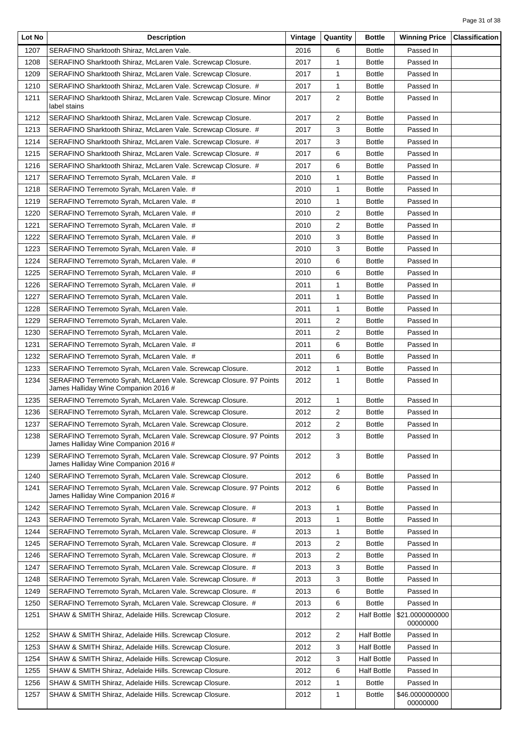| Lot No | Description | Vintage | Quantity | Bottle | Winning Price | Classification |
| --- | --- | --- | --- | --- | --- | --- |
| 1207 | SERAFINO Sharktooth Shiraz, McLaren Vale. | 2016 | 6 | Bottle | Passed In | |
| 1208 | SERAFINO Sharktooth Shiraz, McLaren Vale. Screwcap Closure. | 2017 | 1 | Bottle | Passed In | |
| 1209 | SERAFINO Sharktooth Shiraz, McLaren Vale. Screwcap Closure. | 2017 | 1 | Bottle | Passed In | |
| 1210 | SERAFINO Sharktooth Shiraz, McLaren Vale. Screwcap Closure. # | 2017 | 1 | Bottle | Passed In | |
| 1211 | SERAFINO Sharktooth Shiraz, McLaren Vale. Screwcap Closure. Minor label stains | 2017 | 2 | Bottle | Passed In | |
| 1212 | SERAFINO Sharktooth Shiraz, McLaren Vale. Screwcap Closure. | 2017 | 2 | Bottle | Passed In | |
| 1213 | SERAFINO Sharktooth Shiraz, McLaren Vale. Screwcap Closure. # | 2017 | 3 | Bottle | Passed In | |
| 1214 | SERAFINO Sharktooth Shiraz, McLaren Vale. Screwcap Closure. # | 2017 | 3 | Bottle | Passed In | |
| 1215 | SERAFINO Sharktooth Shiraz, McLaren Vale. Screwcap Closure. # | 2017 | 6 | Bottle | Passed In | |
| 1216 | SERAFINO Sharktooth Shiraz, McLaren Vale. Screwcap Closure. # | 2017 | 6 | Bottle | Passed In | |
| 1217 | SERAFINO Terremoto Syrah, McLaren Vale. # | 2010 | 1 | Bottle | Passed In | |
| 1218 | SERAFINO Terremoto Syrah, McLaren Vale. # | 2010 | 1 | Bottle | Passed In | |
| 1219 | SERAFINO Terremoto Syrah, McLaren Vale. # | 2010 | 1 | Bottle | Passed In | |
| 1220 | SERAFINO Terremoto Syrah, McLaren Vale. # | 2010 | 2 | Bottle | Passed In | |
| 1221 | SERAFINO Terremoto Syrah, McLaren Vale. # | 2010 | 2 | Bottle | Passed In | |
| 1222 | SERAFINO Terremoto Syrah, McLaren Vale. # | 2010 | 3 | Bottle | Passed In | |
| 1223 | SERAFINO Terremoto Syrah, McLaren Vale. # | 2010 | 3 | Bottle | Passed In | |
| 1224 | SERAFINO Terremoto Syrah, McLaren Vale. # | 2010 | 6 | Bottle | Passed In | |
| 1225 | SERAFINO Terremoto Syrah, McLaren Vale. # | 2010 | 6 | Bottle | Passed In | |
| 1226 | SERAFINO Terremoto Syrah, McLaren Vale. # | 2011 | 1 | Bottle | Passed In | |
| 1227 | SERAFINO Terremoto Syrah, McLaren Vale. | 2011 | 1 | Bottle | Passed In | |
| 1228 | SERAFINO Terremoto Syrah, McLaren Vale. | 2011 | 1 | Bottle | Passed In | |
| 1229 | SERAFINO Terremoto Syrah, McLaren Vale. | 2011 | 2 | Bottle | Passed In | |
| 1230 | SERAFINO Terremoto Syrah, McLaren Vale. | 2011 | 2 | Bottle | Passed In | |
| 1231 | SERAFINO Terremoto Syrah, McLaren Vale. # | 2011 | 6 | Bottle | Passed In | |
| 1232 | SERAFINO Terremoto Syrah, McLaren Vale. # | 2011 | 6 | Bottle | Passed In | |
| 1233 | SERAFINO Terremoto Syrah, McLaren Vale. Screwcap Closure. | 2012 | 1 | Bottle | Passed In | |
| 1234 | SERAFINO Terremoto Syrah, McLaren Vale. Screwcap Closure. 97 Points James Halliday Wine Companion 2016 # | 2012 | 1 | Bottle | Passed In | |
| 1235 | SERAFINO Terremoto Syrah, McLaren Vale. Screwcap Closure. | 2012 | 1 | Bottle | Passed In | |
| 1236 | SERAFINO Terremoto Syrah, McLaren Vale. Screwcap Closure. | 2012 | 2 | Bottle | Passed In | |
| 1237 | SERAFINO Terremoto Syrah, McLaren Vale. Screwcap Closure. | 2012 | 2 | Bottle | Passed In | |
| 1238 | SERAFINO Terremoto Syrah, McLaren Vale. Screwcap Closure. 97 Points James Halliday Wine Companion 2016 # | 2012 | 3 | Bottle | Passed In | |
| 1239 | SERAFINO Terremoto Syrah, McLaren Vale. Screwcap Closure. 97 Points James Halliday Wine Companion 2016 # | 2012 | 3 | Bottle | Passed In | |
| 1240 | SERAFINO Terremoto Syrah, McLaren Vale. Screwcap Closure. | 2012 | 6 | Bottle | Passed In | |
| 1241 | SERAFINO Terremoto Syrah, McLaren Vale. Screwcap Closure. 97 Points James Halliday Wine Companion 2016 # | 2012 | 6 | Bottle | Passed In | |
| 1242 | SERAFINO Terremoto Syrah, McLaren Vale. Screwcap Closure. # | 2013 | 1 | Bottle | Passed In | |
| 1243 | SERAFINO Terremoto Syrah, McLaren Vale. Screwcap Closure. # | 2013 | 1 | Bottle | Passed In | |
| 1244 | SERAFINO Terremoto Syrah, McLaren Vale. Screwcap Closure. # | 2013 | 1 | Bottle | Passed In | |
| 1245 | SERAFINO Terremoto Syrah, McLaren Vale. Screwcap Closure. # | 2013 | 2 | Bottle | Passed In | |
| 1246 | SERAFINO Terremoto Syrah, McLaren Vale. Screwcap Closure. # | 2013 | 2 | Bottle | Passed In | |
| 1247 | SERAFINO Terremoto Syrah, McLaren Vale. Screwcap Closure. # | 2013 | 3 | Bottle | Passed In | |
| 1248 | SERAFINO Terremoto Syrah, McLaren Vale. Screwcap Closure. # | 2013 | 3 | Bottle | Passed In | |
| 1249 | SERAFINO Terremoto Syrah, McLaren Vale. Screwcap Closure. # | 2013 | 6 | Bottle | Passed In | |
| 1250 | SERAFINO Terremoto Syrah, McLaren Vale. Screwcap Closure. # | 2013 | 6 | Bottle | Passed In | |
| 1251 | SHAW & SMITH Shiraz, Adelaide Hills. Screwcap Closure. | 2012 | 2 | Half Bottle | $21.000000000000000000 | |
| 1252 | SHAW & SMITH Shiraz, Adelaide Hills. Screwcap Closure. | 2012 | 2 | Half Bottle | Passed In | |
| 1253 | SHAW & SMITH Shiraz, Adelaide Hills. Screwcap Closure. | 2012 | 3 | Half Bottle | Passed In | |
| 1254 | SHAW & SMITH Shiraz, Adelaide Hills. Screwcap Closure. | 2012 | 3 | Half Bottle | Passed In | |
| 1255 | SHAW & SMITH Shiraz, Adelaide Hills. Screwcap Closure. | 2012 | 6 | Half Bottle | Passed In | |
| 1256 | SHAW & SMITH Shiraz, Adelaide Hills. Screwcap Closure. | 2012 | 1 | Bottle | Passed In | |
| 1257 | SHAW & SMITH Shiraz, Adelaide Hills. Screwcap Closure. | 2012 | 1 | Bottle | $46.000000000000000000 | |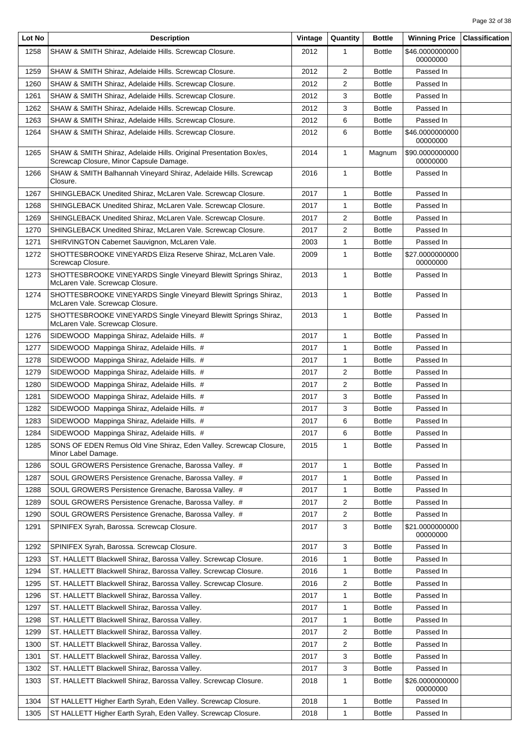| Lot No | Description | Vintage | Quantity | Bottle | Winning Price | Classification |
|---|---|---|---|---|---|---|
| 1258 | SHAW & SMITH Shiraz, Adelaide Hills. Screwcap Closure. | 2012 | 1 | Bottle | $46.0000000000 00000000 | |
| 1259 | SHAW & SMITH Shiraz, Adelaide Hills. Screwcap Closure. | 2012 | 2 | Bottle | Passed In | |
| 1260 | SHAW & SMITH Shiraz, Adelaide Hills. Screwcap Closure. | 2012 | 2 | Bottle | Passed In | |
| 1261 | SHAW & SMITH Shiraz, Adelaide Hills. Screwcap Closure. | 2012 | 3 | Bottle | Passed In | |
| 1262 | SHAW & SMITH Shiraz, Adelaide Hills. Screwcap Closure. | 2012 | 3 | Bottle | Passed In | |
| 1263 | SHAW & SMITH Shiraz, Adelaide Hills. Screwcap Closure. | 2012 | 6 | Bottle | Passed In | |
| 1264 | SHAW & SMITH Shiraz, Adelaide Hills. Screwcap Closure. | 2012 | 6 | Bottle | $46.0000000000 00000000 | |
| 1265 | SHAW & SMITH Shiraz, Adelaide Hills. Original Presentation Box/es, Screwcap Closure, Minor Capsule Damage. | 2014 | 1 | Magnum | $90.0000000000 00000000 | |
| 1266 | SHAW & SMITH Balhannah Vineyard Shiraz, Adelaide Hills. Screwcap Closure. | 2016 | 1 | Bottle | Passed In | |
| 1267 | SHINGLEBACK Unedited Shiraz, McLaren Vale. Screwcap Closure. | 2017 | 1 | Bottle | Passed In | |
| 1268 | SHINGLEBACK Unedited Shiraz, McLaren Vale. Screwcap Closure. | 2017 | 1 | Bottle | Passed In | |
| 1269 | SHINGLEBACK Unedited Shiraz, McLaren Vale. Screwcap Closure. | 2017 | 2 | Bottle | Passed In | |
| 1270 | SHINGLEBACK Unedited Shiraz, McLaren Vale. Screwcap Closure. | 2017 | 2 | Bottle | Passed In | |
| 1271 | SHIRVINGTON Cabernet Sauvignon, McLaren Vale. | 2003 | 1 | Bottle | Passed In | |
| 1272 | SHOTTESBROOKE VINEYARDS Eliza Reserve Shiraz, McLaren Vale. Screwcap Closure. | 2009 | 1 | Bottle | $27.0000000000 00000000 | |
| 1273 | SHOTTESBROOKE VINEYARDS Single Vineyard Blewitt Springs Shiraz, McLaren Vale. Screwcap Closure. | 2013 | 1 | Bottle | Passed In | |
| 1274 | SHOTTESBROOKE VINEYARDS Single Vineyard Blewitt Springs Shiraz, McLaren Vale. Screwcap Closure. | 2013 | 1 | Bottle | Passed In | |
| 1275 | SHOTTESBROOKE VINEYARDS Single Vineyard Blewitt Springs Shiraz, McLaren Vale. Screwcap Closure. | 2013 | 1 | Bottle | Passed In | |
| 1276 | SIDEWOOD Mappinga Shiraz, Adelaide Hills. # | 2017 | 1 | Bottle | Passed In | |
| 1277 | SIDEWOOD Mappinga Shiraz, Adelaide Hills. # | 2017 | 1 | Bottle | Passed In | |
| 1278 | SIDEWOOD Mappinga Shiraz, Adelaide Hills. # | 2017 | 1 | Bottle | Passed In | |
| 1279 | SIDEWOOD Mappinga Shiraz, Adelaide Hills. # | 2017 | 2 | Bottle | Passed In | |
| 1280 | SIDEWOOD Mappinga Shiraz, Adelaide Hills. # | 2017 | 2 | Bottle | Passed In | |
| 1281 | SIDEWOOD Mappinga Shiraz, Adelaide Hills. # | 2017 | 3 | Bottle | Passed In | |
| 1282 | SIDEWOOD Mappinga Shiraz, Adelaide Hills. # | 2017 | 3 | Bottle | Passed In | |
| 1283 | SIDEWOOD Mappinga Shiraz, Adelaide Hills. # | 2017 | 6 | Bottle | Passed In | |
| 1284 | SIDEWOOD Mappinga Shiraz, Adelaide Hills. # | 2017 | 6 | Bottle | Passed In | |
| 1285 | SONS OF EDEN Remus Old Vine Shiraz, Eden Valley. Screwcap Closure, Minor Label Damage. | 2015 | 1 | Bottle | Passed In | |
| 1286 | SOUL GROWERS Persistence Grenache, Barossa Valley. # | 2017 | 1 | Bottle | Passed In | |
| 1287 | SOUL GROWERS Persistence Grenache, Barossa Valley. # | 2017 | 1 | Bottle | Passed In | |
| 1288 | SOUL GROWERS Persistence Grenache, Barossa Valley. # | 2017 | 1 | Bottle | Passed In | |
| 1289 | SOUL GROWERS Persistence Grenache, Barossa Valley. # | 2017 | 2 | Bottle | Passed In | |
| 1290 | SOUL GROWERS Persistence Grenache, Barossa Valley. # | 2017 | 2 | Bottle | Passed In | |
| 1291 | SPINIFEX Syrah, Barossa. Screwcap Closure. | 2017 | 3 | Bottle | $21.0000000000 00000000 | |
| 1292 | SPINIFEX Syrah, Barossa. Screwcap Closure. | 2017 | 3 | Bottle | Passed In | |
| 1293 | ST. HALLETT Blackwell Shiraz, Barossa Valley. Screwcap Closure. | 2016 | 1 | Bottle | Passed In | |
| 1294 | ST. HALLETT Blackwell Shiraz, Barossa Valley. Screwcap Closure. | 2016 | 1 | Bottle | Passed In | |
| 1295 | ST. HALLETT Blackwell Shiraz, Barossa Valley. Screwcap Closure. | 2016 | 2 | Bottle | Passed In | |
| 1296 | ST. HALLETT Blackwell Shiraz, Barossa Valley. | 2017 | 1 | Bottle | Passed In | |
| 1297 | ST. HALLETT Blackwell Shiraz, Barossa Valley. | 2017 | 1 | Bottle | Passed In | |
| 1298 | ST. HALLETT Blackwell Shiraz, Barossa Valley. | 2017 | 1 | Bottle | Passed In | |
| 1299 | ST. HALLETT Blackwell Shiraz, Barossa Valley. | 2017 | 2 | Bottle | Passed In | |
| 1300 | ST. HALLETT Blackwell Shiraz, Barossa Valley. | 2017 | 2 | Bottle | Passed In | |
| 1301 | ST. HALLETT Blackwell Shiraz, Barossa Valley. | 2017 | 3 | Bottle | Passed In | |
| 1302 | ST. HALLETT Blackwell Shiraz, Barossa Valley. | 2017 | 3 | Bottle | Passed In | |
| 1303 | ST. HALLETT Blackwell Shiraz, Barossa Valley. Screwcap Closure. | 2018 | 1 | Bottle | $26.0000000000 00000000 | |
| 1304 | ST HALLETT Higher Earth Syrah, Eden Valley. Screwcap Closure. | 2018 | 1 | Bottle | Passed In | |
| 1305 | ST HALLETT Higher Earth Syrah, Eden Valley. Screwcap Closure. | 2018 | 1 | Bottle | Passed In | |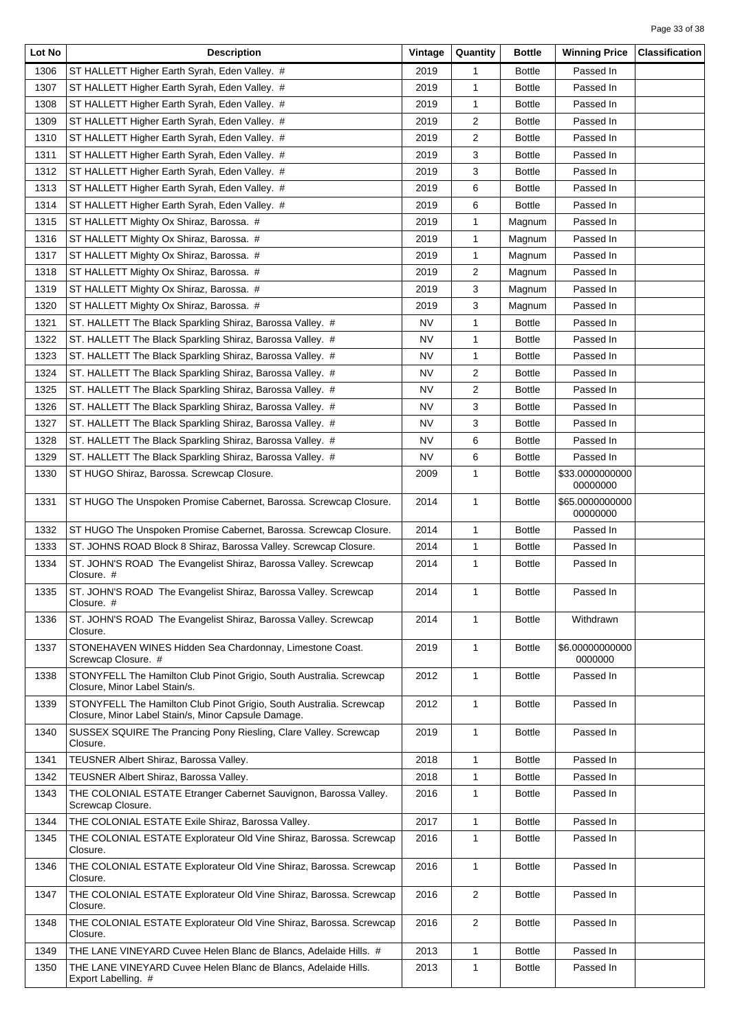| Lot No | Description | Vintage | Quantity | Bottle | Winning Price | Classification |
|---|---|---|---|---|---|---|
| 1306 | ST HALLETT Higher Earth Syrah, Eden Valley. # | 2019 | 1 | Bottle | Passed In | |
| 1307 | ST HALLETT Higher Earth Syrah, Eden Valley. # | 2019 | 1 | Bottle | Passed In | |
| 1308 | ST HALLETT Higher Earth Syrah, Eden Valley. # | 2019 | 1 | Bottle | Passed In | |
| 1309 | ST HALLETT Higher Earth Syrah, Eden Valley. # | 2019 | 2 | Bottle | Passed In | |
| 1310 | ST HALLETT Higher Earth Syrah, Eden Valley. # | 2019 | 2 | Bottle | Passed In | |
| 1311 | ST HALLETT Higher Earth Syrah, Eden Valley. # | 2019 | 3 | Bottle | Passed In | |
| 1312 | ST HALLETT Higher Earth Syrah, Eden Valley. # | 2019 | 3 | Bottle | Passed In | |
| 1313 | ST HALLETT Higher Earth Syrah, Eden Valley. # | 2019 | 6 | Bottle | Passed In | |
| 1314 | ST HALLETT Higher Earth Syrah, Eden Valley. # | 2019 | 6 | Bottle | Passed In | |
| 1315 | ST HALLETT Mighty Ox Shiraz, Barossa. # | 2019 | 1 | Magnum | Passed In | |
| 1316 | ST HALLETT Mighty Ox Shiraz, Barossa. # | 2019 | 1 | Magnum | Passed In | |
| 1317 | ST HALLETT Mighty Ox Shiraz, Barossa. # | 2019 | 1 | Magnum | Passed In | |
| 1318 | ST HALLETT Mighty Ox Shiraz, Barossa. # | 2019 | 2 | Magnum | Passed In | |
| 1319 | ST HALLETT Mighty Ox Shiraz, Barossa. # | 2019 | 3 | Magnum | Passed In | |
| 1320 | ST HALLETT Mighty Ox Shiraz, Barossa. # | 2019 | 3 | Magnum | Passed In | |
| 1321 | ST. HALLETT The Black Sparkling Shiraz, Barossa Valley. # | NV | 1 | Bottle | Passed In | |
| 1322 | ST. HALLETT The Black Sparkling Shiraz, Barossa Valley. # | NV | 1 | Bottle | Passed In | |
| 1323 | ST. HALLETT The Black Sparkling Shiraz, Barossa Valley. # | NV | 1 | Bottle | Passed In | |
| 1324 | ST. HALLETT The Black Sparkling Shiraz, Barossa Valley. # | NV | 2 | Bottle | Passed In | |
| 1325 | ST. HALLETT The Black Sparkling Shiraz, Barossa Valley. # | NV | 2 | Bottle | Passed In | |
| 1326 | ST. HALLETT The Black Sparkling Shiraz, Barossa Valley. # | NV | 3 | Bottle | Passed In | |
| 1327 | ST. HALLETT The Black Sparkling Shiraz, Barossa Valley. # | NV | 3 | Bottle | Passed In | |
| 1328 | ST. HALLETT The Black Sparkling Shiraz, Barossa Valley. # | NV | 6 | Bottle | Passed In | |
| 1329 | ST. HALLETT The Black Sparkling Shiraz, Barossa Valley. # | NV | 6 | Bottle | Passed In | |
| 1330 | ST HUGO Shiraz, Barossa. Screwcap Closure. | 2009 | 1 | Bottle | $33.000000000000000000 | |
| 1331 | ST HUGO The Unspoken Promise Cabernet, Barossa. Screwcap Closure. | 2014 | 1 | Bottle | $65.000000000000000000 | |
| 1332 | ST HUGO The Unspoken Promise Cabernet, Barossa. Screwcap Closure. | 2014 | 1 | Bottle | Passed In | |
| 1333 | ST. JOHNS ROAD Block 8 Shiraz, Barossa Valley. Screwcap Closure. | 2014 | 1 | Bottle | Passed In | |
| 1334 | ST. JOHN'S ROAD The Evangelist Shiraz, Barossa Valley. Screwcap Closure. # | 2014 | 1 | Bottle | Passed In | |
| 1335 | ST. JOHN'S ROAD The Evangelist Shiraz, Barossa Valley. Screwcap Closure. # | 2014 | 1 | Bottle | Passed In | |
| 1336 | ST. JOHN'S ROAD The Evangelist Shiraz, Barossa Valley. Screwcap Closure. | 2014 | 1 | Bottle | Withdrawn | |
| 1337 | STONEHAVEN WINES Hidden Sea Chardonnay, Limestone Coast. Screwcap Closure. # | 2019 | 1 | Bottle | $6.000000000000000000 | |
| 1338 | STONYFELL The Hamilton Club Pinot Grigio, South Australia. Screwcap Closure, Minor Label Stain/s. | 2012 | 1 | Bottle | Passed In | |
| 1339 | STONYFELL The Hamilton Club Pinot Grigio, South Australia. Screwcap Closure, Minor Label Stain/s, Minor Capsule Damage. | 2012 | 1 | Bottle | Passed In | |
| 1340 | SUSSEX SQUIRE The Prancing Pony Riesling, Clare Valley. Screwcap Closure. | 2019 | 1 | Bottle | Passed In | |
| 1341 | TEUSNER Albert Shiraz, Barossa Valley. | 2018 | 1 | Bottle | Passed In | |
| 1342 | TEUSNER Albert Shiraz, Barossa Valley. | 2018 | 1 | Bottle | Passed In | |
| 1343 | THE COLONIAL ESTATE Etranger Cabernet Sauvignon, Barossa Valley. Screwcap Closure. | 2016 | 1 | Bottle | Passed In | |
| 1344 | THE COLONIAL ESTATE Exile Shiraz, Barossa Valley. | 2017 | 1 | Bottle | Passed In | |
| 1345 | THE COLONIAL ESTATE Explorateur Old Vine Shiraz, Barossa. Screwcap Closure. | 2016 | 1 | Bottle | Passed In | |
| 1346 | THE COLONIAL ESTATE Explorateur Old Vine Shiraz, Barossa. Screwcap Closure. | 2016 | 1 | Bottle | Passed In | |
| 1347 | THE COLONIAL ESTATE Explorateur Old Vine Shiraz, Barossa. Screwcap Closure. | 2016 | 2 | Bottle | Passed In | |
| 1348 | THE COLONIAL ESTATE Explorateur Old Vine Shiraz, Barossa. Screwcap Closure. | 2016 | 2 | Bottle | Passed In | |
| 1349 | THE LANE VINEYARD Cuvee Helen Blanc de Blancs, Adelaide Hills. # | 2013 | 1 | Bottle | Passed In | |
| 1350 | THE LANE VINEYARD Cuvee Helen Blanc de Blancs, Adelaide Hills. Export Labelling. # | 2013 | 1 | Bottle | Passed In | |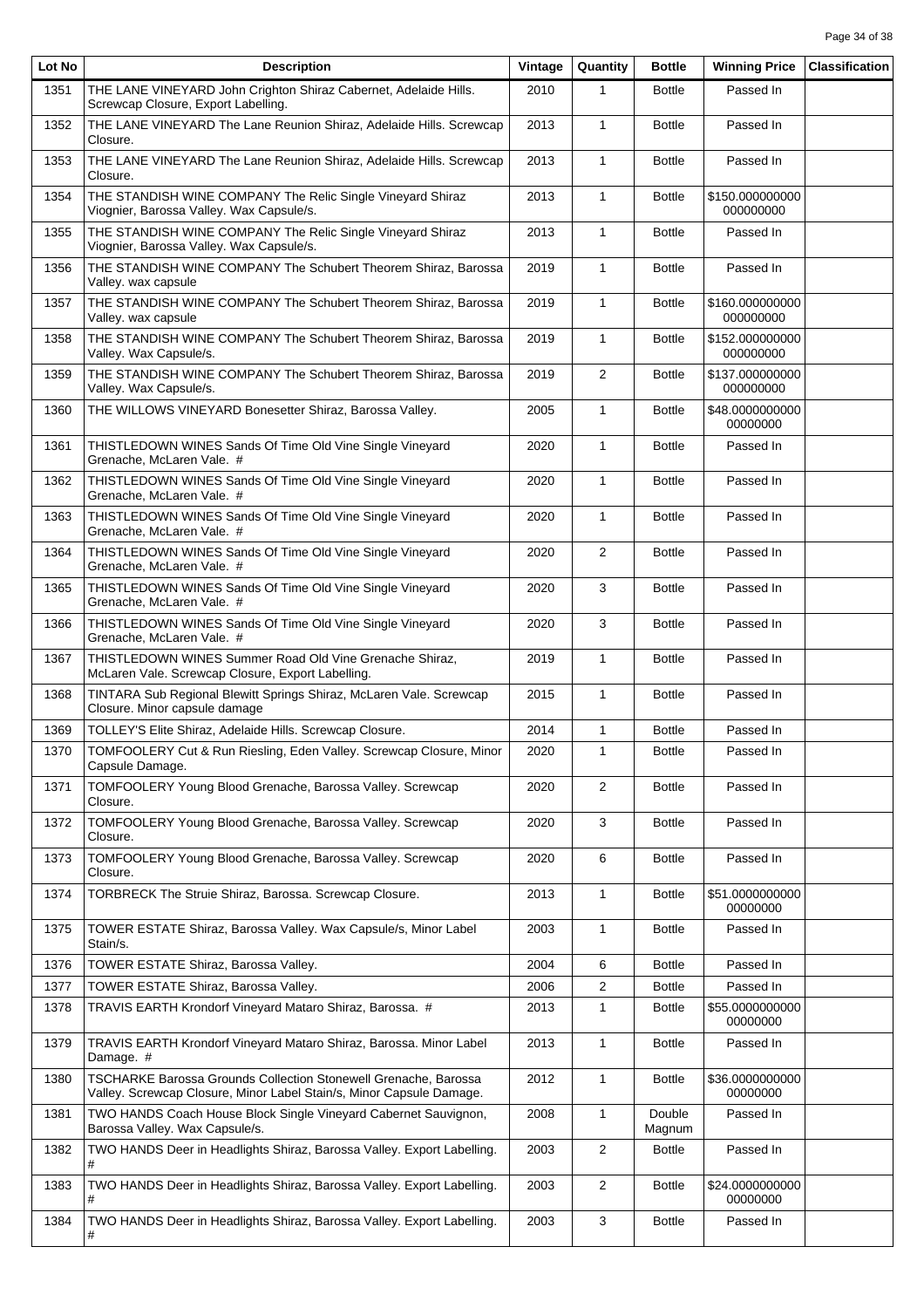| Lot No | Description | Vintage | Quantity | Bottle | Winning Price | Classification |
|---|---|---|---|---|---|---|
| 1351 | THE LANE VINEYARD John Crighton Shiraz Cabernet, Adelaide Hills. Screwcap Closure, Export Labelling. | 2010 | 1 | Bottle | Passed In | |
| 1352 | THE LANE VINEYARD The Lane Reunion Shiraz, Adelaide Hills. Screwcap Closure. | 2013 | 1 | Bottle | Passed In | |
| 1353 | THE LANE VINEYARD The Lane Reunion Shiraz, Adelaide Hills. Screwcap Closure. | 2013 | 1 | Bottle | Passed In | |
| 1354 | THE STANDISH WINE COMPANY The Relic Single Vineyard Shiraz Viognier, Barossa Valley. Wax Capsule/s. | 2013 | 1 | Bottle | $150.000000000000000000 | |
| 1355 | THE STANDISH WINE COMPANY The Relic Single Vineyard Shiraz Viognier, Barossa Valley. Wax Capsule/s. | 2013 | 1 | Bottle | Passed In | |
| 1356 | THE STANDISH WINE COMPANY The Schubert Theorem Shiraz, Barossa Valley. wax capsule | 2019 | 1 | Bottle | Passed In | |
| 1357 | THE STANDISH WINE COMPANY The Schubert Theorem Shiraz, Barossa Valley. wax capsule | 2019 | 1 | Bottle | $160.000000000000000000 | |
| 1358 | THE STANDISH WINE COMPANY The Schubert Theorem Shiraz, Barossa Valley. Wax Capsule/s. | 2019 | 1 | Bottle | $152.000000000000000000 | |
| 1359 | THE STANDISH WINE COMPANY The Schubert Theorem Shiraz, Barossa Valley. Wax Capsule/s. | 2019 | 2 | Bottle | $137.000000000000000000 | |
| 1360 | THE WILLOWS VINEYARD Bonesetter Shiraz, Barossa Valley. | 2005 | 1 | Bottle | $48.000000000000000000 | |
| 1361 | THISTLEDOWN WINES Sands Of Time Old Vine Single Vineyard Grenache, McLaren Vale. # | 2020 | 1 | Bottle | Passed In | |
| 1362 | THISTLEDOWN WINES Sands Of Time Old Vine Single Vineyard Grenache, McLaren Vale. # | 2020 | 1 | Bottle | Passed In | |
| 1363 | THISTLEDOWN WINES Sands Of Time Old Vine Single Vineyard Grenache, McLaren Vale. # | 2020 | 1 | Bottle | Passed In | |
| 1364 | THISTLEDOWN WINES Sands Of Time Old Vine Single Vineyard Grenache, McLaren Vale. # | 2020 | 2 | Bottle | Passed In | |
| 1365 | THISTLEDOWN WINES Sands Of Time Old Vine Single Vineyard Grenache, McLaren Vale. # | 2020 | 3 | Bottle | Passed In | |
| 1366 | THISTLEDOWN WINES Sands Of Time Old Vine Single Vineyard Grenache, McLaren Vale. # | 2020 | 3 | Bottle | Passed In | |
| 1367 | THISTLEDOWN WINES Summer Road Old Vine Grenache Shiraz, McLaren Vale. Screwcap Closure, Export Labelling. | 2019 | 1 | Bottle | Passed In | |
| 1368 | TINTARA Sub Regional Blewitt Springs Shiraz, McLaren Vale. Screwcap Closure. Minor capsule damage | 2015 | 1 | Bottle | Passed In | |
| 1369 | TOLLEY'S Elite Shiraz, Adelaide Hills. Screwcap Closure. | 2014 | 1 | Bottle | Passed In | |
| 1370 | TOMFOOLERY Cut & Run Riesling, Eden Valley. Screwcap Closure, Minor Capsule Damage. | 2020 | 1 | Bottle | Passed In | |
| 1371 | TOMFOOLERY Young Blood Grenache, Barossa Valley. Screwcap Closure. | 2020 | 2 | Bottle | Passed In | |
| 1372 | TOMFOOLERY Young Blood Grenache, Barossa Valley. Screwcap Closure. | 2020 | 3 | Bottle | Passed In | |
| 1373 | TOMFOOLERY Young Blood Grenache, Barossa Valley. Screwcap Closure. | 2020 | 6 | Bottle | Passed In | |
| 1374 | TORBRECK The Struie Shiraz, Barossa. Screwcap Closure. | 2013 | 1 | Bottle | $51.000000000000000000 | |
| 1375 | TOWER ESTATE Shiraz, Barossa Valley. Wax Capsule/s, Minor Label Stain/s. | 2003 | 1 | Bottle | Passed In | |
| 1376 | TOWER ESTATE Shiraz, Barossa Valley. | 2004 | 6 | Bottle | Passed In | |
| 1377 | TOWER ESTATE Shiraz, Barossa Valley. | 2006 | 2 | Bottle | Passed In | |
| 1378 | TRAVIS EARTH Krondorf Vineyard Mataro Shiraz, Barossa. # | 2013 | 1 | Bottle | $55.000000000000000000 | |
| 1379 | TRAVIS EARTH Krondorf Vineyard Mataro Shiraz, Barossa. Minor Label Damage. # | 2013 | 1 | Bottle | Passed In | |
| 1380 | TSCHARKE Barossa Grounds Collection Stonewell Grenache, Barossa Valley. Screwcap Closure, Minor Label Stain/s, Minor Capsule Damage. | 2012 | 1 | Bottle | $36.000000000000000000 | |
| 1381 | TWO HANDS Coach House Block Single Vineyard Cabernet Sauvignon, Barossa Valley. Wax Capsule/s. | 2008 | 1 | Double Magnum | Passed In | |
| 1382 | TWO HANDS Deer in Headlights Shiraz, Barossa Valley. Export Labelling. # | 2003 | 2 | Bottle | Passed In | |
| 1383 | TWO HANDS Deer in Headlights Shiraz, Barossa Valley. Export Labelling. # | 2003 | 2 | Bottle | $24.000000000000000000 | |
| 1384 | TWO HANDS Deer in Headlights Shiraz, Barossa Valley. Export Labelling. # | 2003 | 3 | Bottle | Passed In | |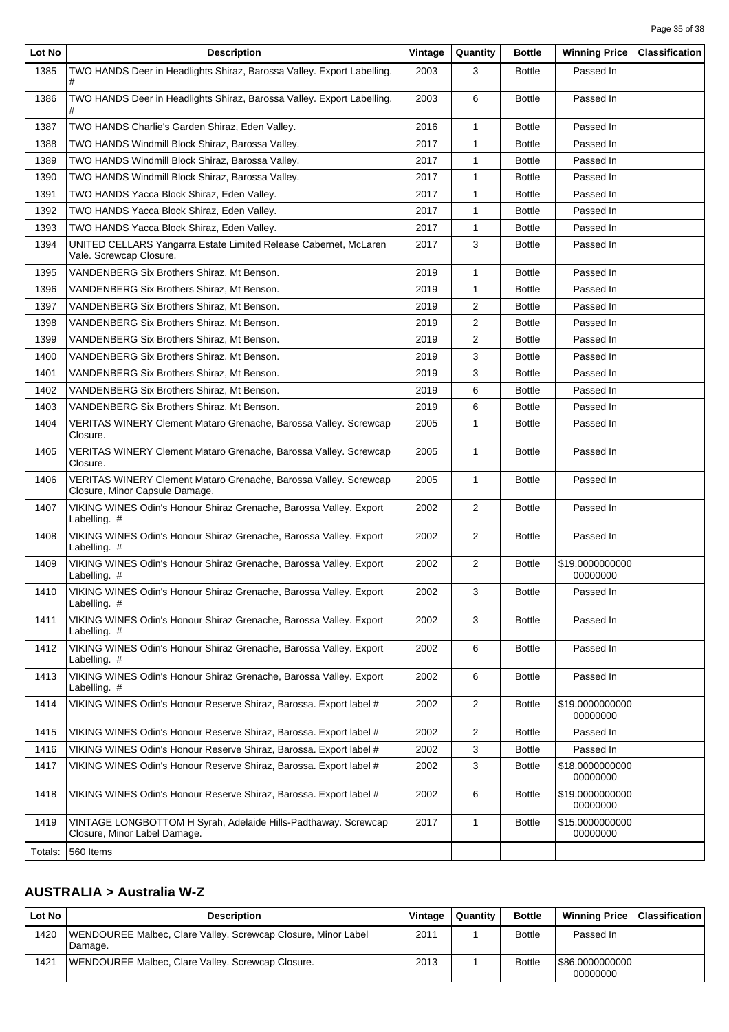| Lot No | Description | Vintage | Quantity | Bottle | Winning Price | Classification |
|---|---|---|---|---|---|---|
| 1385 | TWO HANDS Deer in Headlights Shiraz, Barossa Valley. Export Labelling. # | 2003 | 3 | Bottle | Passed In | |
| 1386 | TWO HANDS Deer in Headlights Shiraz, Barossa Valley. Export Labelling. # | 2003 | 6 | Bottle | Passed In | |
| 1387 | TWO HANDS Charlie's Garden Shiraz, Eden Valley. | 2016 | 1 | Bottle | Passed In | |
| 1388 | TWO HANDS Windmill Block Shiraz, Barossa Valley. | 2017 | 1 | Bottle | Passed In | |
| 1389 | TWO HANDS Windmill Block Shiraz, Barossa Valley. | 2017 | 1 | Bottle | Passed In | |
| 1390 | TWO HANDS Windmill Block Shiraz, Barossa Valley. | 2017 | 1 | Bottle | Passed In | |
| 1391 | TWO HANDS Yacca Block Shiraz, Eden Valley. | 2017 | 1 | Bottle | Passed In | |
| 1392 | TWO HANDS Yacca Block Shiraz, Eden Valley. | 2017 | 1 | Bottle | Passed In | |
| 1393 | TWO HANDS Yacca Block Shiraz, Eden Valley. | 2017 | 1 | Bottle | Passed In | |
| 1394 | UNITED CELLARS Yangarra Estate Limited Release Cabernet, McLaren Vale. Screwcap Closure. | 2017 | 3 | Bottle | Passed In | |
| 1395 | VANDENBERG Six Brothers Shiraz, Mt Benson. | 2019 | 1 | Bottle | Passed In | |
| 1396 | VANDENBERG Six Brothers Shiraz, Mt Benson. | 2019 | 1 | Bottle | Passed In | |
| 1397 | VANDENBERG Six Brothers Shiraz, Mt Benson. | 2019 | 2 | Bottle | Passed In | |
| 1398 | VANDENBERG Six Brothers Shiraz, Mt Benson. | 2019 | 2 | Bottle | Passed In | |
| 1399 | VANDENBERG Six Brothers Shiraz, Mt Benson. | 2019 | 2 | Bottle | Passed In | |
| 1400 | VANDENBERG Six Brothers Shiraz, Mt Benson. | 2019 | 3 | Bottle | Passed In | |
| 1401 | VANDENBERG Six Brothers Shiraz, Mt Benson. | 2019 | 3 | Bottle | Passed In | |
| 1402 | VANDENBERG Six Brothers Shiraz, Mt Benson. | 2019 | 6 | Bottle | Passed In | |
| 1403 | VANDENBERG Six Brothers Shiraz, Mt Benson. | 2019 | 6 | Bottle | Passed In | |
| 1404 | VERITAS WINERY Clement Mataro Grenache, Barossa Valley. Screwcap Closure. | 2005 | 1 | Bottle | Passed In | |
| 1405 | VERITAS WINERY Clement Mataro Grenache, Barossa Valley. Screwcap Closure. | 2005 | 1 | Bottle | Passed In | |
| 1406 | VERITAS WINERY Clement Mataro Grenache, Barossa Valley. Screwcap Closure, Minor Capsule Damage. | 2005 | 1 | Bottle | Passed In | |
| 1407 | VIKING WINES Odin's Honour Shiraz Grenache, Barossa Valley. Export Labelling. # | 2002 | 2 | Bottle | Passed In | |
| 1408 | VIKING WINES Odin's Honour Shiraz Grenache, Barossa Valley. Export Labelling. # | 2002 | 2 | Bottle | Passed In | |
| 1409 | VIKING WINES Odin's Honour Shiraz Grenache, Barossa Valley. Export Labelling. # | 2002 | 2 | Bottle | $19.000000000000000000 | |
| 1410 | VIKING WINES Odin's Honour Shiraz Grenache, Barossa Valley. Export Labelling. # | 2002 | 3 | Bottle | Passed In | |
| 1411 | VIKING WINES Odin's Honour Shiraz Grenache, Barossa Valley. Export Labelling. # | 2002 | 3 | Bottle | Passed In | |
| 1412 | VIKING WINES Odin's Honour Shiraz Grenache, Barossa Valley. Export Labelling. # | 2002 | 6 | Bottle | Passed In | |
| 1413 | VIKING WINES Odin's Honour Shiraz Grenache, Barossa Valley. Export Labelling. # | 2002 | 6 | Bottle | Passed In | |
| 1414 | VIKING WINES Odin's Honour Reserve Shiraz, Barossa. Export label # | 2002 | 2 | Bottle | $19.000000000000000000 | |
| 1415 | VIKING WINES Odin's Honour Reserve Shiraz, Barossa. Export label # | 2002 | 2 | Bottle | Passed In | |
| 1416 | VIKING WINES Odin's Honour Reserve Shiraz, Barossa. Export label # | 2002 | 3 | Bottle | Passed In | |
| 1417 | VIKING WINES Odin's Honour Reserve Shiraz, Barossa. Export label # | 2002 | 3 | Bottle | $18.000000000000000000 | |
| 1418 | VIKING WINES Odin's Honour Reserve Shiraz, Barossa. Export label # | 2002 | 6 | Bottle | $19.000000000000000000 | |
| 1419 | VINTAGE LONGBOTTOM H Syrah, Adelaide Hills-Padthaway. Screwcap Closure, Minor Label Damage. | 2017 | 1 | Bottle | $15.000000000000000000 | |
| Totals: | 560 Items | | | | | |

## AUSTRALIA > Australia W-Z

| Lot No | Description | Vintage | Quantity | Bottle | Winning Price | Classification |
|---|---|---|---|---|---|---|
| 1420 | WENDOUREE Malbec, Clare Valley. Screwcap Closure, Minor Label Damage. | 2011 | 1 | Bottle | Passed In | |
| 1421 | WENDOUREE Malbec, Clare Valley. Screwcap Closure. | 2013 | 1 | Bottle | $86.000000000000000000 | |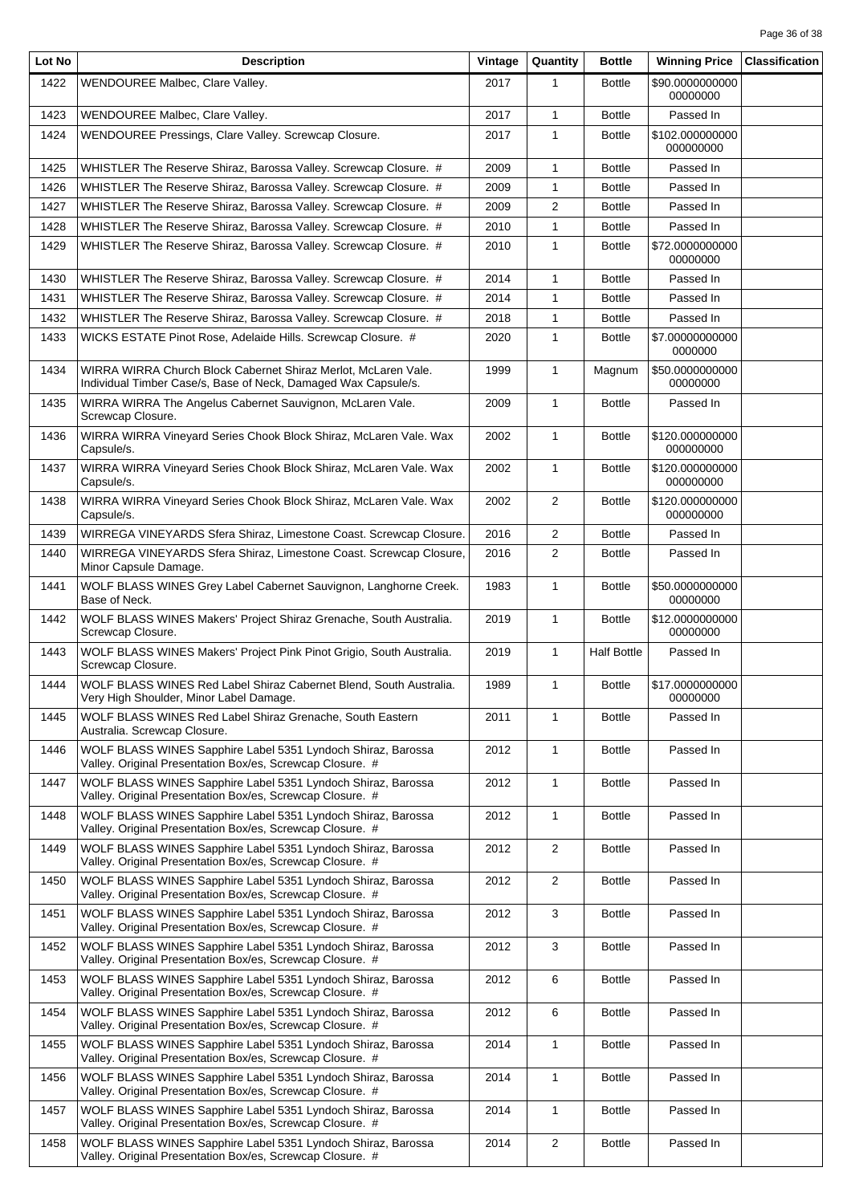| Lot No | Description | Vintage | Quantity | Bottle | Winning Price | Classification |
|---|---|---|---|---|---|---|
| 1422 | WENDOUREE Malbec, Clare Valley. | 2017 | 1 | Bottle | $90.0000000000 00000000 | |
| 1423 | WENDOUREE Malbec, Clare Valley. | 2017 | 1 | Bottle | Passed In | |
| 1424 | WENDOUREE Pressings, Clare Valley. Screwcap Closure. | 2017 | 1 | Bottle | $102.000000000 000000000 | |
| 1425 | WHISTLER The Reserve Shiraz, Barossa Valley. Screwcap Closure. # | 2009 | 1 | Bottle | Passed In | |
| 1426 | WHISTLER The Reserve Shiraz, Barossa Valley. Screwcap Closure. # | 2009 | 1 | Bottle | Passed In | |
| 1427 | WHISTLER The Reserve Shiraz, Barossa Valley. Screwcap Closure. # | 2009 | 2 | Bottle | Passed In | |
| 1428 | WHISTLER The Reserve Shiraz, Barossa Valley. Screwcap Closure. # | 2010 | 1 | Bottle | Passed In | |
| 1429 | WHISTLER The Reserve Shiraz, Barossa Valley. Screwcap Closure. # | 2010 | 1 | Bottle | $72.0000000000 00000000 | |
| 1430 | WHISTLER The Reserve Shiraz, Barossa Valley. Screwcap Closure. # | 2014 | 1 | Bottle | Passed In | |
| 1431 | WHISTLER The Reserve Shiraz, Barossa Valley. Screwcap Closure. # | 2014 | 1 | Bottle | Passed In | |
| 1432 | WHISTLER The Reserve Shiraz, Barossa Valley. Screwcap Closure. # | 2018 | 1 | Bottle | Passed In | |
| 1433 | WICKS ESTATE Pinot Rose, Adelaide Hills. Screwcap Closure. # | 2020 | 1 | Bottle | $7.00000000000 0000000 | |
| 1434 | WIRRA WIRRA Church Block Cabernet Shiraz Merlot, McLaren Vale. Individual Timber Case/s, Base of Neck, Damaged Wax Capsule/s. | 1999 | 1 | Magnum | $50.0000000000 00000000 | |
| 1435 | WIRRA WIRRA The Angelus Cabernet Sauvignon, McLaren Vale. Screwcap Closure. | 2009 | 1 | Bottle | Passed In | |
| 1436 | WIRRA WIRRA Vineyard Series Chook Block Shiraz, McLaren Vale. Wax Capsule/s. | 2002 | 1 | Bottle | $120.000000000 000000000 | |
| 1437 | WIRRA WIRRA Vineyard Series Chook Block Shiraz, McLaren Vale. Wax Capsule/s. | 2002 | 1 | Bottle | $120.000000000 000000000 | |
| 1438 | WIRRA WIRRA Vineyard Series Chook Block Shiraz, McLaren Vale. Wax Capsule/s. | 2002 | 2 | Bottle | $120.000000000 000000000 | |
| 1439 | WIRREGA VINEYARDS Sfera Shiraz, Limestone Coast. Screwcap Closure. | 2016 | 2 | Bottle | Passed In | |
| 1440 | WIRREGA VINEYARDS Sfera Shiraz, Limestone Coast. Screwcap Closure, Minor Capsule Damage. | 2016 | 2 | Bottle | Passed In | |
| 1441 | WOLF BLASS WINES Grey Label Cabernet Sauvignon, Langhorne Creek. Base of Neck. | 1983 | 1 | Bottle | $50.0000000000 00000000 | |
| 1442 | WOLF BLASS WINES Makers' Project Shiraz Grenache, South Australia. Screwcap Closure. | 2019 | 1 | Bottle | $12.0000000000 00000000 | |
| 1443 | WOLF BLASS WINES Makers' Project Pink Pinot Grigio, South Australia. Screwcap Closure. | 2019 | 1 | Half Bottle | Passed In | |
| 1444 | WOLF BLASS WINES Red Label Shiraz Cabernet Blend, South Australia. Very High Shoulder, Minor Label Damage. | 1989 | 1 | Bottle | $17.0000000000 00000000 | |
| 1445 | WOLF BLASS WINES Red Label Shiraz Grenache, South Eastern Australia. Screwcap Closure. | 2011 | 1 | Bottle | Passed In | |
| 1446 | WOLF BLASS WINES Sapphire Label 5351 Lyndoch Shiraz, Barossa Valley. Original Presentation Box/es, Screwcap Closure. # | 2012 | 1 | Bottle | Passed In | |
| 1447 | WOLF BLASS WINES Sapphire Label 5351 Lyndoch Shiraz, Barossa Valley. Original Presentation Box/es, Screwcap Closure. # | 2012 | 1 | Bottle | Passed In | |
| 1448 | WOLF BLASS WINES Sapphire Label 5351 Lyndoch Shiraz, Barossa Valley. Original Presentation Box/es, Screwcap Closure. # | 2012 | 1 | Bottle | Passed In | |
| 1449 | WOLF BLASS WINES Sapphire Label 5351 Lyndoch Shiraz, Barossa Valley. Original Presentation Box/es, Screwcap Closure. # | 2012 | 2 | Bottle | Passed In | |
| 1450 | WOLF BLASS WINES Sapphire Label 5351 Lyndoch Shiraz, Barossa Valley. Original Presentation Box/es, Screwcap Closure. # | 2012 | 2 | Bottle | Passed In | |
| 1451 | WOLF BLASS WINES Sapphire Label 5351 Lyndoch Shiraz, Barossa Valley. Original Presentation Box/es, Screwcap Closure. # | 2012 | 3 | Bottle | Passed In | |
| 1452 | WOLF BLASS WINES Sapphire Label 5351 Lyndoch Shiraz, Barossa Valley. Original Presentation Box/es, Screwcap Closure. # | 2012 | 3 | Bottle | Passed In | |
| 1453 | WOLF BLASS WINES Sapphire Label 5351 Lyndoch Shiraz, Barossa Valley. Original Presentation Box/es, Screwcap Closure. # | 2012 | 6 | Bottle | Passed In | |
| 1454 | WOLF BLASS WINES Sapphire Label 5351 Lyndoch Shiraz, Barossa Valley. Original Presentation Box/es, Screwcap Closure. # | 2012 | 6 | Bottle | Passed In | |
| 1455 | WOLF BLASS WINES Sapphire Label 5351 Lyndoch Shiraz, Barossa Valley. Original Presentation Box/es, Screwcap Closure. # | 2014 | 1 | Bottle | Passed In | |
| 1456 | WOLF BLASS WINES Sapphire Label 5351 Lyndoch Shiraz, Barossa Valley. Original Presentation Box/es, Screwcap Closure. # | 2014 | 1 | Bottle | Passed In | |
| 1457 | WOLF BLASS WINES Sapphire Label 5351 Lyndoch Shiraz, Barossa Valley. Original Presentation Box/es, Screwcap Closure. # | 2014 | 1 | Bottle | Passed In | |
| 1458 | WOLF BLASS WINES Sapphire Label 5351 Lyndoch Shiraz, Barossa Valley. Original Presentation Box/es, Screwcap Closure. # | 2014 | 2 | Bottle | Passed In | |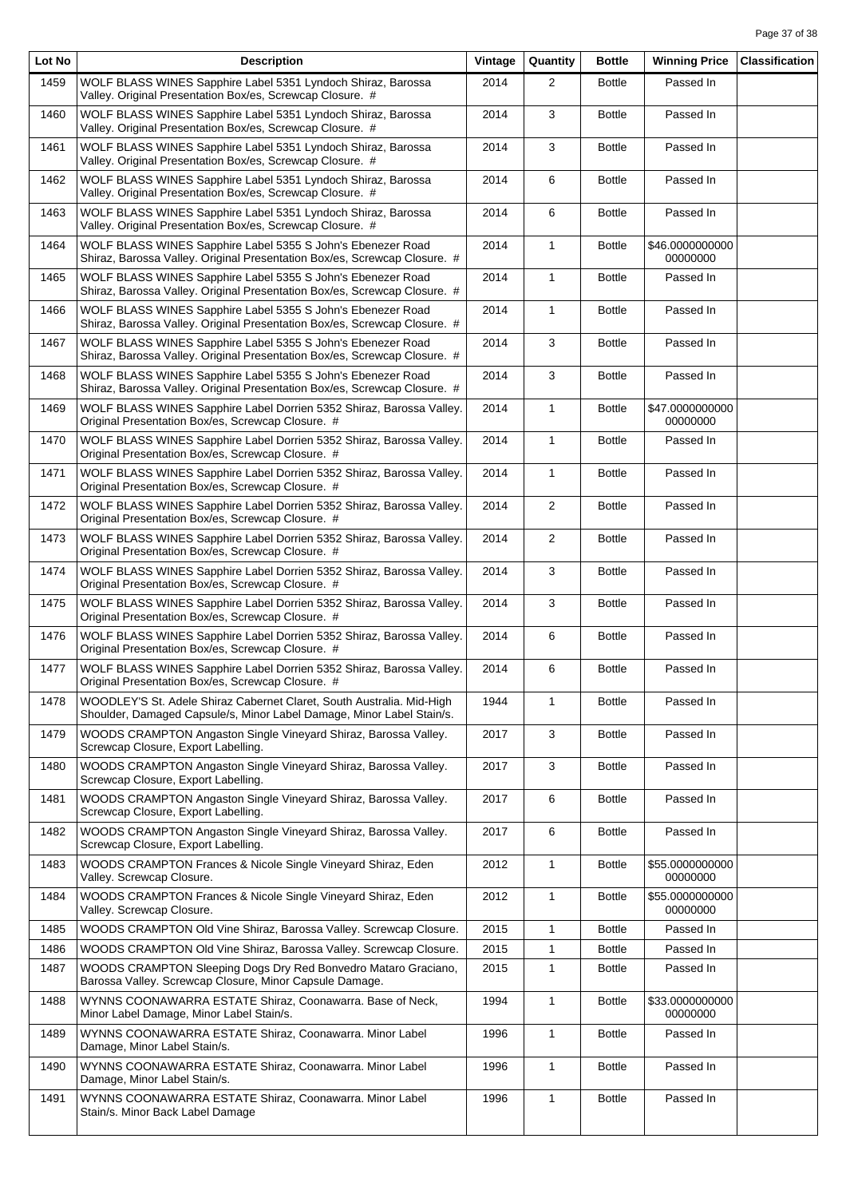| Lot No | Description | Vintage | Quantity | Bottle | Winning Price | Classification |
|---|---|---|---|---|---|---|
| 1459 | WOLF BLASS WINES Sapphire Label 5351 Lyndoch Shiraz, Barossa Valley. Original Presentation Box/es, Screwcap Closure. # | 2014 | 2 | Bottle | Passed In | |
| 1460 | WOLF BLASS WINES Sapphire Label 5351 Lyndoch Shiraz, Barossa Valley. Original Presentation Box/es, Screwcap Closure. # | 2014 | 3 | Bottle | Passed In | |
| 1461 | WOLF BLASS WINES Sapphire Label 5351 Lyndoch Shiraz, Barossa Valley. Original Presentation Box/es, Screwcap Closure. # | 2014 | 3 | Bottle | Passed In | |
| 1462 | WOLF BLASS WINES Sapphire Label 5351 Lyndoch Shiraz, Barossa Valley. Original Presentation Box/es, Screwcap Closure. # | 2014 | 6 | Bottle | Passed In | |
| 1463 | WOLF BLASS WINES Sapphire Label 5351 Lyndoch Shiraz, Barossa Valley. Original Presentation Box/es, Screwcap Closure. # | 2014 | 6 | Bottle | Passed In | |
| 1464 | WOLF BLASS WINES Sapphire Label 5355 S John's Ebenezer Road Shiraz, Barossa Valley. Original Presentation Box/es, Screwcap Closure. # | 2014 | 1 | Bottle | $46.0000000000 00000000 | |
| 1465 | WOLF BLASS WINES Sapphire Label 5355 S John's Ebenezer Road Shiraz, Barossa Valley. Original Presentation Box/es, Screwcap Closure. # | 2014 | 1 | Bottle | Passed In | |
| 1466 | WOLF BLASS WINES Sapphire Label 5355 S John's Ebenezer Road Shiraz, Barossa Valley. Original Presentation Box/es, Screwcap Closure. # | 2014 | 1 | Bottle | Passed In | |
| 1467 | WOLF BLASS WINES Sapphire Label 5355 S John's Ebenezer Road Shiraz, Barossa Valley. Original Presentation Box/es, Screwcap Closure. # | 2014 | 3 | Bottle | Passed In | |
| 1468 | WOLF BLASS WINES Sapphire Label 5355 S John's Ebenezer Road Shiraz, Barossa Valley. Original Presentation Box/es, Screwcap Closure. # | 2014 | 3 | Bottle | Passed In | |
| 1469 | WOLF BLASS WINES Sapphire Label Dorrien 5352 Shiraz, Barossa Valley. Original Presentation Box/es, Screwcap Closure. # | 2014 | 1 | Bottle | $47.0000000000 00000000 | |
| 1470 | WOLF BLASS WINES Sapphire Label Dorrien 5352 Shiraz, Barossa Valley. Original Presentation Box/es, Screwcap Closure. # | 2014 | 1 | Bottle | Passed In | |
| 1471 | WOLF BLASS WINES Sapphire Label Dorrien 5352 Shiraz, Barossa Valley. Original Presentation Box/es, Screwcap Closure. # | 2014 | 1 | Bottle | Passed In | |
| 1472 | WOLF BLASS WINES Sapphire Label Dorrien 5352 Shiraz, Barossa Valley. Original Presentation Box/es, Screwcap Closure. # | 2014 | 2 | Bottle | Passed In | |
| 1473 | WOLF BLASS WINES Sapphire Label Dorrien 5352 Shiraz, Barossa Valley. Original Presentation Box/es, Screwcap Closure. # | 2014 | 2 | Bottle | Passed In | |
| 1474 | WOLF BLASS WINES Sapphire Label Dorrien 5352 Shiraz, Barossa Valley. Original Presentation Box/es, Screwcap Closure. # | 2014 | 3 | Bottle | Passed In | |
| 1475 | WOLF BLASS WINES Sapphire Label Dorrien 5352 Shiraz, Barossa Valley. Original Presentation Box/es, Screwcap Closure. # | 2014 | 3 | Bottle | Passed In | |
| 1476 | WOLF BLASS WINES Sapphire Label Dorrien 5352 Shiraz, Barossa Valley. Original Presentation Box/es, Screwcap Closure. # | 2014 | 6 | Bottle | Passed In | |
| 1477 | WOLF BLASS WINES Sapphire Label Dorrien 5352 Shiraz, Barossa Valley. Original Presentation Box/es, Screwcap Closure. # | 2014 | 6 | Bottle | Passed In | |
| 1478 | WOODLEY'S St. Adele Shiraz Cabernet Claret, South Australia. Mid-High Shoulder, Damaged Capsule/s, Minor Label Damage, Minor Label Stain/s. | 1944 | 1 | Bottle | Passed In | |
| 1479 | WOODS CRAMPTON Angaston Single Vineyard Shiraz, Barossa Valley. Screwcap Closure, Export Labelling. | 2017 | 3 | Bottle | Passed In | |
| 1480 | WOODS CRAMPTON Angaston Single Vineyard Shiraz, Barossa Valley. Screwcap Closure, Export Labelling. | 2017 | 3 | Bottle | Passed In | |
| 1481 | WOODS CRAMPTON Angaston Single Vineyard Shiraz, Barossa Valley. Screwcap Closure, Export Labelling. | 2017 | 6 | Bottle | Passed In | |
| 1482 | WOODS CRAMPTON Angaston Single Vineyard Shiraz, Barossa Valley. Screwcap Closure, Export Labelling. | 2017 | 6 | Bottle | Passed In | |
| 1483 | WOODS CRAMPTON Frances & Nicole Single Vineyard Shiraz, Eden Valley. Screwcap Closure. | 2012 | 1 | Bottle | $55.0000000000 00000000 | |
| 1484 | WOODS CRAMPTON Frances & Nicole Single Vineyard Shiraz, Eden Valley. Screwcap Closure. | 2012 | 1 | Bottle | $55.0000000000 00000000 | |
| 1485 | WOODS CRAMPTON Old Vine Shiraz, Barossa Valley. Screwcap Closure. | 2015 | 1 | Bottle | Passed In | |
| 1486 | WOODS CRAMPTON Old Vine Shiraz, Barossa Valley. Screwcap Closure. | 2015 | 1 | Bottle | Passed In | |
| 1487 | WOODS CRAMPTON Sleeping Dogs Dry Red Bonvedro Mataro Graciano, Barossa Valley. Screwcap Closure, Minor Capsule Damage. | 2015 | 1 | Bottle | Passed In | |
| 1488 | WYNNS COONAWARRA ESTATE Shiraz, Coonawarra. Base of Neck, Minor Label Damage, Minor Label Stain/s. | 1994 | 1 | Bottle | $33.0000000000 00000000 | |
| 1489 | WYNNS COONAWARRA ESTATE Shiraz, Coonawarra. Minor Label Damage, Minor Label Stain/s. | 1996 | 1 | Bottle | Passed In | |
| 1490 | WYNNS COONAWARRA ESTATE Shiraz, Coonawarra. Minor Label Damage, Minor Label Stain/s. | 1996 | 1 | Bottle | Passed In | |
| 1491 | WYNNS COONAWARRA ESTATE Shiraz, Coonawarra. Minor Label Stain/s. Minor Back Label Damage | 1996 | 1 | Bottle | Passed In | |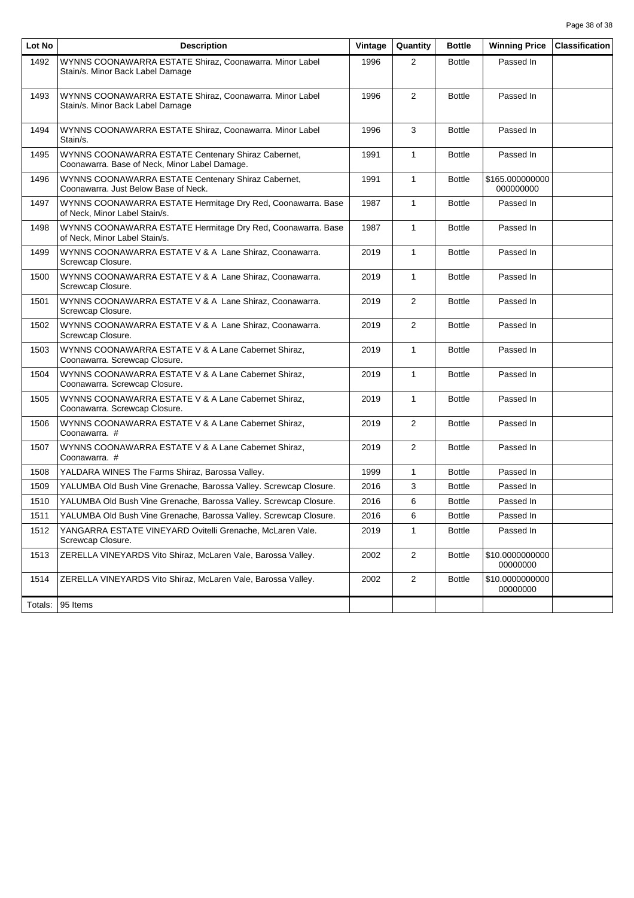| Lot No | Description | Vintage | Quantity | Bottle | Winning Price | Classification |
|---|---|---|---|---|---|---|
| 1492 | WYNNS COONAWARRA ESTATE Shiraz, Coonawarra. Minor Label Stain/s. Minor Back Label Damage | 1996 | 2 | Bottle | Passed In | |
| 1493 | WYNNS COONAWARRA ESTATE Shiraz, Coonawarra. Minor Label Stain/s. Minor Back Label Damage | 1996 | 2 | Bottle | Passed In | |
| 1494 | WYNNS COONAWARRA ESTATE Shiraz, Coonawarra. Minor Label Stain/s. | 1996 | 3 | Bottle | Passed In | |
| 1495 | WYNNS COONAWARRA ESTATE Centenary Shiraz Cabernet, Coonawarra. Base of Neck, Minor Label Damage. | 1991 | 1 | Bottle | Passed In | |
| 1496 | WYNNS COONAWARRA ESTATE Centenary Shiraz Cabernet, Coonawarra. Just Below Base of Neck. | 1991 | 1 | Bottle | $165.000000000000000000 | |
| 1497 | WYNNS COONAWARRA ESTATE Hermitage Dry Red, Coonawarra. Base of Neck, Minor Label Stain/s. | 1987 | 1 | Bottle | Passed In | |
| 1498 | WYNNS COONAWARRA ESTATE Hermitage Dry Red, Coonawarra. Base of Neck, Minor Label Stain/s. | 1987 | 1 | Bottle | Passed In | |
| 1499 | WYNNS COONAWARRA ESTATE V & A Lane Shiraz, Coonawarra. Screwcap Closure. | 2019 | 1 | Bottle | Passed In | |
| 1500 | WYNNS COONAWARRA ESTATE V & A Lane Shiraz, Coonawarra. Screwcap Closure. | 2019 | 1 | Bottle | Passed In | |
| 1501 | WYNNS COONAWARRA ESTATE V & A Lane Shiraz, Coonawarra. Screwcap Closure. | 2019 | 2 | Bottle | Passed In | |
| 1502 | WYNNS COONAWARRA ESTATE V & A Lane Shiraz, Coonawarra. Screwcap Closure. | 2019 | 2 | Bottle | Passed In | |
| 1503 | WYNNS COONAWARRA ESTATE V & A Lane Cabernet Shiraz, Coonawarra. Screwcap Closure. | 2019 | 1 | Bottle | Passed In | |
| 1504 | WYNNS COONAWARRA ESTATE V & A Lane Cabernet Shiraz, Coonawarra. Screwcap Closure. | 2019 | 1 | Bottle | Passed In | |
| 1505 | WYNNS COONAWARRA ESTATE V & A Lane Cabernet Shiraz, Coonawarra. Screwcap Closure. | 2019 | 1 | Bottle | Passed In | |
| 1506 | WYNNS COONAWARRA ESTATE V & A Lane Cabernet Shiraz, Coonawarra. # | 2019 | 2 | Bottle | Passed In | |
| 1507 | WYNNS COONAWARRA ESTATE V & A Lane Cabernet Shiraz, Coonawarra. # | 2019 | 2 | Bottle | Passed In | |
| 1508 | YALDARA WINES The Farms Shiraz, Barossa Valley. | 1999 | 1 | Bottle | Passed In | |
| 1509 | YALUMBA Old Bush Vine Grenache, Barossa Valley. Screwcap Closure. | 2016 | 3 | Bottle | Passed In | |
| 1510 | YALUMBA Old Bush Vine Grenache, Barossa Valley. Screwcap Closure. | 2016 | 6 | Bottle | Passed In | |
| 1511 | YALUMBA Old Bush Vine Grenache, Barossa Valley. Screwcap Closure. | 2016 | 6 | Bottle | Passed In | |
| 1512 | YANGARRA ESTATE VINEYARD Ovitelli Grenache, McLaren Vale. Screwcap Closure. | 2019 | 1 | Bottle | Passed In | |
| 1513 | ZERELLA VINEYARDS Vito Shiraz, McLaren Vale, Barossa Valley. | 2002 | 2 | Bottle | $10.000000000000000000 | |
| 1514 | ZERELLA VINEYARDS Vito Shiraz, McLaren Vale, Barossa Valley. | 2002 | 2 | Bottle | $10.000000000000000000 | |
| Totals: | 95 Items | | | | | |